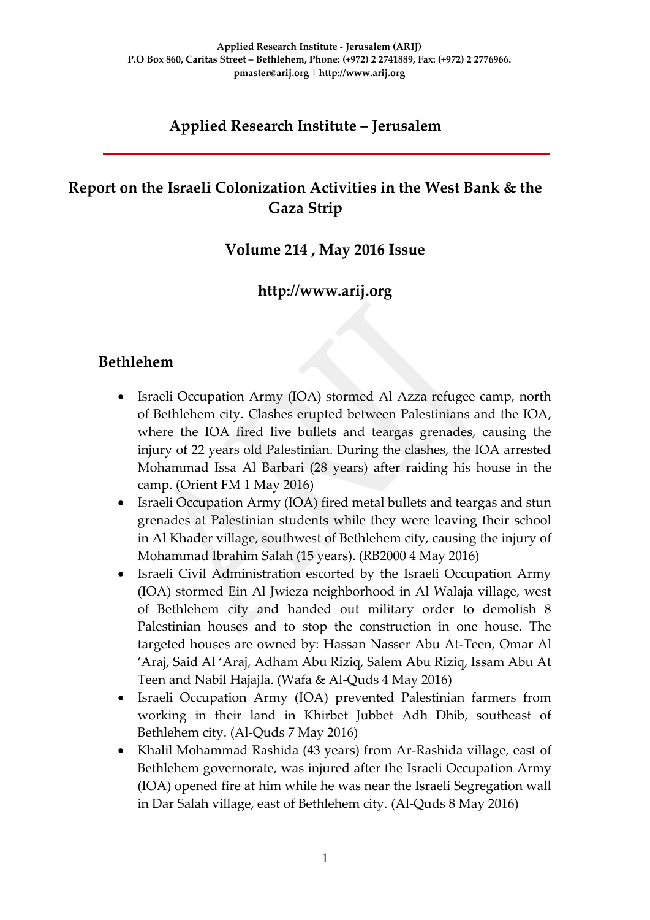Applied Research Institute - Jerusalem (ARIJ)
P.O Box 860, Caritas Street – Bethlehem, Phone: (+972) 2 2741889, Fax: (+972) 2 2776966.
pmaster@arij.org | http://www.arij.org

# Applied Research Institute – Jerusalem

## Report on the Israeli Colonization Activities in the West Bank & the Gaza Strip

### Volume 214 , May 2016 Issue

### http://www.arij.org

## Bethlehem

- Israeli Occupation Army (IOA) stormed Al Azza refugee camp, north of Bethlehem city. Clashes erupted between Palestinians and the IOA, where the IOA fired live bullets and teargas grenades, causing the injury of 22 years old Palestinian. During the clashes, the IOA arrested Mohammad Issa Al Barbari (28 years) after raiding his house in the camp. (Orient FM 1 May 2016)
- Israeli Occupation Army (IOA) fired metal bullets and teargas and stun grenades at Palestinian students while they were leaving their school in Al Khader village, southwest of Bethlehem city, causing the injury of Mohammad Ibrahim Salah (15 years). (RB2000 4 May 2016)
- Israeli Civil Administration escorted by the Israeli Occupation Army (IOA) stormed Ein Al Jwieza neighborhood in Al Walaja village, west of Bethlehem city and handed out military order to demolish 8 Palestinian houses and to stop the construction in one house. The targeted houses are owned by: Hassan Nasser Abu At-Teen, Omar Al 'Araj, Said Al 'Araj, Adham Abu Riziq, Salem Abu Riziq, Issam Abu At Teen and Nabil Hajajla. (Wafa & Al-Quds 4 May 2016)
- Israeli Occupation Army (IOA) prevented Palestinian farmers from working in their land in Khirbet Jubbet Adh Dhib, southeast of Bethlehem city. (Al-Quds 7 May 2016)
- Khalil Mohammad Rashida (43 years) from Ar-Rashida village, east of Bethlehem governorate, was injured after the Israeli Occupation Army (IOA) opened fire at him while he was near the Israeli Segregation wall in Dar Salah village, east of Bethlehem city. (Al-Quds 8 May 2016)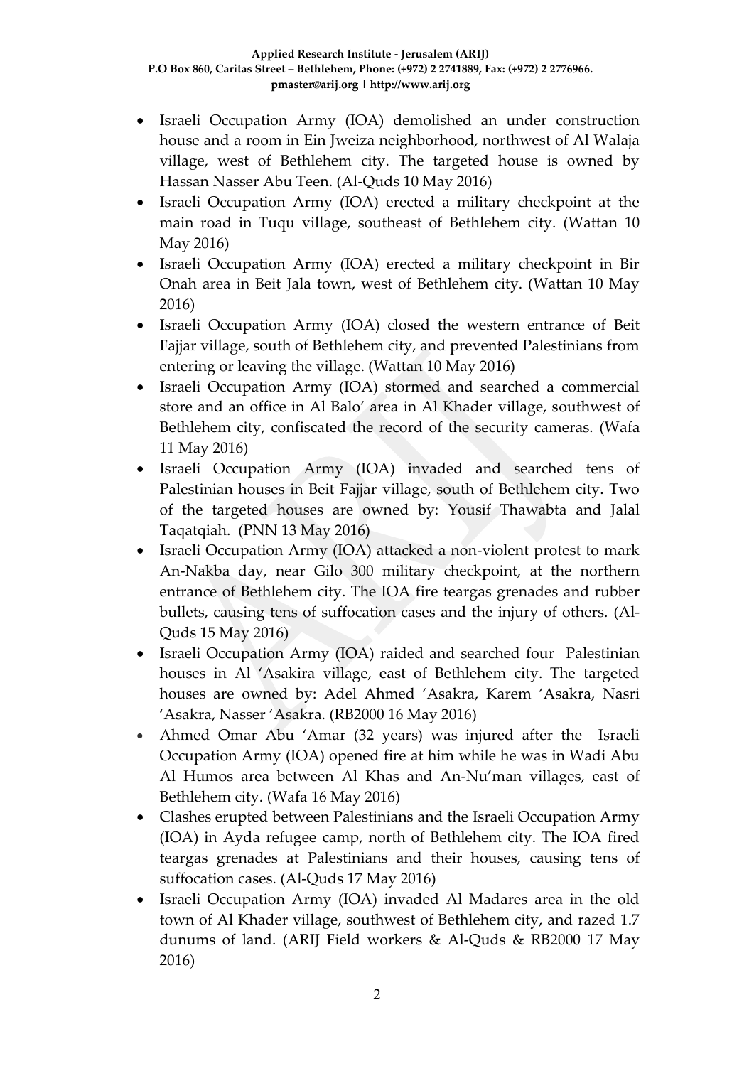- Israeli Occupation Army (IOA) demolished an under construction house and a room in Ein Jweiza neighborhood, northwest of Al Walaja village, west of Bethlehem city. The targeted house is owned by Hassan Nasser Abu Teen. (Al-Quds 10 May 2016)
- Israeli Occupation Army (IOA) erected a military checkpoint at the main road in Tuqu village, southeast of Bethlehem city. (Wattan 10 May 2016)
- Israeli Occupation Army (IOA) erected a military checkpoint in Bir Onah area in Beit Jala town, west of Bethlehem city. (Wattan 10 May 2016)
- Israeli Occupation Army (IOA) closed the western entrance of Beit Fajjar village, south of Bethlehem city, and prevented Palestinians from entering or leaving the village. (Wattan 10 May 2016)
- Israeli Occupation Army (IOA) stormed and searched a commercial store and an office in Al Balo' area in Al Khader village, southwest of Bethlehem city, confiscated the record of the security cameras. (Wafa 11 May 2016)
- Israeli Occupation Army (IOA) invaded and searched tens of Palestinian houses in Beit Fajjar village, south of Bethlehem city. Two of the targeted houses are owned by: Yousif Thawabta and Jalal Taqatqiah. (PNN 13 May 2016)
- Israeli Occupation Army (IOA) attacked a non-violent protest to mark An-Nakba day, near Gilo 300 military checkpoint, at the northern entrance of Bethlehem city. The IOA fire teargas grenades and rubber bullets, causing tens of suffocation cases and the injury of others. (Al-Quds 15 May 2016)
- Israeli Occupation Army (IOA) raided and searched four Palestinian houses in Al 'Asakira village, east of Bethlehem city. The targeted houses are owned by: Adel Ahmed 'Asakra, Karem 'Asakra, Nasri 'Asakra, Nasser 'Asakra. (RB2000 16 May 2016)
- Ahmed Omar Abu 'Amar (32 years) was injured after the Israeli Occupation Army (IOA) opened fire at him while he was in Wadi Abu Al Humos area between Al Khas and An-Nu'man villages, east of Bethlehem city. (Wafa 16 May 2016)
- Clashes erupted between Palestinians and the Israeli Occupation Army (IOA) in Ayda refugee camp, north of Bethlehem city. The IOA fired teargas grenades at Palestinians and their houses, causing tens of suffocation cases. (Al-Quds 17 May 2016)
- Israeli Occupation Army (IOA) invaded Al Madares area in the old town of Al Khader village, southwest of Bethlehem city, and razed 1.7 dunums of land. (ARIJ Field workers & Al-Quds & RB2000 17 May 2016)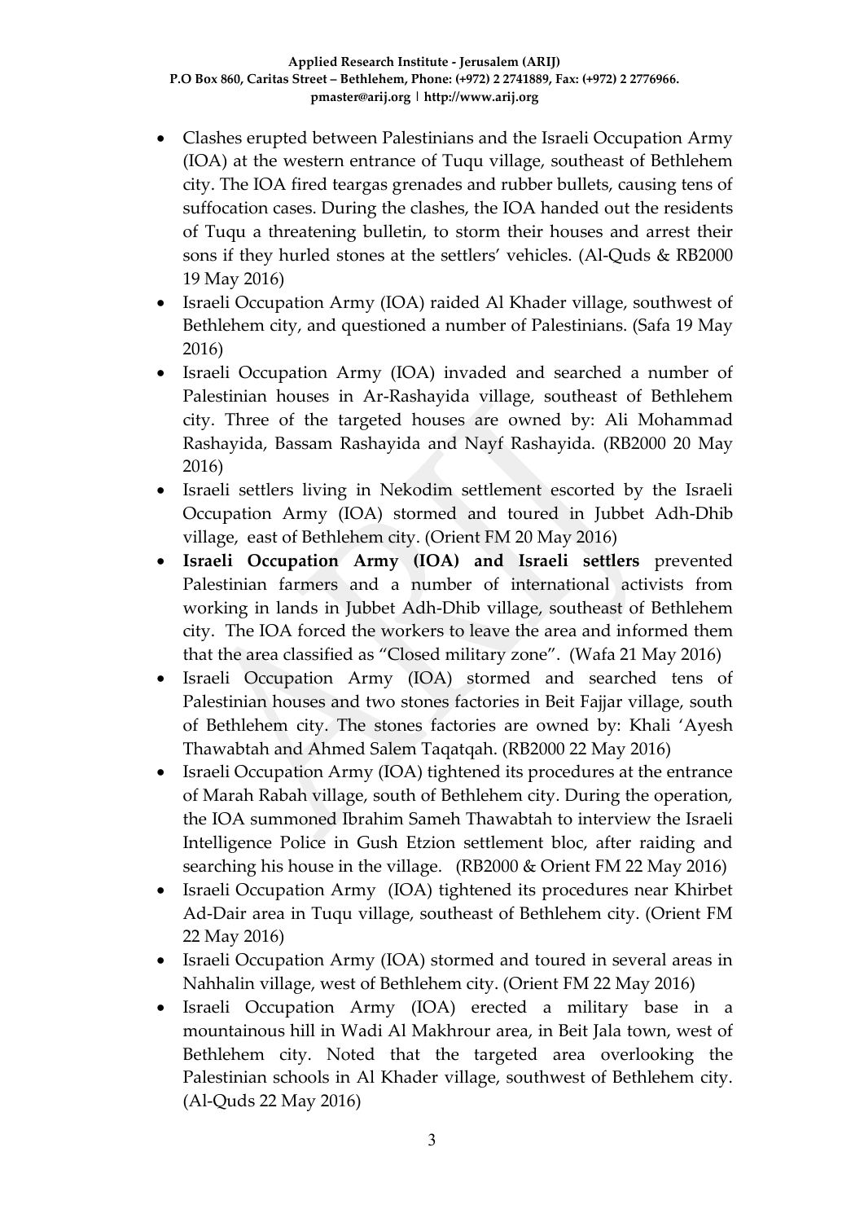- Clashes erupted between Palestinians and the Israeli Occupation Army (IOA) at the western entrance of Tuqu village, southeast of Bethlehem city. The IOA fired teargas grenades and rubber bullets, causing tens of suffocation cases. During the clashes, the IOA handed out the residents of Tuqu a threatening bulletin, to storm their houses and arrest their sons if they hurled stones at the settlers' vehicles. (Al-Quds & RB2000 19 May 2016)
- Israeli Occupation Army (IOA) raided Al Khader village, southwest of Bethlehem city, and questioned a number of Palestinians. (Safa 19 May 2016)
- Israeli Occupation Army (IOA) invaded and searched a number of Palestinian houses in Ar-Rashayida village, southeast of Bethlehem city. Three of the targeted houses are owned by: Ali Mohammad Rashayida, Bassam Rashayida and Nayf Rashayida. (RB2000 20 May 2016)
- Israeli settlers living in Nekodim settlement escorted by the Israeli Occupation Army (IOA) stormed and toured in Jubbet Adh-Dhib village, east of Bethlehem city. (Orient FM 20 May 2016)
- **Israeli Occupation Army (IOA) and Israeli settlers** prevented Palestinian farmers and a number of international activists from working in lands in Jubbet Adh-Dhib village, southeast of Bethlehem city. The IOA forced the workers to leave the area and informed them that the area classified as "Closed military zone". (Wafa 21 May 2016)
- Israeli Occupation Army (IOA) stormed and searched tens of Palestinian houses and two stones factories in Beit Fajjar village, south of Bethlehem city. The stones factories are owned by: Khali 'Ayesh Thawabtah and Ahmed Salem Taqatqah. (RB2000 22 May 2016)
- Israeli Occupation Army (IOA) tightened its procedures at the entrance of Marah Rabah village, south of Bethlehem city. During the operation, the IOA summoned Ibrahim Sameh Thawabtah to interview the Israeli Intelligence Police in Gush Etzion settlement bloc, after raiding and searching his house in the village. (RB2000 & Orient FM 22 May 2016)
- Israeli Occupation Army (IOA) tightened its procedures near Khirbet Ad-Dair area in Tuqu village, southeast of Bethlehem city. (Orient FM 22 May 2016)
- Israeli Occupation Army (IOA) stormed and toured in several areas in Nahhalin village, west of Bethlehem city. (Orient FM 22 May 2016)
- Israeli Occupation Army (IOA) erected a military base in a mountainous hill in Wadi Al Makhrour area, in Beit Jala town, west of Bethlehem city. Noted that the targeted area overlooking the Palestinian schools in Al Khader village, southwest of Bethlehem city. (Al-Quds 22 May 2016)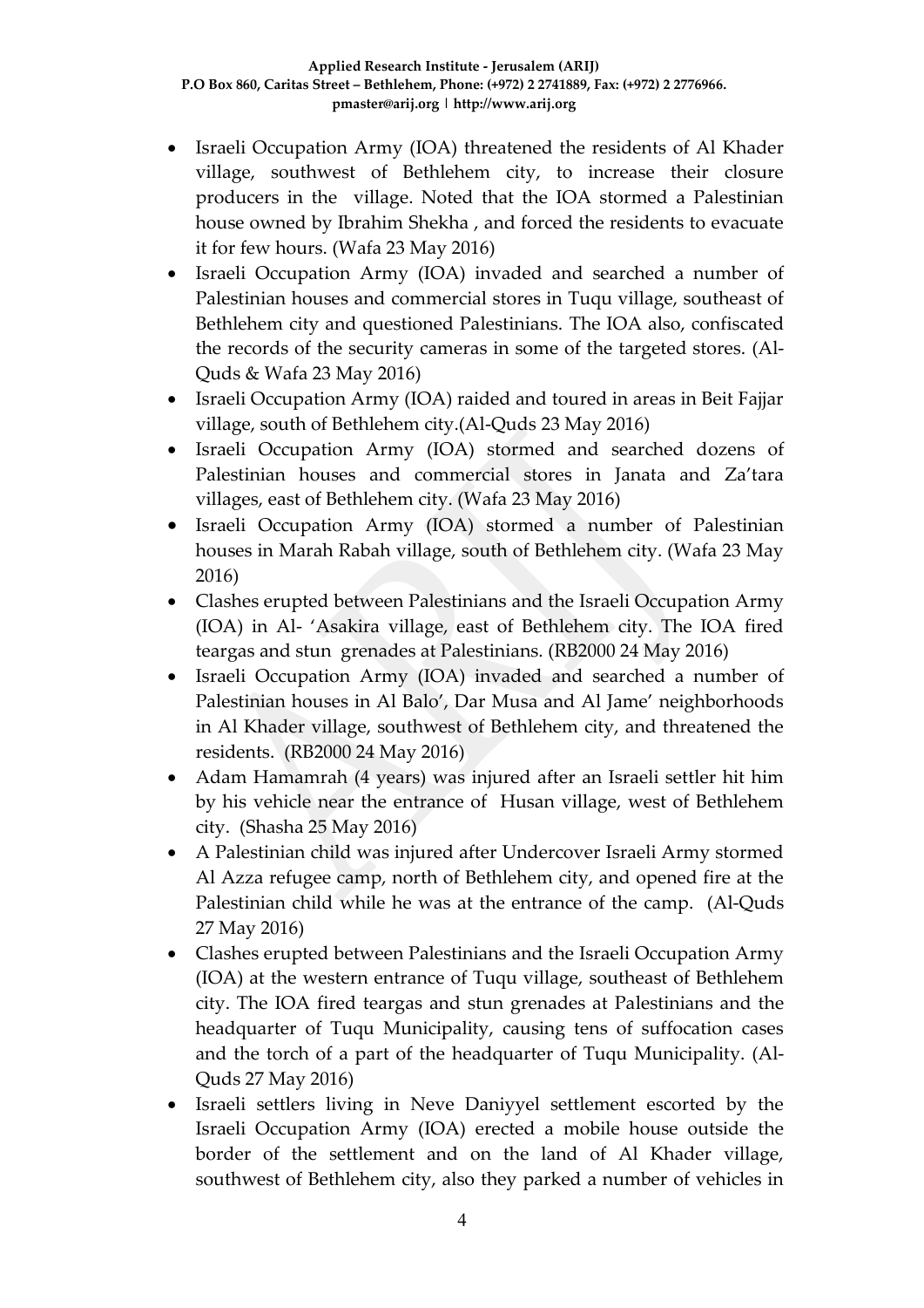- Israeli Occupation Army (IOA) threatened the residents of Al Khader village, southwest of Bethlehem city, to increase their closure producers in the village. Noted that the IOA stormed a Palestinian house owned by Ibrahim Shekha , and forced the residents to evacuate it for few hours. (Wafa 23 May 2016)
- Israeli Occupation Army (IOA) invaded and searched a number of Palestinian houses and commercial stores in Tuqu village, southeast of Bethlehem city and questioned Palestinians. The IOA also, confiscated the records of the security cameras in some of the targeted stores. (Al-Quds & Wafa 23 May 2016)
- Israeli Occupation Army (IOA) raided and toured in areas in Beit Fajjar village, south of Bethlehem city.(Al-Quds 23 May 2016)
- Israeli Occupation Army (IOA) stormed and searched dozens of Palestinian houses and commercial stores in Janata and Za'tara villages, east of Bethlehem city. (Wafa 23 May 2016)
- Israeli Occupation Army (IOA) stormed a number of Palestinian houses in Marah Rabah village, south of Bethlehem city. (Wafa 23 May 2016)
- Clashes erupted between Palestinians and the Israeli Occupation Army (IOA) in Al- 'Asakira village, east of Bethlehem city. The IOA fired teargas and stun grenades at Palestinians. (RB2000 24 May 2016)
- Israeli Occupation Army (IOA) invaded and searched a number of Palestinian houses in Al Balo', Dar Musa and Al Jame' neighborhoods in Al Khader village, southwest of Bethlehem city, and threatened the residents. (RB2000 24 May 2016)
- Adam Hamamrah (4 years) was injured after an Israeli settler hit him by his vehicle near the entrance of Husan village, west of Bethlehem city. (Shasha 25 May 2016)
- A Palestinian child was injured after Undercover Israeli Army stormed Al Azza refugee camp, north of Bethlehem city, and opened fire at the Palestinian child while he was at the entrance of the camp. (Al-Quds 27 May 2016)
- Clashes erupted between Palestinians and the Israeli Occupation Army (IOA) at the western entrance of Tuqu village, southeast of Bethlehem city. The IOA fired teargas and stun grenades at Palestinians and the headquarter of Tuqu Municipality, causing tens of suffocation cases and the torch of a part of the headquarter of Tuqu Municipality. (Al-Quds 27 May 2016)
- Israeli settlers living in Neve Daniyyel settlement escorted by the Israeli Occupation Army (IOA) erected a mobile house outside the border of the settlement and on the land of Al Khader village, southwest of Bethlehem city, also they parked a number of vehicles in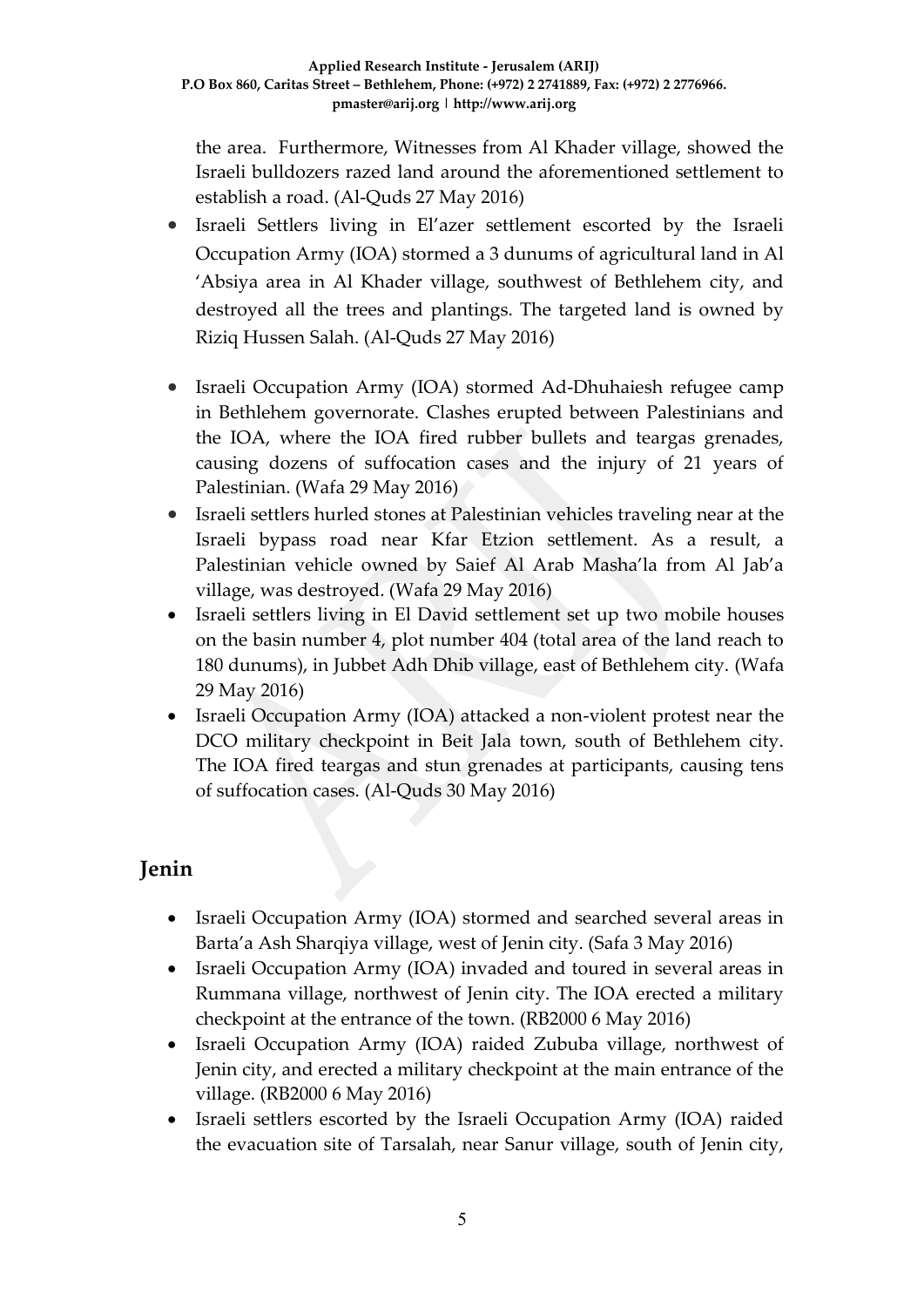the area. Furthermore, Witnesses from Al Khader village, showed the Israeli bulldozers razed land around the aforementioned settlement to establish a road. (Al-Quds 27 May 2016)

- Israeli Settlers living in El'azer settlement escorted by the Israeli Occupation Army (IOA) stormed a 3 dunums of agricultural land in Al 'Absiya area in Al Khader village, southwest of Bethlehem city, and destroyed all the trees and plantings. The targeted land is owned by Riziq Hussen Salah. (Al-Quds 27 May 2016)

- Israeli Occupation Army (IOA) stormed Ad-Dhuhaiesh refugee camp in Bethlehem governorate. Clashes erupted between Palestinians and the IOA, where the IOA fired rubber bullets and teargas grenades, causing dozens of suffocation cases and the injury of 21 years of Palestinian. (Wafa 29 May 2016)
- Israeli settlers hurled stones at Palestinian vehicles traveling near at the Israeli bypass road near Kfar Etzion settlement. As a result, a Palestinian vehicle owned by Saief Al Arab Masha'la from Al Jab'a village, was destroyed. (Wafa 29 May 2016)
- Israeli settlers living in El David settlement set up two mobile houses on the basin number 4, plot number 404 (total area of the land reach to 180 dunums), in Jubbet Adh Dhib village, east of Bethlehem city. (Wafa 29 May 2016)
- Israeli Occupation Army (IOA) attacked a non-violent protest near the DCO military checkpoint in Beit Jala town, south of Bethlehem city. The IOA fired teargas and stun grenades at participants, causing tens of suffocation cases. (Al-Quds 30 May 2016)

## Jenin

- Israeli Occupation Army (IOA) stormed and searched several areas in Barta'a Ash Sharqiya village, west of Jenin city. (Safa 3 May 2016)
- Israeli Occupation Army (IOA) invaded and toured in several areas in Rummana village, northwest of Jenin city. The IOA erected a military checkpoint at the entrance of the town. (RB2000 6 May 2016)
- Israeli Occupation Army (IOA) raided Zububa village, northwest of Jenin city, and erected a military checkpoint at the main entrance of the village. (RB2000 6 May 2016)
- Israeli settlers escorted by the Israeli Occupation Army (IOA) raided the evacuation site of Tarsalah, near Sanur village, south of Jenin city,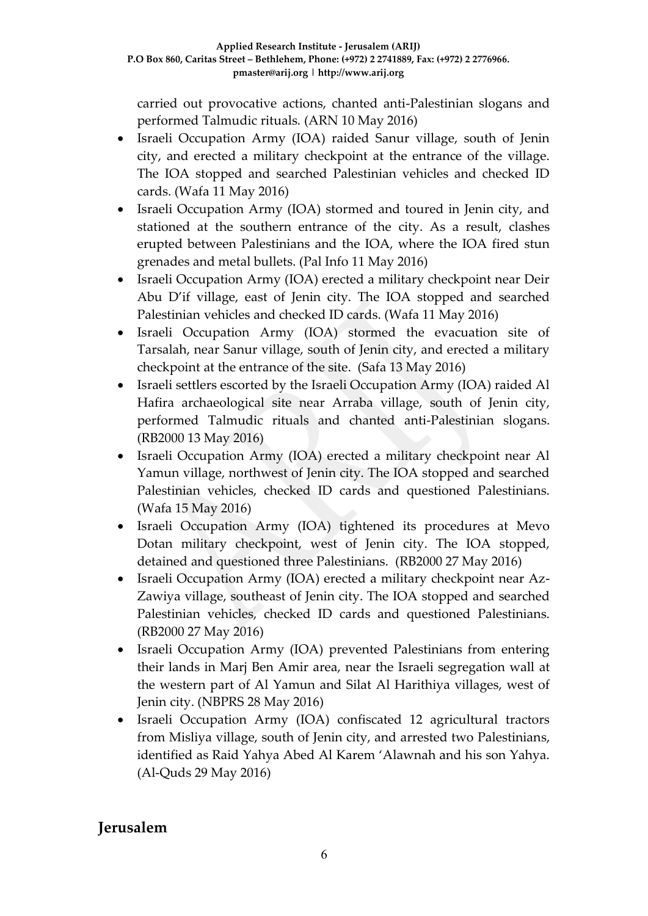carried out provocative actions, chanted anti-Palestinian slogans and performed Talmudic rituals. (ARN 10 May 2016)

- Israeli Occupation Army (IOA) raided Sanur village, south of Jenin city, and erected a military checkpoint at the entrance of the village. The IOA stopped and searched Palestinian vehicles and checked ID cards. (Wafa 11 May 2016)
- Israeli Occupation Army (IOA) stormed and toured in Jenin city, and stationed at the southern entrance of the city. As a result, clashes erupted between Palestinians and the IOA, where the IOA fired stun grenades and metal bullets. (Pal Info 11 May 2016)
- Israeli Occupation Army (IOA) erected a military checkpoint near Deir Abu D'if village, east of Jenin city. The IOA stopped and searched Palestinian vehicles and checked ID cards. (Wafa 11 May 2016)
- Israeli Occupation Army (IOA) stormed the evacuation site of Tarsalah, near Sanur village, south of Jenin city, and erected a military checkpoint at the entrance of the site. (Safa 13 May 2016)
- Israeli settlers escorted by the Israeli Occupation Army (IOA) raided Al Hafira archaeological site near Arraba village, south of Jenin city, performed Talmudic rituals and chanted anti-Palestinian slogans. (RB2000 13 May 2016)
- Israeli Occupation Army (IOA) erected a military checkpoint near Al Yamun village, northwest of Jenin city. The IOA stopped and searched Palestinian vehicles, checked ID cards and questioned Palestinians. (Wafa 15 May 2016)
- Israeli Occupation Army (IOA) tightened its procedures at Mevo Dotan military checkpoint, west of Jenin city. The IOA stopped, detained and questioned three Palestinians. (RB2000 27 May 2016)
- Israeli Occupation Army (IOA) erected a military checkpoint near Az-Zawiya village, southeast of Jenin city. The IOA stopped and searched Palestinian vehicles, checked ID cards and questioned Palestinians. (RB2000 27 May 2016)
- Israeli Occupation Army (IOA) prevented Palestinians from entering their lands in Marj Ben Amir area, near the Israeli segregation wall at the western part of Al Yamun and Silat Al Harithiya villages, west of Jenin city. (NBPRS 28 May 2016)
- Israeli Occupation Army (IOA) confiscated 12 agricultural tractors from Misliya village, south of Jenin city, and arrested two Palestinians, identified as Raid Yahya Abed Al Karem 'Alawnah and his son Yahya. (Al-Quds 29 May 2016)

## Jerusalem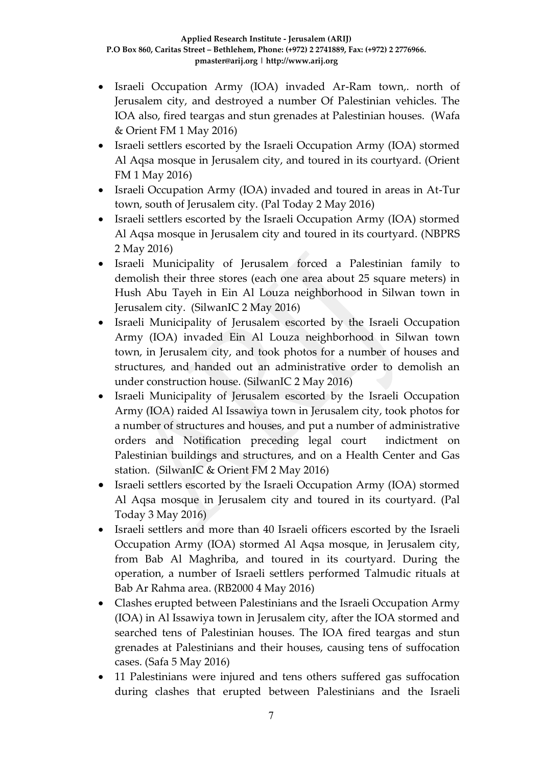- Israeli Occupation Army (IOA) invaded Ar-Ram town,. north of Jerusalem city, and destroyed a number Of Palestinian vehicles. The IOA also, fired teargas and stun grenades at Palestinian houses. (Wafa & Orient FM 1 May 2016)
- Israeli settlers escorted by the Israeli Occupation Army (IOA) stormed Al Aqsa mosque in Jerusalem city, and toured in its courtyard. (Orient FM 1 May 2016)
- Israeli Occupation Army (IOA) invaded and toured in areas in At-Tur town, south of Jerusalem city. (Pal Today 2 May 2016)
- Israeli settlers escorted by the Israeli Occupation Army (IOA) stormed Al Aqsa mosque in Jerusalem city and toured in its courtyard. (NBPRS 2 May 2016)
- Israeli Municipality of Jerusalem forced a Palestinian family to demolish their three stores (each one area about 25 square meters) in Hush Abu Tayeh in Ein Al Louza neighborhood in Silwan town in Jerusalem city. (SilwanIC 2 May 2016)
- Israeli Municipality of Jerusalem escorted by the Israeli Occupation Army (IOA) invaded Ein Al Louza neighborhood in Silwan town town, in Jerusalem city, and took photos for a number of houses and structures, and handed out an administrative order to demolish an under construction house. (SilwanIC 2 May 2016)
- Israeli Municipality of Jerusalem escorted by the Israeli Occupation Army (IOA) raided Al Issawiya town in Jerusalem city, took photos for a number of structures and houses, and put a number of administrative orders and Notification preceding legal court indictment on Palestinian buildings and structures, and on a Health Center and Gas station. (SilwanIC & Orient FM 2 May 2016)
- Israeli settlers escorted by the Israeli Occupation Army (IOA) stormed Al Aqsa mosque in Jerusalem city and toured in its courtyard. (Pal Today 3 May 2016)
- Israeli settlers and more than 40 Israeli officers escorted by the Israeli Occupation Army (IOA) stormed Al Aqsa mosque, in Jerusalem city, from Bab Al Maghriba, and toured in its courtyard. During the operation, a number of Israeli settlers performed Talmudic rituals at Bab Ar Rahma area. (RB2000 4 May 2016)
- Clashes erupted between Palestinians and the Israeli Occupation Army (IOA) in Al Issawiya town in Jerusalem city, after the IOA stormed and searched tens of Palestinian houses. The IOA fired teargas and stun grenades at Palestinians and their houses, causing tens of suffocation cases. (Safa 5 May 2016)
- 11 Palestinians were injured and tens others suffered gas suffocation during clashes that erupted between Palestinians and the Israeli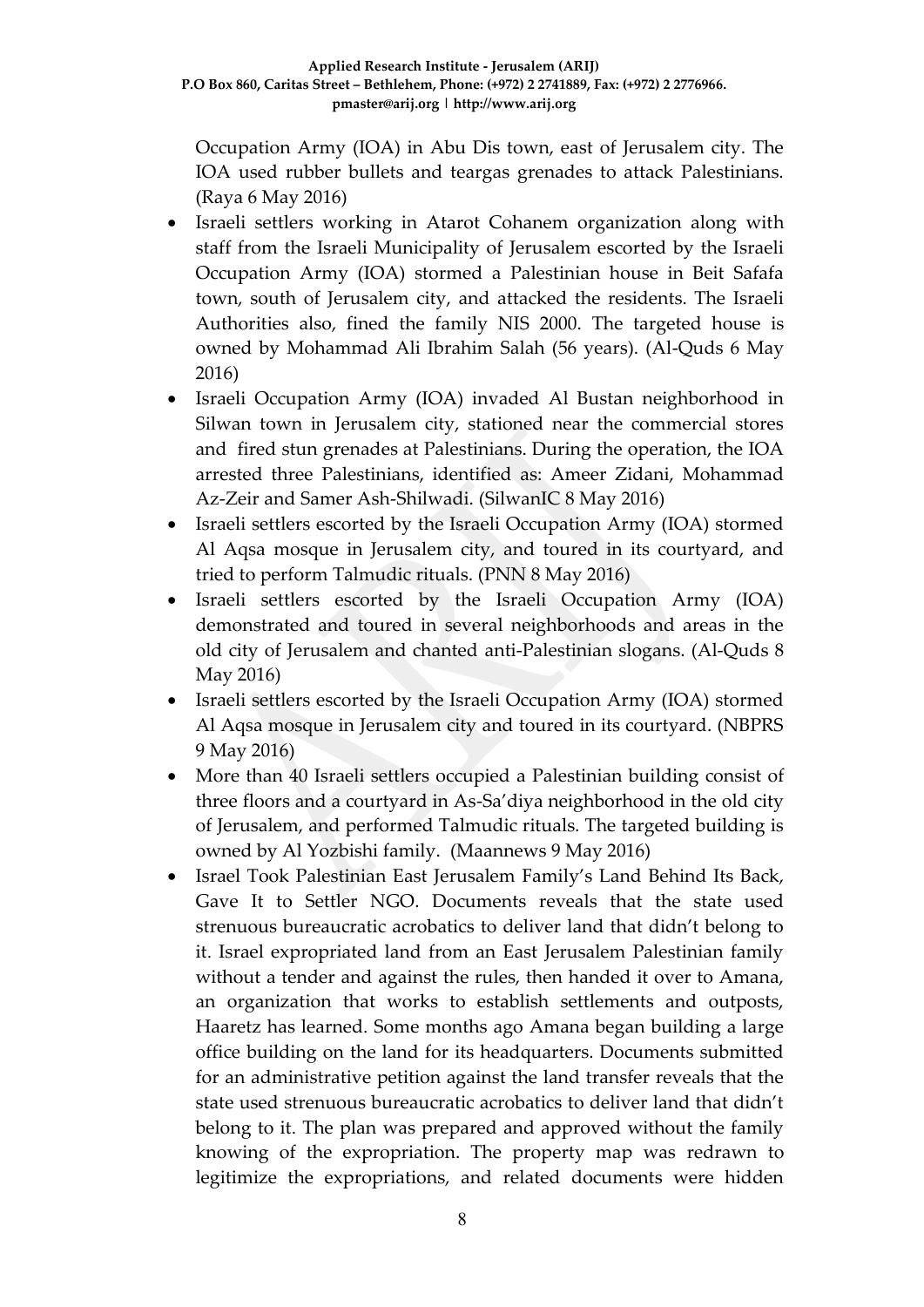Occupation Army (IOA) in Abu Dis town, east of Jerusalem city. The IOA used rubber bullets and teargas grenades to attack Palestinians. (Raya 6 May 2016)

- Israeli settlers working in Atarot Cohanem organization along with staff from the Israeli Municipality of Jerusalem escorted by the Israeli Occupation Army (IOA) stormed a Palestinian house in Beit Safafa town, south of Jerusalem city, and attacked the residents. The Israeli Authorities also, fined the family NIS 2000. The targeted house is owned by Mohammad Ali Ibrahim Salah (56 years). (Al-Quds 6 May 2016)
- Israeli Occupation Army (IOA) invaded Al Bustan neighborhood in Silwan town in Jerusalem city, stationed near the commercial stores and fired stun grenades at Palestinians. During the operation, the IOA arrested three Palestinians, identified as: Ameer Zidani, Mohammad Az-Zeir and Samer Ash-Shilwadi. (SilwanIC 8 May 2016)
- Israeli settlers escorted by the Israeli Occupation Army (IOA) stormed Al Aqsa mosque in Jerusalem city, and toured in its courtyard, and tried to perform Talmudic rituals. (PNN 8 May 2016)
- Israeli settlers escorted by the Israeli Occupation Army (IOA) demonstrated and toured in several neighborhoods and areas in the old city of Jerusalem and chanted anti-Palestinian slogans. (Al-Quds 8 May 2016)
- Israeli settlers escorted by the Israeli Occupation Army (IOA) stormed Al Aqsa mosque in Jerusalem city and toured in its courtyard. (NBPRS 9 May 2016)
- More than 40 Israeli settlers occupied a Palestinian building consist of three floors and a courtyard in As-Sa'diya neighborhood in the old city of Jerusalem, and performed Talmudic rituals. The targeted building is owned by Al Yozbishi family. (Maannews 9 May 2016)
- Israel Took Palestinian East Jerusalem Family's Land Behind Its Back, Gave It to Settler NGO. Documents reveals that the state used strenuous bureaucratic acrobatics to deliver land that didn't belong to it. Israel expropriated land from an East Jerusalem Palestinian family without a tender and against the rules, then handed it over to Amana, an organization that works to establish settlements and outposts, Haaretz has learned. Some months ago Amana began building a large office building on the land for its headquarters. Documents submitted for an administrative petition against the land transfer reveals that the state used strenuous bureaucratic acrobatics to deliver land that didn't belong to it. The plan was prepared and approved without the family knowing of the expropriation. The property map was redrawn to legitimize the expropriations, and related documents were hidden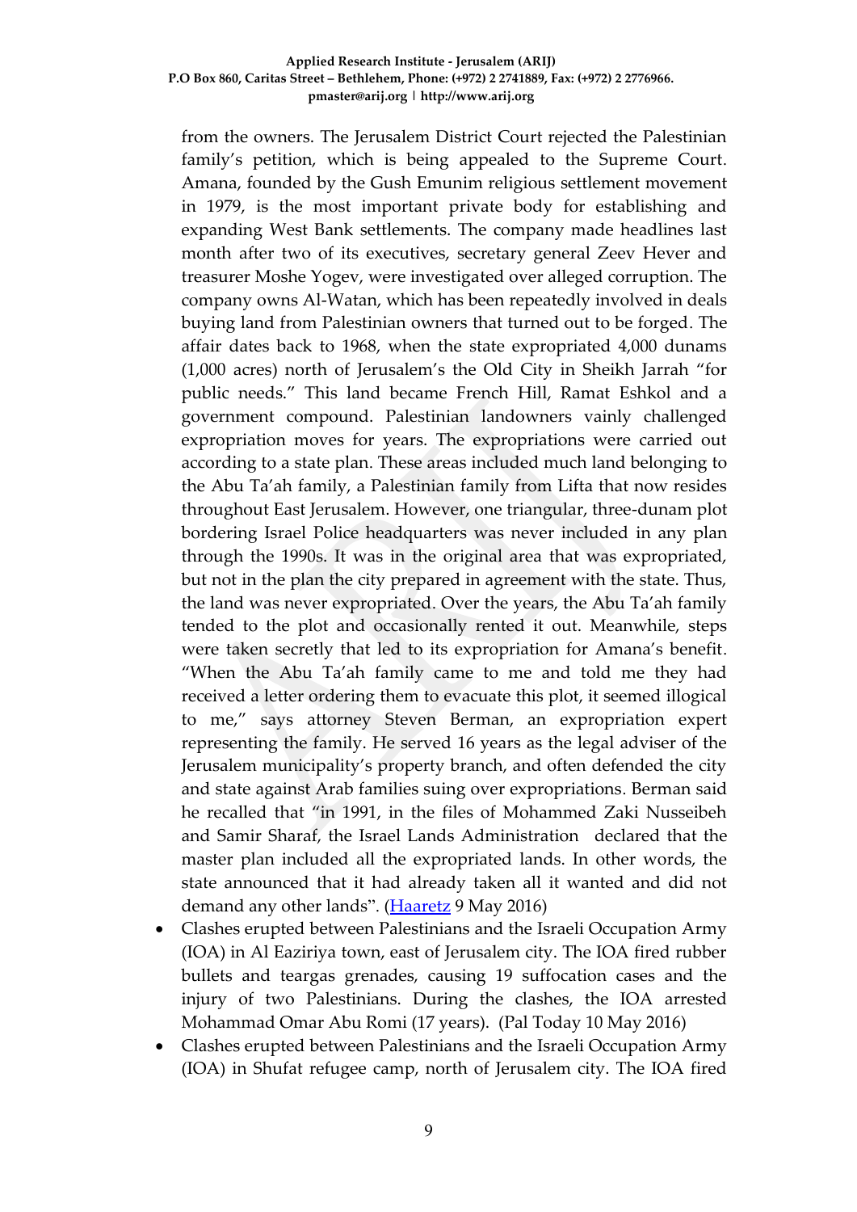from the owners. The Jerusalem District Court rejected the Palestinian family's petition, which is being appealed to the Supreme Court. Amana, founded by the Gush Emunim religious settlement movement in 1979, is the most important private body for establishing and expanding West Bank settlements. The company made headlines last month after two of its executives, secretary general Zeev Hever and treasurer Moshe Yogev, were investigated over alleged corruption. The company owns Al-Watan, which has been repeatedly involved in deals buying land from Palestinian owners that turned out to be forged. The affair dates back to 1968, when the state expropriated 4,000 dunams (1,000 acres) north of Jerusalem's the Old City in Sheikh Jarrah "for public needs." This land became French Hill, Ramat Eshkol and a government compound. Palestinian landowners vainly challenged expropriation moves for years. The expropriations were carried out according to a state plan. These areas included much land belonging to the Abu Ta'ah family, a Palestinian family from Lifta that now resides throughout East Jerusalem. However, one triangular, three-dunam plot bordering Israel Police headquarters was never included in any plan through the 1990s. It was in the original area that was expropriated, but not in the plan the city prepared in agreement with the state. Thus, the land was never expropriated. Over the years, the Abu Ta'ah family tended to the plot and occasionally rented it out. Meanwhile, steps were taken secretly that led to its expropriation for Amana's benefit. "When the Abu Ta'ah family came to me and told me they had received a letter ordering them to evacuate this plot, it seemed illogical to me," says attorney Steven Berman, an expropriation expert representing the family. He served 16 years as the legal adviser of the Jerusalem municipality's property branch, and often defended the city and state against Arab families suing over expropriations. Berman said he recalled that "in 1991, in the files of Mohammed Zaki Nusseibeh and Samir Sharaf, the Israel Lands Administration declared that the master plan included all the expropriated lands. In other words, the state announced that it had already taken all it wanted and did not demand any other lands". (Haaretz 9 May 2016)

- Clashes erupted between Palestinians and the Israeli Occupation Army (IOA) in Al Eaziriya town, east of Jerusalem city. The IOA fired rubber bullets and teargas grenades, causing 19 suffocation cases and the injury of two Palestinians. During the clashes, the IOA arrested Mohammad Omar Abu Romi (17 years). (Pal Today 10 May 2016)
- Clashes erupted between Palestinians and the Israeli Occupation Army (IOA) in Shufat refugee camp, north of Jerusalem city. The IOA fired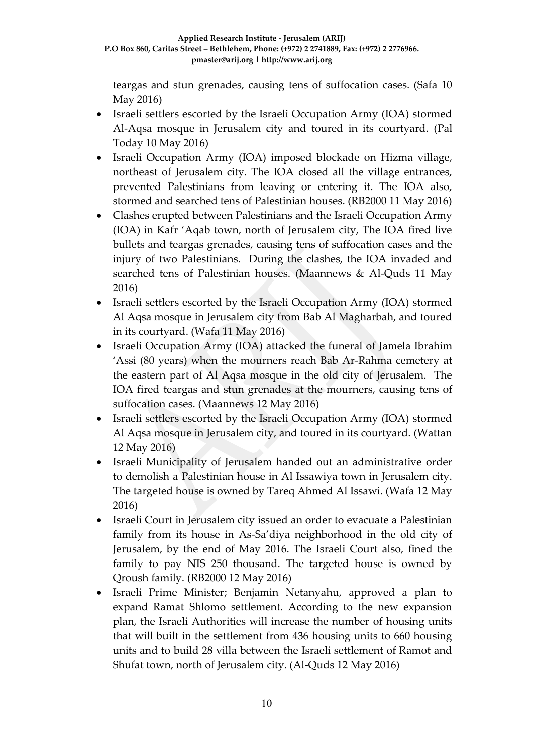teargas and stun grenades, causing tens of suffocation cases. (Safa 10 May 2016)

- Israeli settlers escorted by the Israeli Occupation Army (IOA) stormed Al-Aqsa mosque in Jerusalem city and toured in its courtyard. (Pal Today 10 May 2016)
- Israeli Occupation Army (IOA) imposed blockade on Hizma village, northeast of Jerusalem city. The IOA closed all the village entrances, prevented Palestinians from leaving or entering it. The IOA also, stormed and searched tens of Palestinian houses. (RB2000 11 May 2016)
- Clashes erupted between Palestinians and the Israeli Occupation Army (IOA) in Kafr 'Aqab town, north of Jerusalem city, The IOA fired live bullets and teargas grenades, causing tens of suffocation cases and the injury of two Palestinians. During the clashes, the IOA invaded and searched tens of Palestinian houses. (Maannews & Al-Quds 11 May 2016)
- Israeli settlers escorted by the Israeli Occupation Army (IOA) stormed Al Aqsa mosque in Jerusalem city from Bab Al Magharbah, and toured in its courtyard. (Wafa 11 May 2016)
- Israeli Occupation Army (IOA) attacked the funeral of Jamela Ibrahim 'Assi (80 years) when the mourners reach Bab Ar-Rahma cemetery at the eastern part of Al Aqsa mosque in the old city of Jerusalem. The IOA fired teargas and stun grenades at the mourners, causing tens of suffocation cases. (Maannews 12 May 2016)
- Israeli settlers escorted by the Israeli Occupation Army (IOA) stormed Al Aqsa mosque in Jerusalem city, and toured in its courtyard. (Wattan 12 May 2016)
- Israeli Municipality of Jerusalem handed out an administrative order to demolish a Palestinian house in Al Issawiya town in Jerusalem city. The targeted house is owned by Tareq Ahmed Al Issawi. (Wafa 12 May 2016)
- Israeli Court in Jerusalem city issued an order to evacuate a Palestinian family from its house in As-Sa'diya neighborhood in the old city of Jerusalem, by the end of May 2016. The Israeli Court also, fined the family to pay NIS 250 thousand. The targeted house is owned by Qroush family. (RB2000 12 May 2016)
- Israeli Prime Minister; Benjamin Netanyahu, approved a plan to expand Ramat Shlomo settlement. According to the new expansion plan, the Israeli Authorities will increase the number of housing units that will built in the settlement from 436 housing units to 660 housing units and to build 28 villa between the Israeli settlement of Ramot and Shufat town, north of Jerusalem city. (Al-Quds 12 May 2016)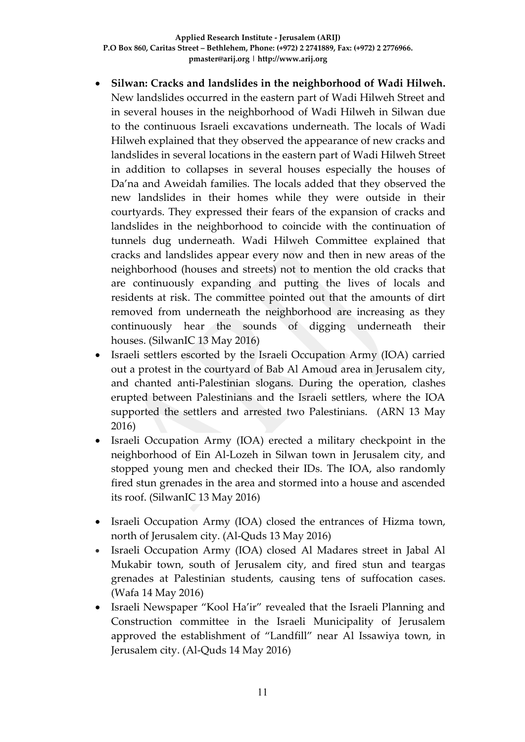- **Silwan: Cracks and landslides in the neighborhood of Wadi Hilweh.** New landslides occurred in the eastern part of Wadi Hilweh Street and in several houses in the neighborhood of Wadi Hilweh in Silwan due to the continuous Israeli excavations underneath. The locals of Wadi Hilweh explained that they observed the appearance of new cracks and landslides in several locations in the eastern part of Wadi Hilweh Street in addition to collapses in several houses especially the houses of Da'na and Aweidah families. The locals added that they observed the new landslides in their homes while they were outside in their courtyards. They expressed their fears of the expansion of cracks and landslides in the neighborhood to coincide with the continuation of tunnels dug underneath. Wadi Hilweh Committee explained that cracks and landslides appear every now and then in new areas of the neighborhood (houses and streets) not to mention the old cracks that are continuously expanding and putting the lives of locals and residents at risk. The committee pointed out that the amounts of dirt removed from underneath the neighborhood are increasing as they continuously hear the sounds of digging underneath their houses. (SilwanIC 13 May 2016)
- Israeli settlers escorted by the Israeli Occupation Army (IOA) carried out a protest in the courtyard of Bab Al Amoud area in Jerusalem city, and chanted anti-Palestinian slogans. During the operation, clashes erupted between Palestinians and the Israeli settlers, where the IOA supported the settlers and arrested two Palestinians. (ARN 13 May 2016)
- Israeli Occupation Army (IOA) erected a military checkpoint in the neighborhood of Ein Al-Lozeh in Silwan town in Jerusalem city, and stopped young men and checked their IDs. The IOA, also randomly fired stun grenades in the area and stormed into a house and ascended its roof. (SilwanIC 13 May 2016)
- Israeli Occupation Army (IOA) closed the entrances of Hizma town, north of Jerusalem city. (Al-Quds 13 May 2016)
- Israeli Occupation Army (IOA) closed Al Madares street in Jabal Al Mukabir town, south of Jerusalem city, and fired stun and teargas grenades at Palestinian students, causing tens of suffocation cases. (Wafa 14 May 2016)
- Israeli Newspaper "Kool Ha'ir" revealed that the Israeli Planning and Construction committee in the Israeli Municipality of Jerusalem approved the establishment of "Landfill" near Al Issawiya town, in Jerusalem city. (Al-Quds 14 May 2016)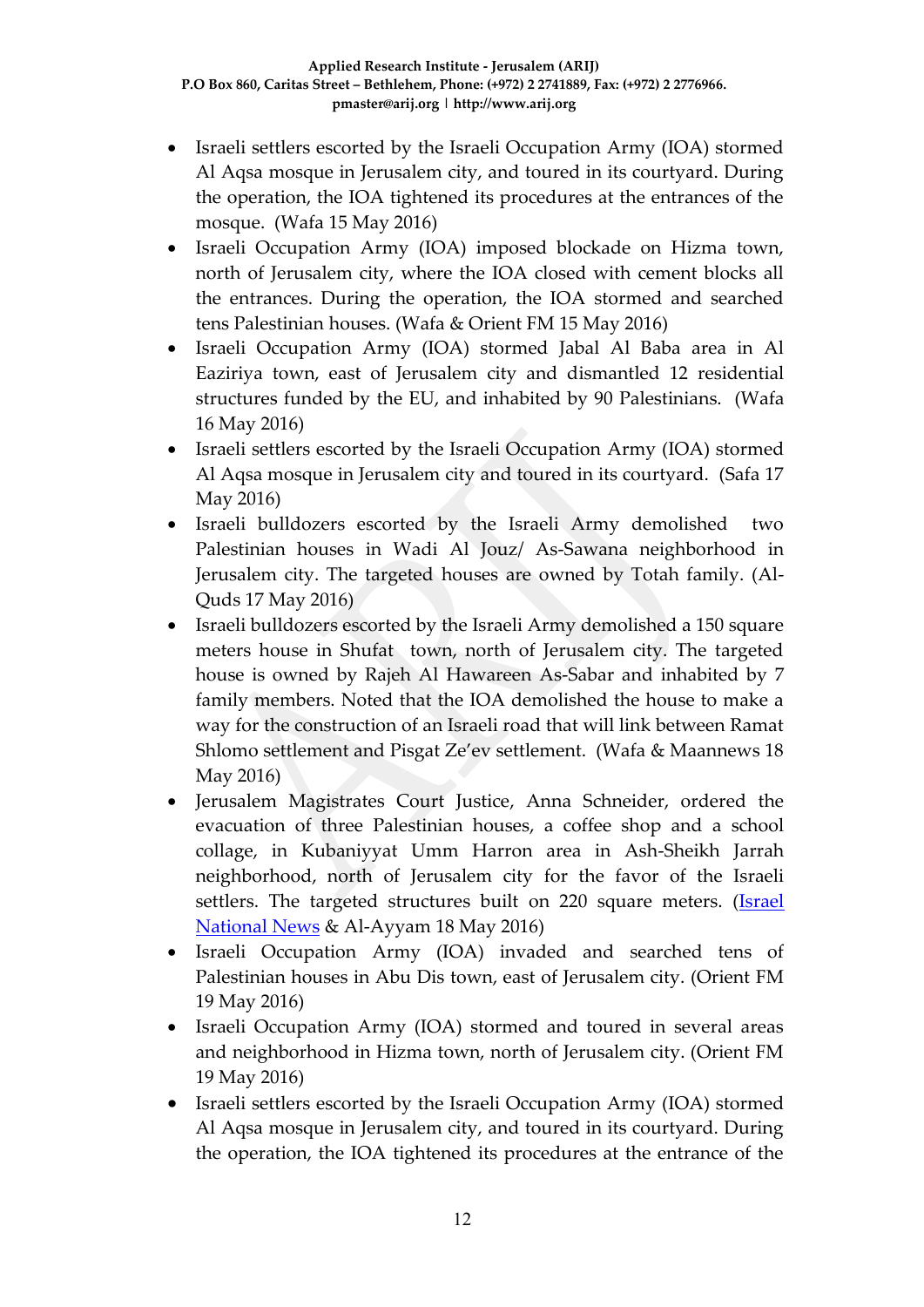- Israeli settlers escorted by the Israeli Occupation Army (IOA) stormed Al Aqsa mosque in Jerusalem city, and toured in its courtyard. During the operation, the IOA tightened its procedures at the entrances of the mosque. (Wafa 15 May 2016)
- Israeli Occupation Army (IOA) imposed blockade on Hizma town, north of Jerusalem city, where the IOA closed with cement blocks all the entrances. During the operation, the IOA stormed and searched tens Palestinian houses. (Wafa & Orient FM 15 May 2016)
- Israeli Occupation Army (IOA) stormed Jabal Al Baba area in Al Eaziriya town, east of Jerusalem city and dismantled 12 residential structures funded by the EU, and inhabited by 90 Palestinians. (Wafa 16 May 2016)
- Israeli settlers escorted by the Israeli Occupation Army (IOA) stormed Al Aqsa mosque in Jerusalem city and toured in its courtyard. (Safa 17 May 2016)
- Israeli bulldozers escorted by the Israeli Army demolished two Palestinian houses in Wadi Al Jouz/ As-Sawana neighborhood in Jerusalem city. The targeted houses are owned by Totah family. (Al-Quds 17 May 2016)
- Israeli bulldozers escorted by the Israeli Army demolished a 150 square meters house in Shufat town, north of Jerusalem city. The targeted house is owned by Rajeh Al Hawareen As-Sabar and inhabited by 7 family members. Noted that the IOA demolished the house to make a way for the construction of an Israeli road that will link between Ramat Shlomo settlement and Pisgat Ze'ev settlement. (Wafa & Maannews 18 May 2016)
- Jerusalem Magistrates Court Justice, Anna Schneider, ordered the evacuation of three Palestinian houses, a coffee shop and a school collage, in Kubaniyyat Umm Harron area in Ash-Sheikh Jarrah neighborhood, north of Jerusalem city for the favor of the Israeli settlers. The targeted structures built on 220 square meters. (Israel National News & Al-Ayyam 18 May 2016)
- Israeli Occupation Army (IOA) invaded and searched tens of Palestinian houses in Abu Dis town, east of Jerusalem city. (Orient FM 19 May 2016)
- Israeli Occupation Army (IOA) stormed and toured in several areas and neighborhood in Hizma town, north of Jerusalem city. (Orient FM 19 May 2016)
- Israeli settlers escorted by the Israeli Occupation Army (IOA) stormed Al Aqsa mosque in Jerusalem city, and toured in its courtyard. During the operation, the IOA tightened its procedures at the entrance of the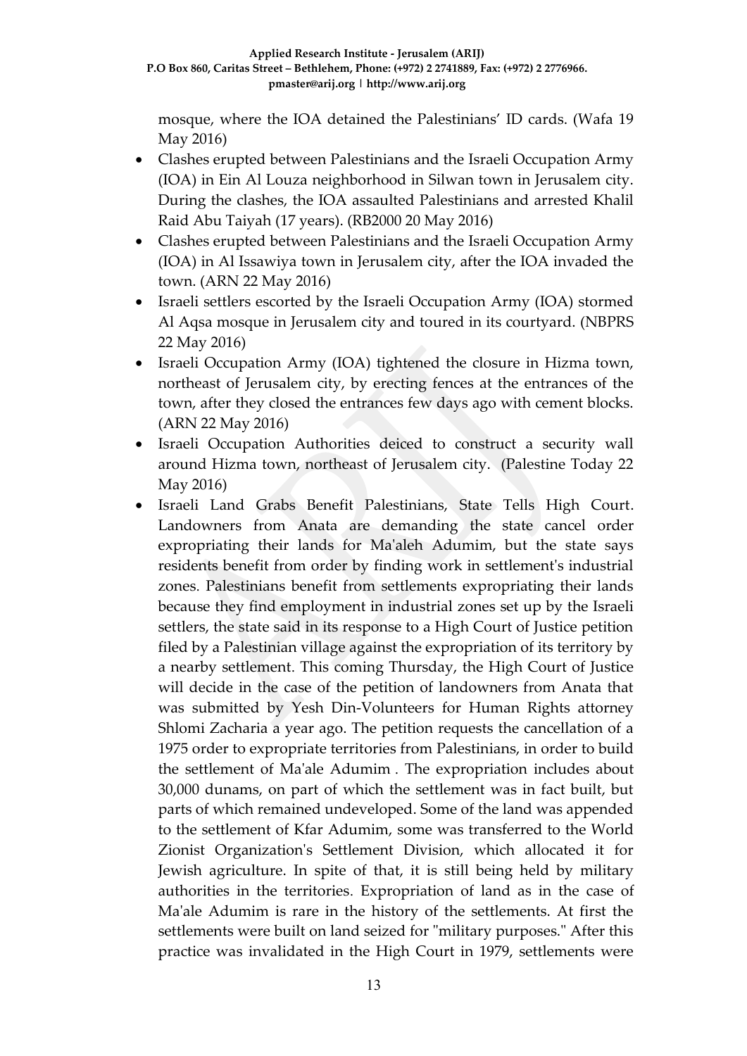mosque, where the IOA detained the Palestinians' ID cards. (Wafa 19 May 2016)

- Clashes erupted between Palestinians and the Israeli Occupation Army (IOA) in Ein Al Louza neighborhood in Silwan town in Jerusalem city. During the clashes, the IOA assaulted Palestinians and arrested Khalil Raid Abu Taiyah (17 years). (RB2000 20 May 2016)
- Clashes erupted between Palestinians and the Israeli Occupation Army (IOA) in Al Issawiya town in Jerusalem city, after the IOA invaded the town. (ARN 22 May 2016)
- Israeli settlers escorted by the Israeli Occupation Army (IOA) stormed Al Aqsa mosque in Jerusalem city and toured in its courtyard. (NBPRS 22 May 2016)
- Israeli Occupation Army (IOA) tightened the closure in Hizma town, northeast of Jerusalem city, by erecting fences at the entrances of the town, after they closed the entrances few days ago with cement blocks. (ARN 22 May 2016)
- Israeli Occupation Authorities deiced to construct a security wall around Hizma town, northeast of Jerusalem city. (Palestine Today 22 May 2016)
- Israeli Land Grabs Benefit Palestinians, State Tells High Court. Landowners from Anata are demanding the state cancel order expropriating their lands for Ma'aleh Adumim, but the state says residents benefit from order by finding work in settlement's industrial zones. Palestinians benefit from settlements expropriating their lands because they find employment in industrial zones set up by the Israeli settlers, the state said in its response to a High Court of Justice petition filed by a Palestinian village against the expropriation of its territory by a nearby settlement. This coming Thursday, the High Court of Justice will decide in the case of the petition of landowners from Anata that was submitted by Yesh Din-Volunteers for Human Rights attorney Shlomi Zacharia a year ago. The petition requests the cancellation of a 1975 order to expropriate territories from Palestinians, in order to build the settlement of Ma'ale Adumim . The expropriation includes about 30,000 dunams, on part of which the settlement was in fact built, but parts of which remained undeveloped. Some of the land was appended to the settlement of Kfar Adumim, some was transferred to the World Zionist Organization's Settlement Division, which allocated it for Jewish agriculture. In spite of that, it is still being held by military authorities in the territories. Expropriation of land as in the case of Ma'ale Adumim is rare in the history of the settlements. At first the settlements were built on land seized for "military purposes." After this practice was invalidated in the High Court in 1979, settlements were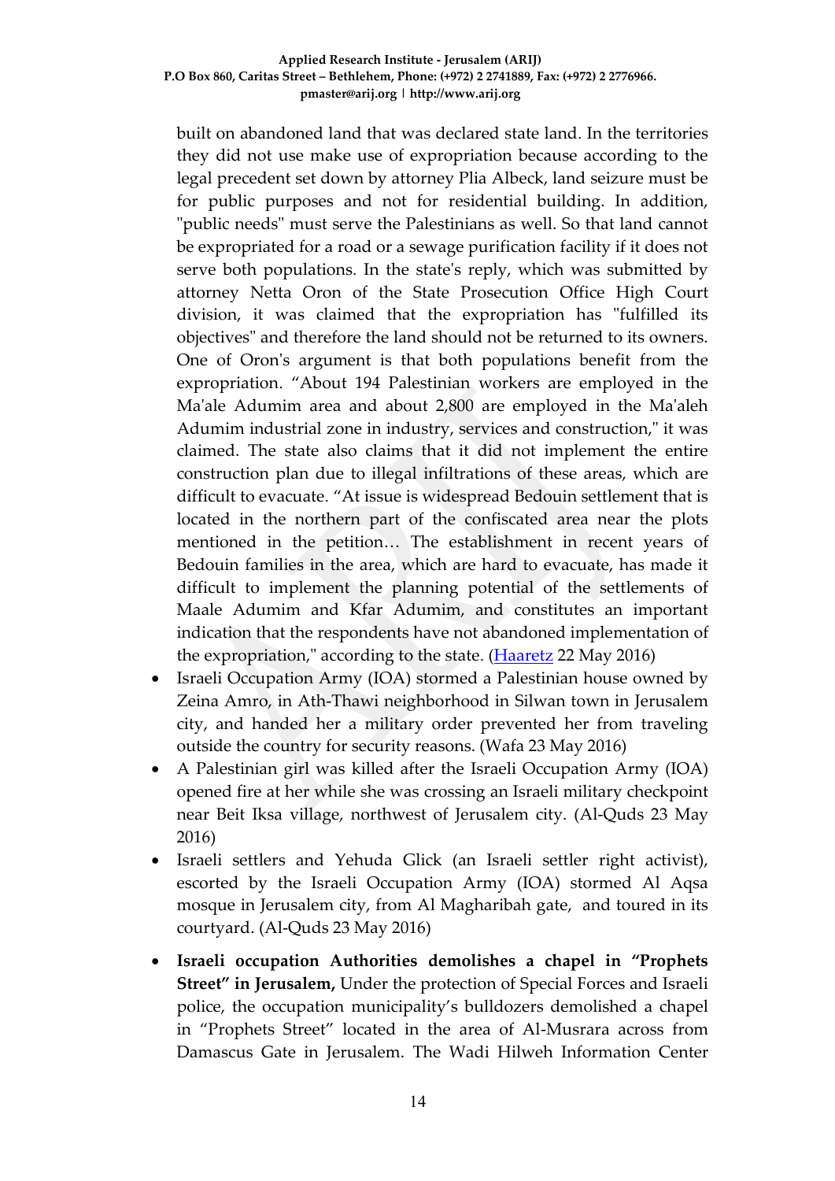built on abandoned land that was declared state land. In the territories they did not use make use of expropriation because according to the legal precedent set down by attorney Plia Albeck, land seizure must be for public purposes and not for residential building. In addition, "public needs" must serve the Palestinians as well. So that land cannot be expropriated for a road or a sewage purification facility if it does not serve both populations. In the state's reply, which was submitted by attorney Netta Oron of the State Prosecution Office High Court division, it was claimed that the expropriation has "fulfilled its objectives" and therefore the land should not be returned to its owners. One of Oron's argument is that both populations benefit from the expropriation. "About 194 Palestinian workers are employed in the Ma'ale Adumim area and about 2,800 are employed in the Ma'aleh Adumim industrial zone in industry, services and construction," it was claimed. The state also claims that it did not implement the entire construction plan due to illegal infiltrations of these areas, which are difficult to evacuate. "At issue is widespread Bedouin settlement that is located in the northern part of the confiscated area near the plots mentioned in the petition… The establishment in recent years of Bedouin families in the area, which are hard to evacuate, has made it difficult to implement the planning potential of the settlements of Maale Adumim and Kfar Adumim, and constitutes an important indication that the respondents have not abandoned implementation of the expropriation," according to the state. ([Haaretz](#) 22 May 2016)

- Israeli Occupation Army (IOA) stormed a Palestinian house owned by Zeina Amro, in Ath-Thawi neighborhood in Silwan town in Jerusalem city, and handed her a military order prevented her from traveling outside the country for security reasons. (Wafa 23 May 2016)
- A Palestinian girl was killed after the Israeli Occupation Army (IOA) opened fire at her while she was crossing an Israeli military checkpoint near Beit Iksa village, northwest of Jerusalem city. (Al-Quds 23 May 2016)
- Israeli settlers and Yehuda Glick (an Israeli settler right activist), escorted by the Israeli Occupation Army (IOA) stormed Al Aqsa mosque in Jerusalem city, from Al Magharibah gate, and toured in its courtyard. (Al-Quds 23 May 2016)
- **Israeli occupation Authorities demolishes a chapel in "Prophets Street" in Jerusalem,** Under the protection of Special Forces and Israeli police, the occupation municipality's bulldozers demolished a chapel in "Prophets Street" located in the area of Al-Musrara across from Damascus Gate in Jerusalem. The Wadi Hilweh Information Center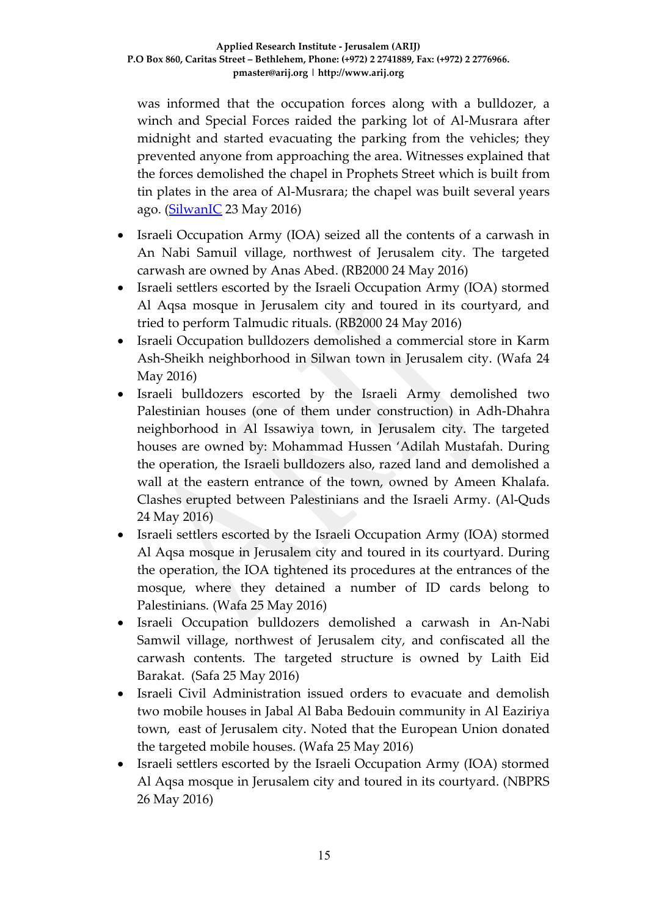was informed that the occupation forces along with a bulldozer, a winch and Special Forces raided the parking lot of Al-Musrara after midnight and started evacuating the parking from the vehicles; they prevented anyone from approaching the area. Witnesses explained that the forces demolished the chapel in Prophets Street which is built from tin plates in the area of Al-Musrara; the chapel was built several years ago. (SilwanIC 23 May 2016)

- Israeli Occupation Army (IOA) seized all the contents of a carwash in An Nabi Samuil village, northwest of Jerusalem city. The targeted carwash are owned by Anas Abed. (RB2000 24 May 2016)
- Israeli settlers escorted by the Israeli Occupation Army (IOA) stormed Al Aqsa mosque in Jerusalem city and toured in its courtyard, and tried to perform Talmudic rituals. (RB2000 24 May 2016)
- Israeli Occupation bulldozers demolished a commercial store in Karm Ash-Sheikh neighborhood in Silwan town in Jerusalem city. (Wafa 24 May 2016)
- Israeli bulldozers escorted by the Israeli Army demolished two Palestinian houses (one of them under construction) in Adh-Dhahra neighborhood in Al Issawiya town, in Jerusalem city. The targeted houses are owned by: Mohammad Hussen 'Adilah Mustafah. During the operation, the Israeli bulldozers also, razed land and demolished a wall at the eastern entrance of the town, owned by Ameen Khalafa. Clashes erupted between Palestinians and the Israeli Army. (Al-Quds 24 May 2016)
- Israeli settlers escorted by the Israeli Occupation Army (IOA) stormed Al Aqsa mosque in Jerusalem city and toured in its courtyard. During the operation, the IOA tightened its procedures at the entrances of the mosque, where they detained a number of ID cards belong to Palestinians. (Wafa 25 May 2016)
- Israeli Occupation bulldozers demolished a carwash in An-Nabi Samwil village, northwest of Jerusalem city, and confiscated all the carwash contents. The targeted structure is owned by Laith Eid Barakat. (Safa 25 May 2016)
- Israeli Civil Administration issued orders to evacuate and demolish two mobile houses in Jabal Al Baba Bedouin community in Al Eaziriya town, east of Jerusalem city. Noted that the European Union donated the targeted mobile houses. (Wafa 25 May 2016)
- Israeli settlers escorted by the Israeli Occupation Army (IOA) stormed Al Aqsa mosque in Jerusalem city and toured in its courtyard. (NBPRS 26 May 2016)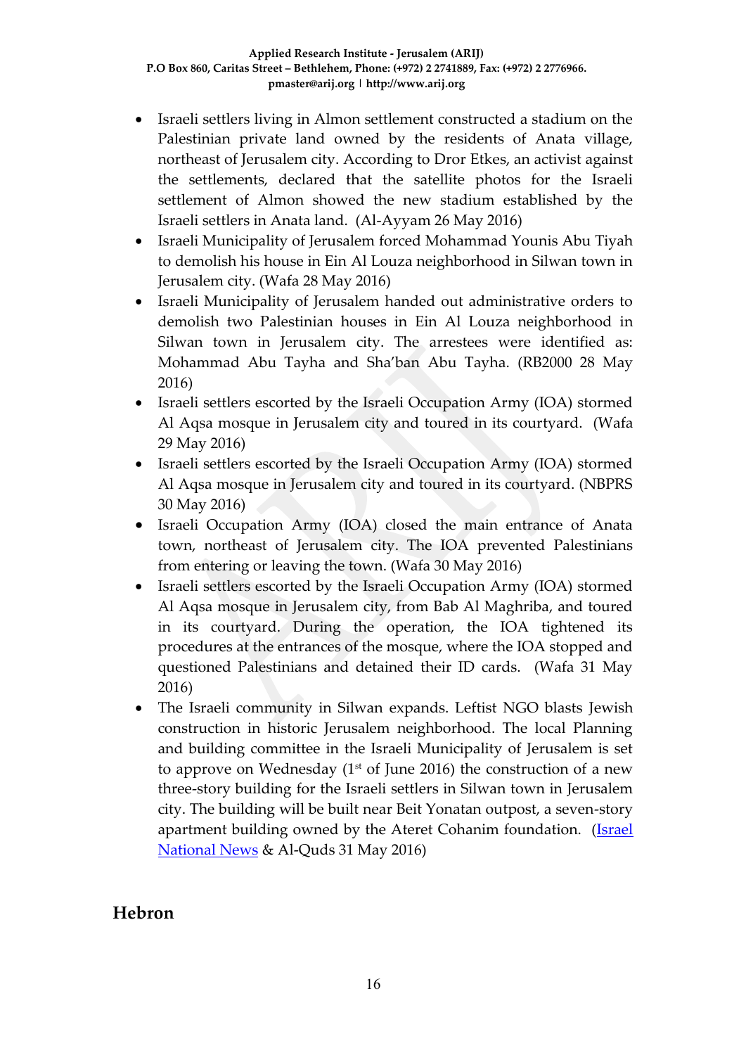- Israeli settlers living in Almon settlement constructed a stadium on the Palestinian private land owned by the residents of Anata village, northeast of Jerusalem city. According to Dror Etkes, an activist against the settlements, declared that the satellite photos for the Israeli settlement of Almon showed the new stadium established by the Israeli settlers in Anata land. (Al-Ayyam 26 May 2016)
- Israeli Municipality of Jerusalem forced Mohammad Younis Abu Tiyah to demolish his house in Ein Al Louza neighborhood in Silwan town in Jerusalem city. (Wafa 28 May 2016)
- Israeli Municipality of Jerusalem handed out administrative orders to demolish two Palestinian houses in Ein Al Louza neighborhood in Silwan town in Jerusalem city. The arrestees were identified as: Mohammad Abu Tayha and Sha'ban Abu Tayha. (RB2000 28 May 2016)
- Israeli settlers escorted by the Israeli Occupation Army (IOA) stormed Al Aqsa mosque in Jerusalem city and toured in its courtyard. (Wafa 29 May 2016)
- Israeli settlers escorted by the Israeli Occupation Army (IOA) stormed Al Aqsa mosque in Jerusalem city and toured in its courtyard. (NBPRS 30 May 2016)
- Israeli Occupation Army (IOA) closed the main entrance of Anata town, northeast of Jerusalem city. The IOA prevented Palestinians from entering or leaving the town. (Wafa 30 May 2016)
- Israeli settlers escorted by the Israeli Occupation Army (IOA) stormed Al Aqsa mosque in Jerusalem city, from Bab Al Maghriba, and toured in its courtyard. During the operation, the IOA tightened its procedures at the entrances of the mosque, where the IOA stopped and questioned Palestinians and detained their ID cards. (Wafa 31 May 2016)
- The Israeli community in Silwan expands. Leftist NGO blasts Jewish construction in historic Jerusalem neighborhood. The local Planning and building committee in the Israeli Municipality of Jerusalem is set to approve on Wednesday (1st of June 2016) the construction of a new three-story building for the Israeli settlers in Silwan town in Jerusalem city. The building will be built near Beit Yonatan outpost, a seven-story apartment building owned by the Ateret Cohanim foundation. (Israel National News & Al-Quds 31 May 2016)

## Hebron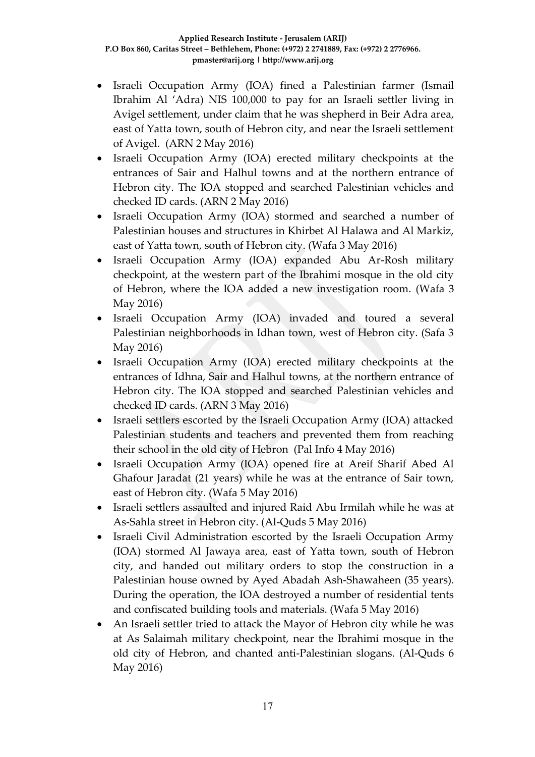- Israeli Occupation Army (IOA) fined a Palestinian farmer (Ismail Ibrahim Al 'Adra) NIS 100,000 to pay for an Israeli settler living in Avigel settlement, under claim that he was shepherd in Beir Adra area, east of Yatta town, south of Hebron city, and near the Israeli settlement of Avigel. (ARN 2 May 2016)
- Israeli Occupation Army (IOA) erected military checkpoints at the entrances of Sair and Halhul towns and at the northern entrance of Hebron city. The IOA stopped and searched Palestinian vehicles and checked ID cards. (ARN 2 May 2016)
- Israeli Occupation Army (IOA) stormed and searched a number of Palestinian houses and structures in Khirbet Al Halawa and Al Markiz, east of Yatta town, south of Hebron city. (Wafa 3 May 2016)
- Israeli Occupation Army (IOA) expanded Abu Ar-Rosh military checkpoint, at the western part of the Ibrahimi mosque in the old city of Hebron, where the IOA added a new investigation room. (Wafa 3 May 2016)
- Israeli Occupation Army (IOA) invaded and toured a several Palestinian neighborhoods in Idhan town, west of Hebron city. (Safa 3 May 2016)
- Israeli Occupation Army (IOA) erected military checkpoints at the entrances of Idhna, Sair and Halhul towns, at the northern entrance of Hebron city. The IOA stopped and searched Palestinian vehicles and checked ID cards. (ARN 3 May 2016)
- Israeli settlers escorted by the Israeli Occupation Army (IOA) attacked Palestinian students and teachers and prevented them from reaching their school in the old city of Hebron (Pal Info 4 May 2016)
- Israeli Occupation Army (IOA) opened fire at Areif Sharif Abed Al Ghafour Jaradat (21 years) while he was at the entrance of Sair town, east of Hebron city. (Wafa 5 May 2016)
- Israeli settlers assaulted and injured Raid Abu Irmilah while he was at As-Sahla street in Hebron city. (Al-Quds 5 May 2016)
- Israeli Civil Administration escorted by the Israeli Occupation Army (IOA) stormed Al Jawaya area, east of Yatta town, south of Hebron city, and handed out military orders to stop the construction in a Palestinian house owned by Ayed Abadah Ash-Shawaheen (35 years). During the operation, the IOA destroyed a number of residential tents and confiscated building tools and materials. (Wafa 5 May 2016)
- An Israeli settler tried to attack the Mayor of Hebron city while he was at As Salaimah military checkpoint, near the Ibrahimi mosque in the old city of Hebron, and chanted anti-Palestinian slogans. (Al-Quds 6 May 2016)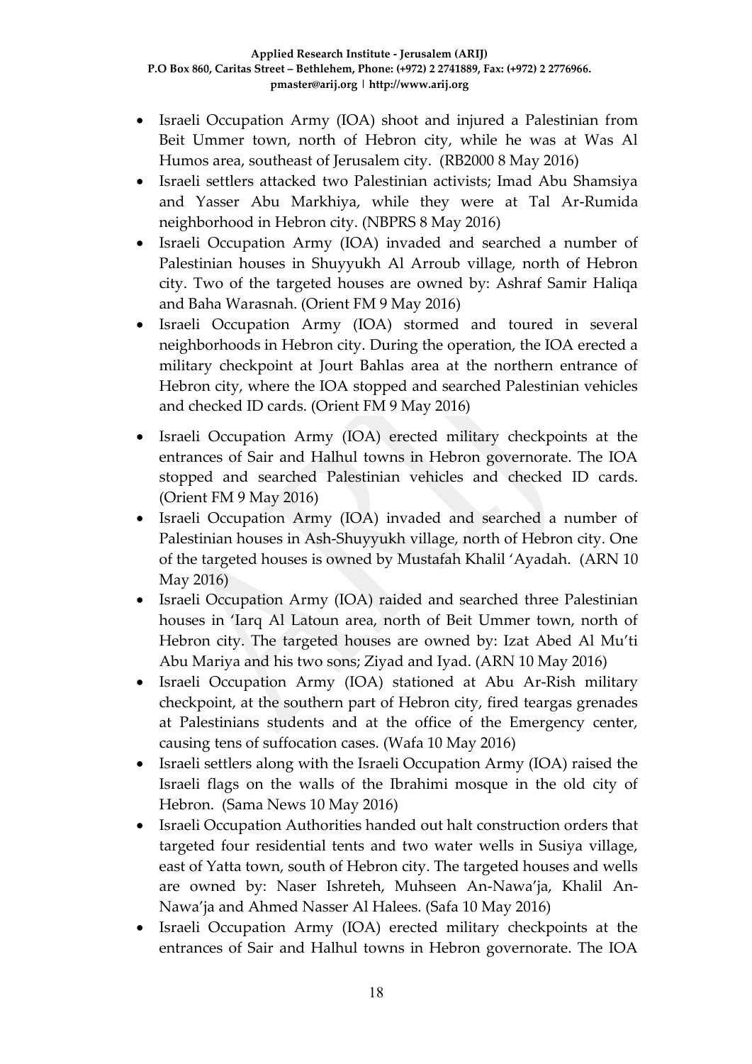- Israeli Occupation Army (IOA) shoot and injured a Palestinian from Beit Ummer town, north of Hebron city, while he was at Was Al Humos area, southeast of Jerusalem city. (RB2000 8 May 2016)
- Israeli settlers attacked two Palestinian activists; Imad Abu Shamsiya and Yasser Abu Markhiya, while they were at Tal Ar-Rumida neighborhood in Hebron city. (NBPRS 8 May 2016)
- Israeli Occupation Army (IOA) invaded and searched a number of Palestinian houses in Shuyyukh Al Arroub village, north of Hebron city. Two of the targeted houses are owned by: Ashraf Samir Haliqa and Baha Warasnah. (Orient FM 9 May 2016)
- Israeli Occupation Army (IOA) stormed and toured in several neighborhoods in Hebron city. During the operation, the IOA erected a military checkpoint at Jourt Bahlas area at the northern entrance of Hebron city, where the IOA stopped and searched Palestinian vehicles and checked ID cards. (Orient FM 9 May 2016)
- Israeli Occupation Army (IOA) erected military checkpoints at the entrances of Sair and Halhul towns in Hebron governorate. The IOA stopped and searched Palestinian vehicles and checked ID cards. (Orient FM 9 May 2016)
- Israeli Occupation Army (IOA) invaded and searched a number of Palestinian houses in Ash-Shuyyukh village, north of Hebron city. One of the targeted houses is owned by Mustafah Khalil 'Ayadah. (ARN 10 May 2016)
- Israeli Occupation Army (IOA) raided and searched three Palestinian houses in 'Iarq Al Latoun area, north of Beit Ummer town, north of Hebron city. The targeted houses are owned by: Izat Abed Al Mu'ti Abu Mariya and his two sons; Ziyad and Iyad. (ARN 10 May 2016)
- Israeli Occupation Army (IOA) stationed at Abu Ar-Rish military checkpoint, at the southern part of Hebron city, fired teargas grenades at Palestinians students and at the office of the Emergency center, causing tens of suffocation cases. (Wafa 10 May 2016)
- Israeli settlers along with the Israeli Occupation Army (IOA) raised the Israeli flags on the walls of the Ibrahimi mosque in the old city of Hebron. (Sama News 10 May 2016)
- Israeli Occupation Authorities handed out halt construction orders that targeted four residential tents and two water wells in Susiya village, east of Yatta town, south of Hebron city. The targeted houses and wells are owned by: Naser Ishreteh, Muhseen An-Nawa'ja, Khalil An-Nawa'ja and Ahmed Nasser Al Halees. (Safa 10 May 2016)
- Israeli Occupation Army (IOA) erected military checkpoints at the entrances of Sair and Halhul towns in Hebron governorate. The IOA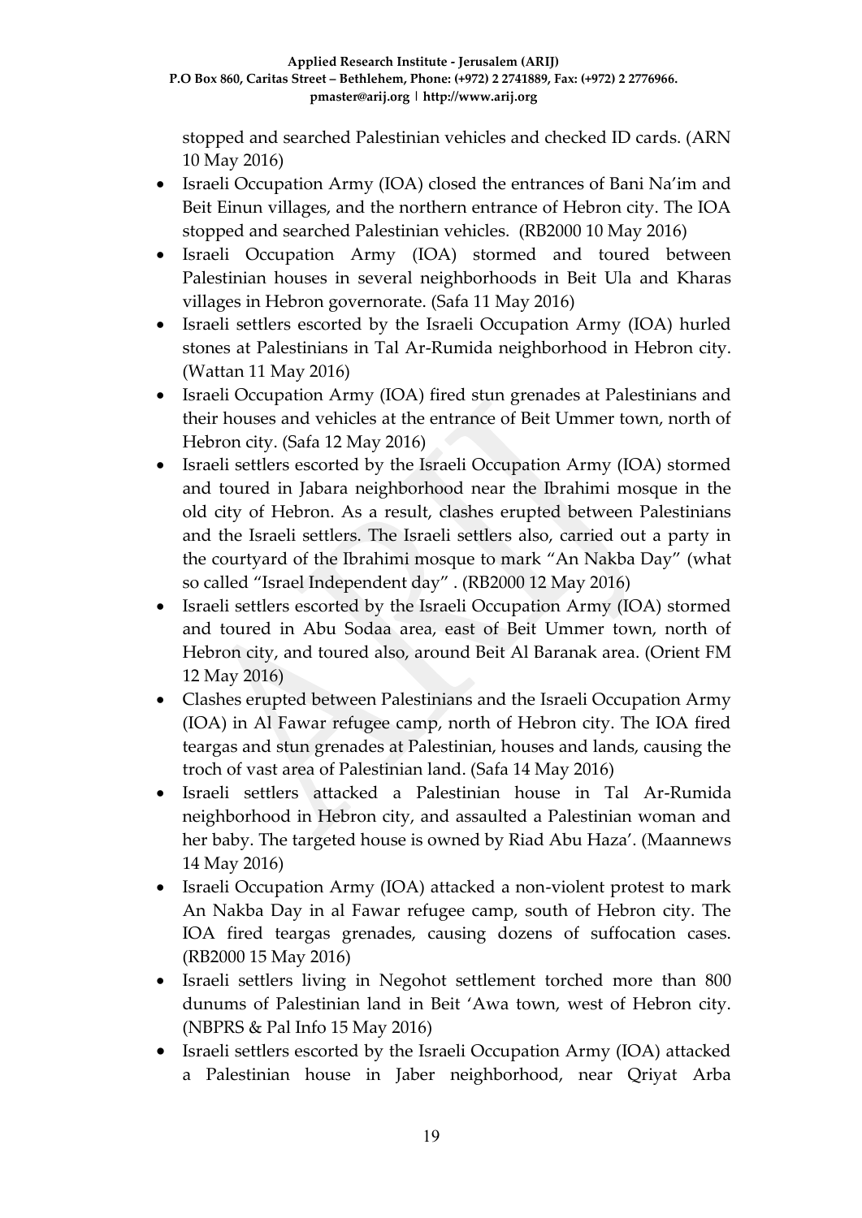stopped and searched Palestinian vehicles and checked ID cards. (ARN 10 May 2016)

- Israeli Occupation Army (IOA) closed the entrances of Bani Na'im and Beit Einun villages, and the northern entrance of Hebron city. The IOA stopped and searched Palestinian vehicles. (RB2000 10 May 2016)
- Israeli Occupation Army (IOA) stormed and toured between Palestinian houses in several neighborhoods in Beit Ula and Kharas villages in Hebron governorate. (Safa 11 May 2016)
- Israeli settlers escorted by the Israeli Occupation Army (IOA) hurled stones at Palestinians in Tal Ar-Rumida neighborhood in Hebron city. (Wattan 11 May 2016)
- Israeli Occupation Army (IOA) fired stun grenades at Palestinians and their houses and vehicles at the entrance of Beit Ummer town, north of Hebron city. (Safa 12 May 2016)
- Israeli settlers escorted by the Israeli Occupation Army (IOA) stormed and toured in Jabara neighborhood near the Ibrahimi mosque in the old city of Hebron. As a result, clashes erupted between Palestinians and the Israeli settlers. The Israeli settlers also, carried out a party in the courtyard of the Ibrahimi mosque to mark "An Nakba Day" (what so called "Israel Independent day" . (RB2000 12 May 2016)
- Israeli settlers escorted by the Israeli Occupation Army (IOA) stormed and toured in Abu Sodaa area, east of Beit Ummer town, north of Hebron city, and toured also, around Beit Al Baranak area. (Orient FM 12 May 2016)
- Clashes erupted between Palestinians and the Israeli Occupation Army (IOA) in Al Fawar refugee camp, north of Hebron city. The IOA fired teargas and stun grenades at Palestinian, houses and lands, causing the troch of vast area of Palestinian land. (Safa 14 May 2016)
- Israeli settlers attacked a Palestinian house in Tal Ar-Rumida neighborhood in Hebron city, and assaulted a Palestinian woman and her baby. The targeted house is owned by Riad Abu Haza'. (Maannews 14 May 2016)
- Israeli Occupation Army (IOA) attacked a non-violent protest to mark An Nakba Day in al Fawar refugee camp, south of Hebron city. The IOA fired teargas grenades, causing dozens of suffocation cases. (RB2000 15 May 2016)
- Israeli settlers living in Negohot settlement torched more than 800 dunums of Palestinian land in Beit 'Awa town, west of Hebron city. (NBPRS & Pal Info 15 May 2016)
- Israeli settlers escorted by the Israeli Occupation Army (IOA) attacked a Palestinian house in Jaber neighborhood, near Qriyat Arba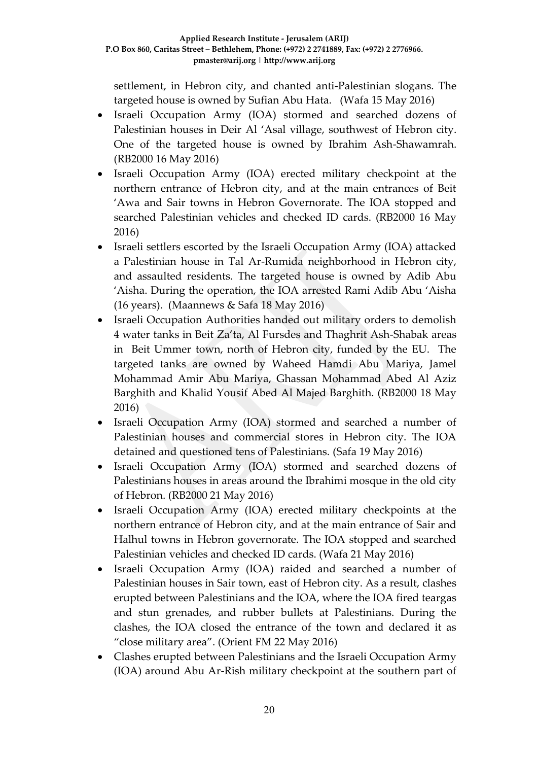settlement, in Hebron city, and chanted anti-Palestinian slogans. The targeted house is owned by Sufian Abu Hata. (Wafa 15 May 2016)

- Israeli Occupation Army (IOA) stormed and searched dozens of Palestinian houses in Deir Al 'Asal village, southwest of Hebron city. One of the targeted house is owned by Ibrahim Ash-Shawamrah. (RB2000 16 May 2016)
- Israeli Occupation Army (IOA) erected military checkpoint at the northern entrance of Hebron city, and at the main entrances of Beit 'Awa and Sair towns in Hebron Governorate. The IOA stopped and searched Palestinian vehicles and checked ID cards. (RB2000 16 May 2016)
- Israeli settlers escorted by the Israeli Occupation Army (IOA) attacked a Palestinian house in Tal Ar-Rumida neighborhood in Hebron city, and assaulted residents. The targeted house is owned by Adib Abu 'Aisha. During the operation, the IOA arrested Rami Adib Abu 'Aisha (16 years). (Maannews & Safa 18 May 2016)
- Israeli Occupation Authorities handed out military orders to demolish 4 water tanks in Beit Za'ta, Al Fursdes and Thaghrit Ash-Shabak areas in Beit Ummer town, north of Hebron city, funded by the EU. The targeted tanks are owned by Waheed Hamdi Abu Mariya, Jamel Mohammad Amir Abu Mariya, Ghassan Mohammad Abed Al Aziz Barghith and Khalid Yousif Abed Al Majed Barghith. (RB2000 18 May 2016)
- Israeli Occupation Army (IOA) stormed and searched a number of Palestinian houses and commercial stores in Hebron city. The IOA detained and questioned tens of Palestinians. (Safa 19 May 2016)
- Israeli Occupation Army (IOA) stormed and searched dozens of Palestinians houses in areas around the Ibrahimi mosque in the old city of Hebron. (RB2000 21 May 2016)
- Israeli Occupation Army (IOA) erected military checkpoints at the northern entrance of Hebron city, and at the main entrance of Sair and Halhul towns in Hebron governorate. The IOA stopped and searched Palestinian vehicles and checked ID cards. (Wafa 21 May 2016)
- Israeli Occupation Army (IOA) raided and searched a number of Palestinian houses in Sair town, east of Hebron city. As a result, clashes erupted between Palestinians and the IOA, where the IOA fired teargas and stun grenades, and rubber bullets at Palestinians. During the clashes, the IOA closed the entrance of the town and declared it as "close military area". (Orient FM 22 May 2016)
- Clashes erupted between Palestinians and the Israeli Occupation Army (IOA) around Abu Ar-Rish military checkpoint at the southern part of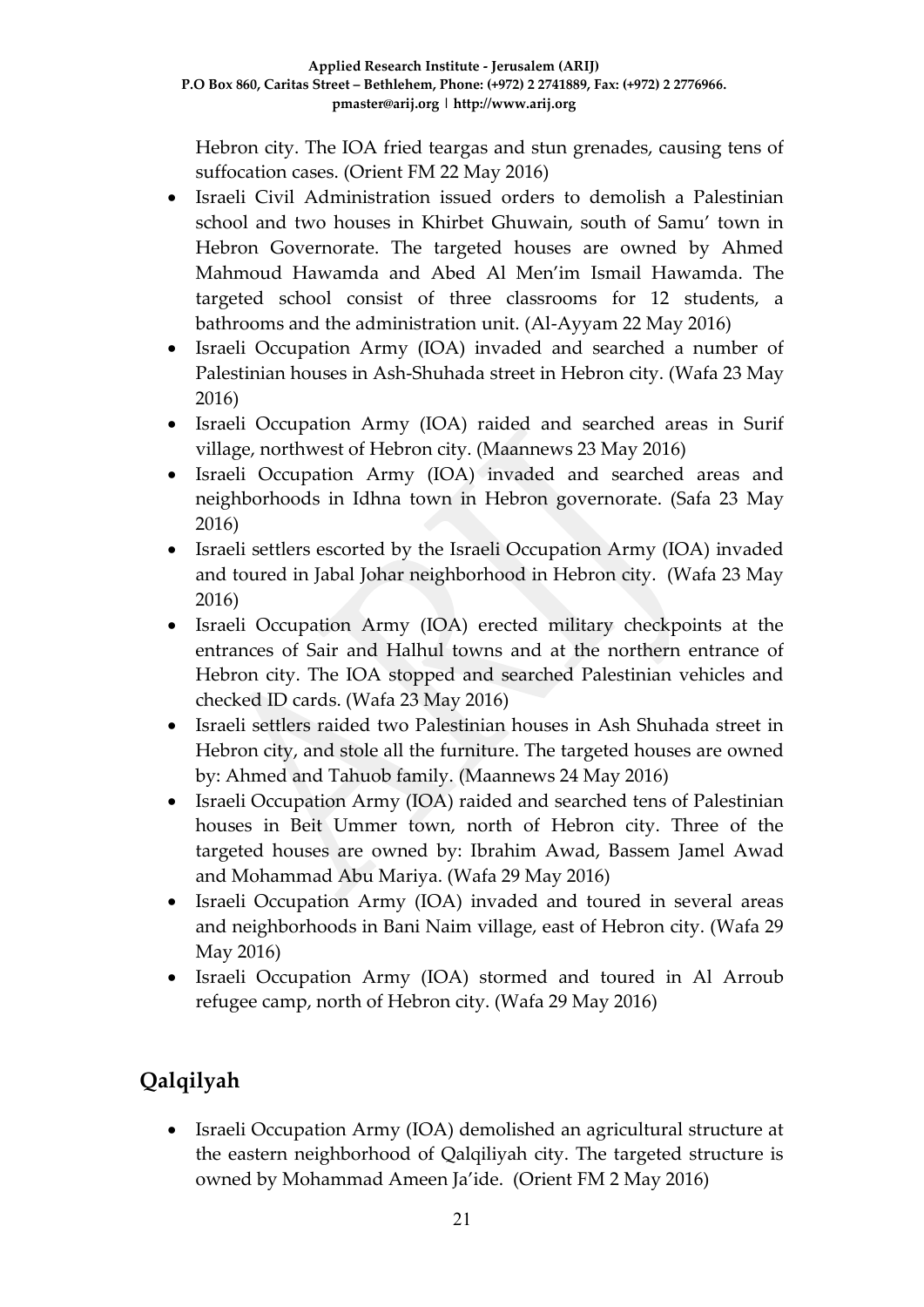Hebron city. The IOA fried teargas and stun grenades, causing tens of suffocation cases. (Orient FM 22 May 2016)

- Israeli Civil Administration issued orders to demolish a Palestinian school and two houses in Khirbet Ghuwain, south of Samu' town in Hebron Governorate. The targeted houses are owned by Ahmed Mahmoud Hawamda and Abed Al Men'im Ismail Hawamda. The targeted school consist of three classrooms for 12 students, a bathrooms and the administration unit. (Al-Ayyam 22 May 2016)
- Israeli Occupation Army (IOA) invaded and searched a number of Palestinian houses in Ash-Shuhada street in Hebron city. (Wafa 23 May 2016)
- Israeli Occupation Army (IOA) raided and searched areas in Surif village, northwest of Hebron city. (Maannews 23 May 2016)
- Israeli Occupation Army (IOA) invaded and searched areas and neighborhoods in Idhna town in Hebron governorate. (Safa 23 May 2016)
- Israeli settlers escorted by the Israeli Occupation Army (IOA) invaded and toured in Jabal Johar neighborhood in Hebron city. (Wafa 23 May 2016)
- Israeli Occupation Army (IOA) erected military checkpoints at the entrances of Sair and Halhul towns and at the northern entrance of Hebron city. The IOA stopped and searched Palestinian vehicles and checked ID cards. (Wafa 23 May 2016)
- Israeli settlers raided two Palestinian houses in Ash Shuhada street in Hebron city, and stole all the furniture. The targeted houses are owned by: Ahmed and Tahuob family. (Maannews 24 May 2016)
- Israeli Occupation Army (IOA) raided and searched tens of Palestinian houses in Beit Ummer town, north of Hebron city. Three of the targeted houses are owned by: Ibrahim Awad, Bassem Jamel Awad and Mohammad Abu Mariya. (Wafa 29 May 2016)
- Israeli Occupation Army (IOA) invaded and toured in several areas and neighborhoods in Bani Naim village, east of Hebron city. (Wafa 29 May 2016)
- Israeli Occupation Army (IOA) stormed and toured in Al Arroub refugee camp, north of Hebron city. (Wafa 29 May 2016)

## Qalqilyah

- Israeli Occupation Army (IOA) demolished an agricultural structure at the eastern neighborhood of Qalqiliyah city. The targeted structure is owned by Mohammad Ameen Ja'ide. (Orient FM 2 May 2016)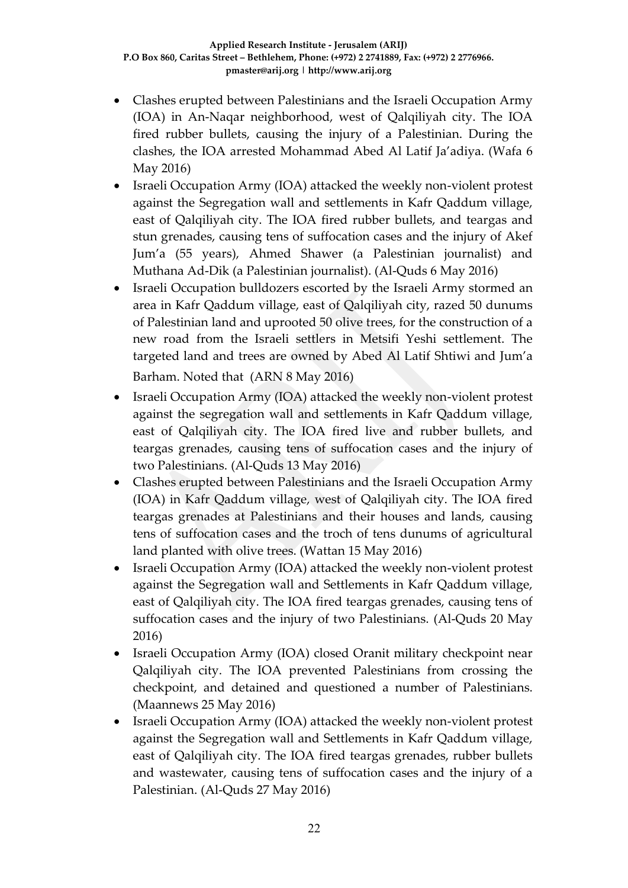- Clashes erupted between Palestinians and the Israeli Occupation Army (IOA) in An-Naqar neighborhood, west of Qalqiliyah city. The IOA fired rubber bullets, causing the injury of a Palestinian. During the clashes, the IOA arrested Mohammad Abed Al Latif Ja'adiya. (Wafa 6 May 2016)
- Israeli Occupation Army (IOA) attacked the weekly non-violent protest against the Segregation wall and settlements in Kafr Qaddum village, east of Qalqiliyah city. The IOA fired rubber bullets, and teargas and stun grenades, causing tens of suffocation cases and the injury of Akef Jum'a (55 years), Ahmed Shawer (a Palestinian journalist) and Muthana Ad-Dik (a Palestinian journalist). (Al-Quds 6 May 2016)
- Israeli Occupation bulldozers escorted by the Israeli Army stormed an area in Kafr Qaddum village, east of Qalqiliyah city, razed 50 dunums of Palestinian land and uprooted 50 olive trees, for the construction of a new road from the Israeli settlers in Metsifi Yeshi settlement. The targeted land and trees are owned by Abed Al Latif Shtiwi and Jum'a Barham. Noted that (ARN 8 May 2016)
- Israeli Occupation Army (IOA) attacked the weekly non-violent protest against the segregation wall and settlements in Kafr Qaddum village, east of Qalqiliyah city. The IOA fired live and rubber bullets, and teargas grenades, causing tens of suffocation cases and the injury of two Palestinians. (Al-Quds 13 May 2016)
- Clashes erupted between Palestinians and the Israeli Occupation Army (IOA) in Kafr Qaddum village, west of Qalqiliyah city. The IOA fired teargas grenades at Palestinians and their houses and lands, causing tens of suffocation cases and the troch of tens dunums of agricultural land planted with olive trees. (Wattan 15 May 2016)
- Israeli Occupation Army (IOA) attacked the weekly non-violent protest against the Segregation wall and Settlements in Kafr Qaddum village, east of Qalqiliyah city. The IOA fired teargas grenades, causing tens of suffocation cases and the injury of two Palestinians. (Al-Quds 20 May 2016)
- Israeli Occupation Army (IOA) closed Oranit military checkpoint near Qalqiliyah city. The IOA prevented Palestinians from crossing the checkpoint, and detained and questioned a number of Palestinians. (Maannews 25 May 2016)
- Israeli Occupation Army (IOA) attacked the weekly non-violent protest against the Segregation wall and Settlements in Kafr Qaddum village, east of Qalqiliyah city. The IOA fired teargas grenades, rubber bullets and wastewater, causing tens of suffocation cases and the injury of a Palestinian. (Al-Quds 27 May 2016)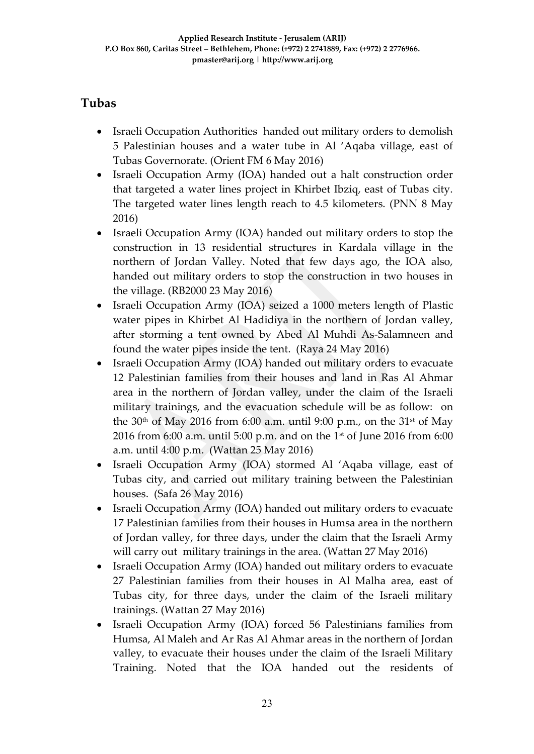## Tubas

- Israeli Occupation Authorities handed out military orders to demolish 5 Palestinian houses and a water tube in Al 'Aqaba village, east of Tubas Governorate. (Orient FM 6 May 2016)
- Israeli Occupation Army (IOA) handed out a halt construction order that targeted a water lines project in Khirbet Ibziq, east of Tubas city. The targeted water lines length reach to 4.5 kilometers. (PNN 8 May 2016)
- Israeli Occupation Army (IOA) handed out military orders to stop the construction in 13 residential structures in Kardala village in the northern of Jordan Valley. Noted that few days ago, the IOA also, handed out military orders to stop the construction in two houses in the village. (RB2000 23 May 2016)
- Israeli Occupation Army (IOA) seized a 1000 meters length of Plastic water pipes in Khirbet Al Hadidiya in the northern of Jordan valley, after storming a tent owned by Abed Al Muhdi As-Salamneen and found the water pipes inside the tent. (Raya 24 May 2016)
- Israeli Occupation Army (IOA) handed out military orders to evacuate 12 Palestinian families from their houses and land in Ras Al Ahmar area in the northern of Jordan valley, under the claim of the Israeli military trainings, and the evacuation schedule will be as follow: on the 30th of May 2016 from 6:00 a.m. until 9:00 p.m., on the 31st of May 2016 from 6:00 a.m. until 5:00 p.m. and on the 1st of June 2016 from 6:00 a.m. until 4:00 p.m. (Wattan 25 May 2016)
- Israeli Occupation Army (IOA) stormed Al 'Aqaba village, east of Tubas city, and carried out military training between the Palestinian houses. (Safa 26 May 2016)
- Israeli Occupation Army (IOA) handed out military orders to evacuate 17 Palestinian families from their houses in Humsa area in the northern of Jordan valley, for three days, under the claim that the Israeli Army will carry out military trainings in the area. (Wattan 27 May 2016)
- Israeli Occupation Army (IOA) handed out military orders to evacuate 27 Palestinian families from their houses in Al Malha area, east of Tubas city, for three days, under the claim of the Israeli military trainings. (Wattan 27 May 2016)
- Israeli Occupation Army (IOA) forced 56 Palestinians families from Humsa, Al Maleh and Ar Ras Al Ahmar areas in the northern of Jordan valley, to evacuate their houses under the claim of the Israeli Military Training. Noted that the IOA handed out the residents of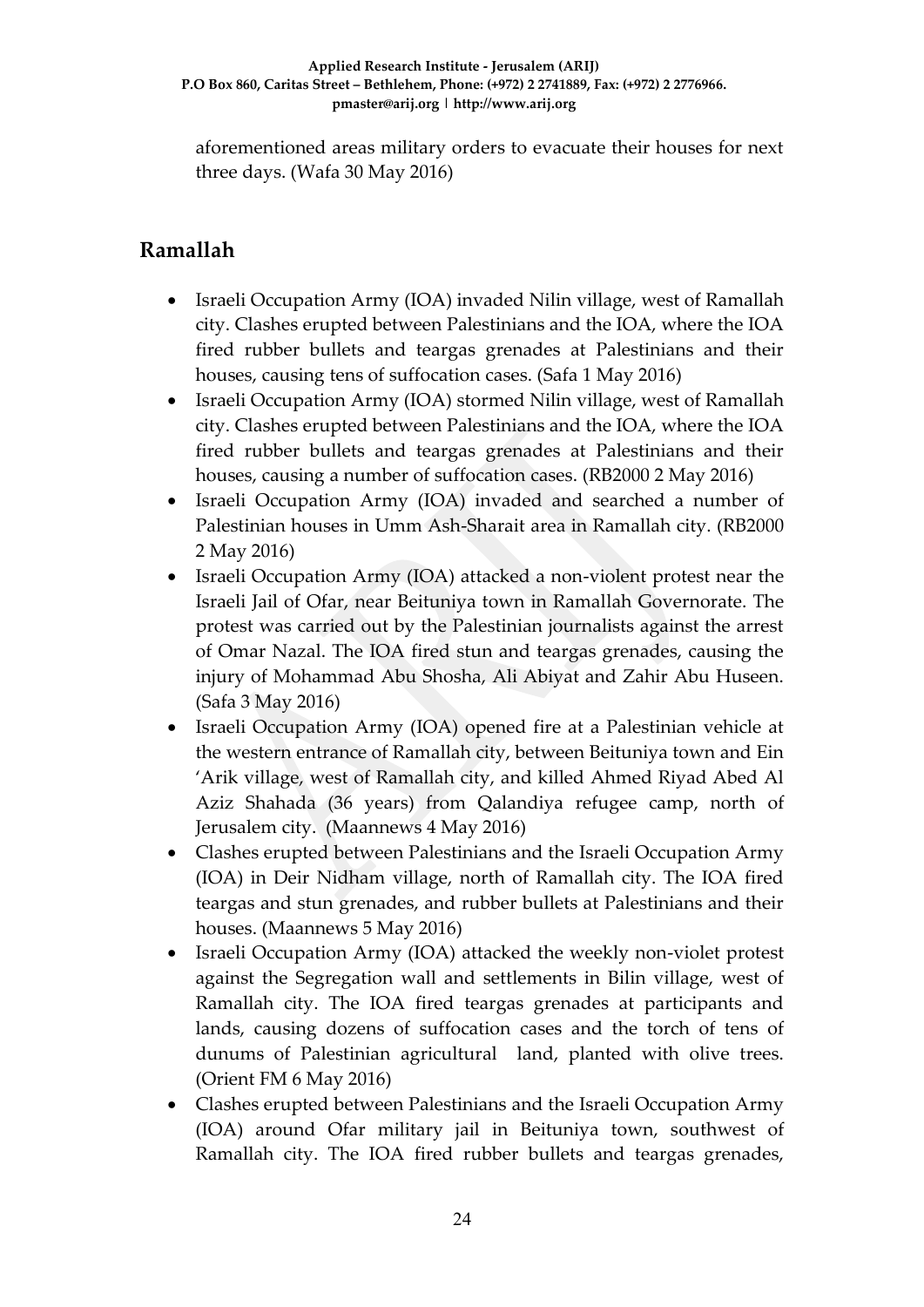aforementioned areas military orders to evacuate their houses for next three days. (Wafa 30 May 2016)

## Ramallah

- Israeli Occupation Army (IOA) invaded Nilin village, west of Ramallah city. Clashes erupted between Palestinians and the IOA, where the IOA fired rubber bullets and teargas grenades at Palestinians and their houses, causing tens of suffocation cases. (Safa 1 May 2016)
- Israeli Occupation Army (IOA) stormed Nilin village, west of Ramallah city. Clashes erupted between Palestinians and the IOA, where the IOA fired rubber bullets and teargas grenades at Palestinians and their houses, causing a number of suffocation cases. (RB2000 2 May 2016)
- Israeli Occupation Army (IOA) invaded and searched a number of Palestinian houses in Umm Ash-Sharait area in Ramallah city. (RB2000 2 May 2016)
- Israeli Occupation Army (IOA) attacked a non-violent protest near the Israeli Jail of Ofar, near Beituniya town in Ramallah Governorate. The protest was carried out by the Palestinian journalists against the arrest of Omar Nazal. The IOA fired stun and teargas grenades, causing the injury of Mohammad Abu Shosha, Ali Abiyat and Zahir Abu Huseen. (Safa 3 May 2016)
- Israeli Occupation Army (IOA) opened fire at a Palestinian vehicle at the western entrance of Ramallah city, between Beituniya town and Ein 'Arik village, west of Ramallah city, and killed Ahmed Riyad Abed Al Aziz Shahada (36 years) from Qalandiya refugee camp, north of Jerusalem city. (Maannews 4 May 2016)
- Clashes erupted between Palestinians and the Israeli Occupation Army (IOA) in Deir Nidham village, north of Ramallah city. The IOA fired teargas and stun grenades, and rubber bullets at Palestinians and their houses. (Maannews 5 May 2016)
- Israeli Occupation Army (IOA) attacked the weekly non-violet protest against the Segregation wall and settlements in Bilin village, west of Ramallah city. The IOA fired teargas grenades at participants and lands, causing dozens of suffocation cases and the torch of tens of dunums of Palestinian agricultural land, planted with olive trees. (Orient FM 6 May 2016)
- Clashes erupted between Palestinians and the Israeli Occupation Army (IOA) around Ofar military jail in Beituniya town, southwest of Ramallah city. The IOA fired rubber bullets and teargas grenades,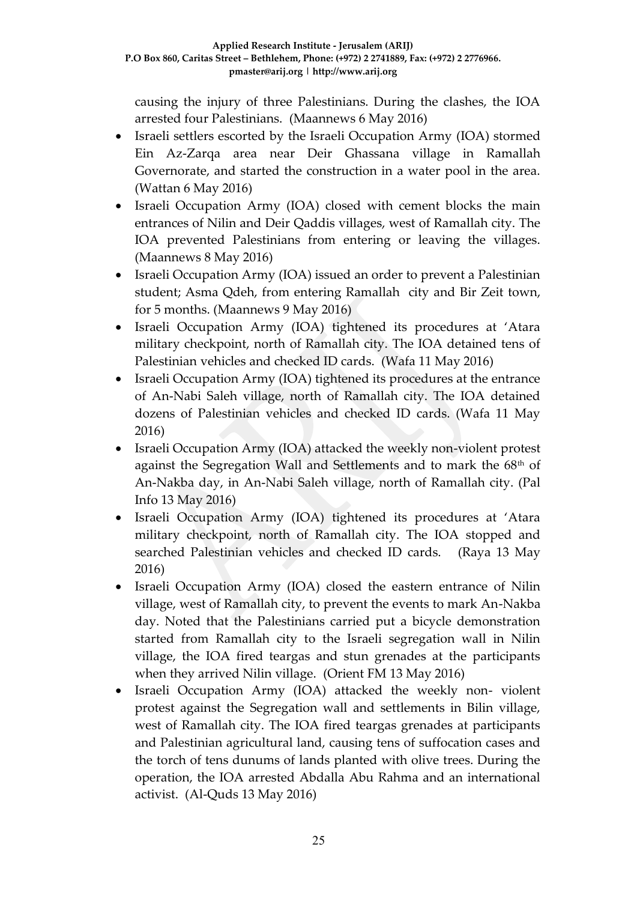causing the injury of three Palestinians. During the clashes, the IOA arrested four Palestinians. (Maannews 6 May 2016)

- Israeli settlers escorted by the Israeli Occupation Army (IOA) stormed Ein Az-Zarqa area near Deir Ghassana village in Ramallah Governorate, and started the construction in a water pool in the area. (Wattan 6 May 2016)
- Israeli Occupation Army (IOA) closed with cement blocks the main entrances of Nilin and Deir Qaddis villages, west of Ramallah city. The IOA prevented Palestinians from entering or leaving the villages. (Maannews 8 May 2016)
- Israeli Occupation Army (IOA) issued an order to prevent a Palestinian student; Asma Qdeh, from entering Ramallah city and Bir Zeit town, for 5 months. (Maannews 9 May 2016)
- Israeli Occupation Army (IOA) tightened its procedures at 'Atara military checkpoint, north of Ramallah city. The IOA detained tens of Palestinian vehicles and checked ID cards. (Wafa 11 May 2016)
- Israeli Occupation Army (IOA) tightened its procedures at the entrance of An-Nabi Saleh village, north of Ramallah city. The IOA detained dozens of Palestinian vehicles and checked ID cards. (Wafa 11 May 2016)
- Israeli Occupation Army (IOA) attacked the weekly non-violent protest against the Segregation Wall and Settlements and to mark the 68th of An-Nakba day, in An-Nabi Saleh village, north of Ramallah city. (Pal Info 13 May 2016)
- Israeli Occupation Army (IOA) tightened its procedures at 'Atara military checkpoint, north of Ramallah city. The IOA stopped and searched Palestinian vehicles and checked ID cards. (Raya 13 May 2016)
- Israeli Occupation Army (IOA) closed the eastern entrance of Nilin village, west of Ramallah city, to prevent the events to mark An-Nakba day. Noted that the Palestinians carried put a bicycle demonstration started from Ramallah city to the Israeli segregation wall in Nilin village, the IOA fired teargas and stun grenades at the participants when they arrived Nilin village. (Orient FM 13 May 2016)
- Israeli Occupation Army (IOA) attacked the weekly non- violent protest against the Segregation wall and settlements in Bilin village, west of Ramallah city. The IOA fired teargas grenades at participants and Palestinian agricultural land, causing tens of suffocation cases and the torch of tens dunums of lands planted with olive trees. During the operation, the IOA arrested Abdalla Abu Rahma and an international activist. (Al-Quds 13 May 2016)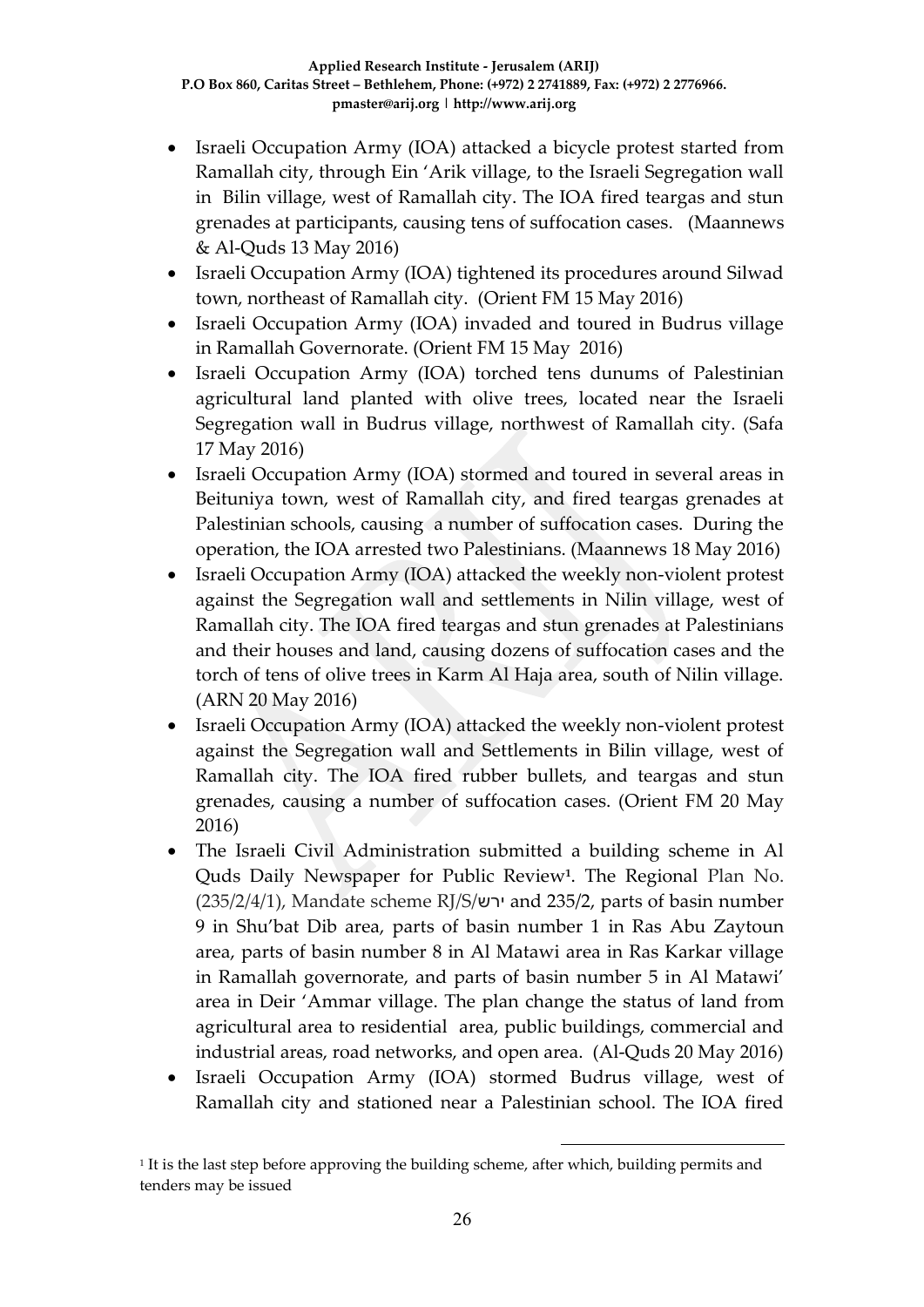- Israeli Occupation Army (IOA) attacked a bicycle protest started from Ramallah city, through Ein 'Arik village, to the Israeli Segregation wall in Bilin village, west of Ramallah city. The IOA fired teargas and stun grenades at participants, causing tens of suffocation cases. (Maannews & Al-Quds 13 May 2016)
- Israeli Occupation Army (IOA) tightened its procedures around Silwad town, northeast of Ramallah city. (Orient FM 15 May 2016)
- Israeli Occupation Army (IOA) invaded and toured in Budrus village in Ramallah Governorate. (Orient FM 15 May 2016)
- Israeli Occupation Army (IOA) torched tens dunums of Palestinian agricultural land planted with olive trees, located near the Israeli Segregation wall in Budrus village, northwest of Ramallah city. (Safa 17 May 2016)
- Israeli Occupation Army (IOA) stormed and toured in several areas in Beituniya town, west of Ramallah city, and fired teargas grenades at Palestinian schools, causing a number of suffocation cases. During the operation, the IOA arrested two Palestinians. (Maannews 18 May 2016)
- Israeli Occupation Army (IOA) attacked the weekly non-violent protest against the Segregation wall and settlements in Nilin village, west of Ramallah city. The IOA fired teargas and stun grenades at Palestinians and their houses and land, causing dozens of suffocation cases and the torch of tens of olive trees in Karm Al Haja area, south of Nilin village. (ARN 20 May 2016)
- Israeli Occupation Army (IOA) attacked the weekly non-violent protest against the Segregation wall and Settlements in Bilin village, west of Ramallah city. The IOA fired rubber bullets, and teargas and stun grenades, causing a number of suffocation cases. (Orient FM 20 May 2016)
- The Israeli Civil Administration submitted a building scheme in Al Quds Daily Newspaper for Public Review[1]. The Regional Plan No. (235/2/4/1), Mandate scheme RJ/S/ירש and 235/2, parts of basin number 9 in Shu'bat Dib area, parts of basin number 1 in Ras Abu Zaytoun area, parts of basin number 8 in Al Matawi area in Ras Karkar village in Ramallah governorate, and parts of basin number 5 in Al Matawi' area in Deir 'Ammar village. The plan change the status of land from agricultural area to residential area, public buildings, commercial and industrial areas, road networks, and open area. (Al-Quds 20 May 2016)
- Israeli Occupation Army (IOA) stormed Budrus village, west of Ramallah city and stationed near a Palestinian school. The IOA fired

[1] It is the last step before approving the building scheme, after which, building permits and tenders may be issued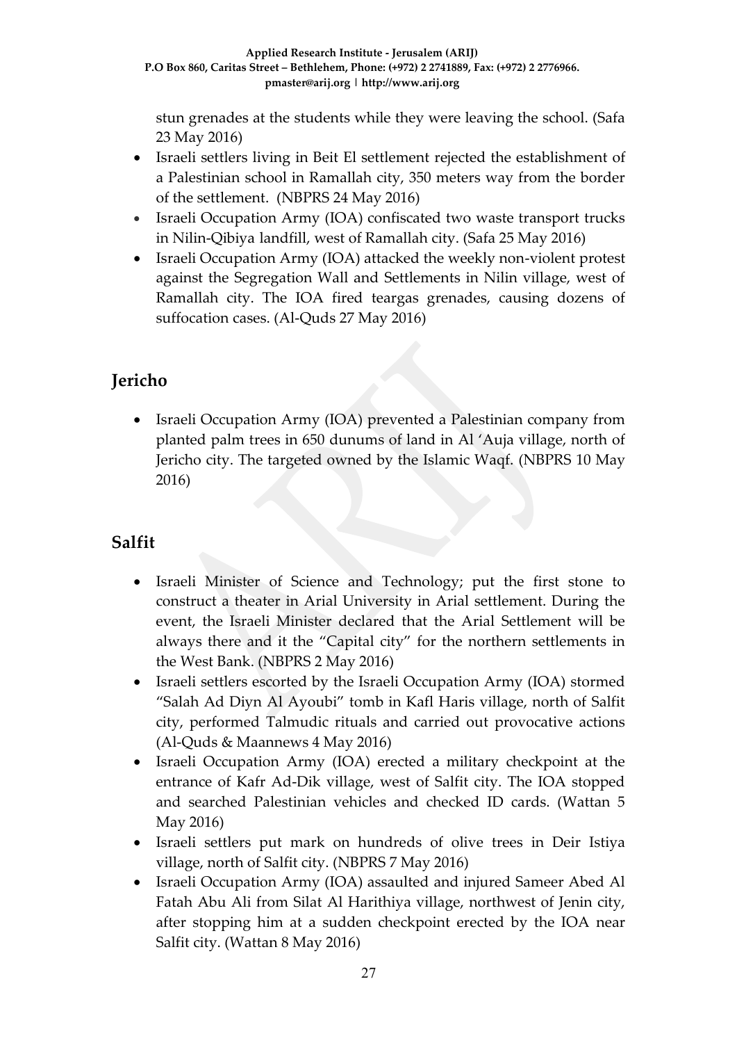stun grenades at the students while they were leaving the school. (Safa 23 May 2016)

- Israeli settlers living in Beit El settlement rejected the establishment of a Palestinian school in Ramallah city, 350 meters way from the border of the settlement. (NBPRS 24 May 2016)
- Israeli Occupation Army (IOA) confiscated two waste transport trucks in Nilin-Qibiya landfill, west of Ramallah city. (Safa 25 May 2016)
- Israeli Occupation Army (IOA) attacked the weekly non-violent protest against the Segregation Wall and Settlements in Nilin village, west of Ramallah city. The IOA fired teargas grenades, causing dozens of suffocation cases. (Al-Quds 27 May 2016)

## Jericho

- Israeli Occupation Army (IOA) prevented a Palestinian company from planted palm trees in 650 dunums of land in Al 'Auja village, north of Jericho city. The targeted owned by the Islamic Waqf. (NBPRS 10 May 2016)

## Salfit

- Israeli Minister of Science and Technology; put the first stone to construct a theater in Arial University in Arial settlement. During the event, the Israeli Minister declared that the Arial Settlement will be always there and it the "Capital city" for the northern settlements in the West Bank. (NBPRS 2 May 2016)
- Israeli settlers escorted by the Israeli Occupation Army (IOA) stormed "Salah Ad Diyn Al Ayoubi" tomb in Kafl Haris village, north of Salfit city, performed Talmudic rituals and carried out provocative actions (Al-Quds & Maannews 4 May 2016)
- Israeli Occupation Army (IOA) erected a military checkpoint at the entrance of Kafr Ad-Dik village, west of Salfit city. The IOA stopped and searched Palestinian vehicles and checked ID cards. (Wattan 5 May 2016)
- Israeli settlers put mark on hundreds of olive trees in Deir Istiya village, north of Salfit city. (NBPRS 7 May 2016)
- Israeli Occupation Army (IOA) assaulted and injured Sameer Abed Al Fatah Abu Ali from Silat Al Harithiya village, northwest of Jenin city, after stopping him at a sudden checkpoint erected by the IOA near Salfit city. (Wattan 8 May 2016)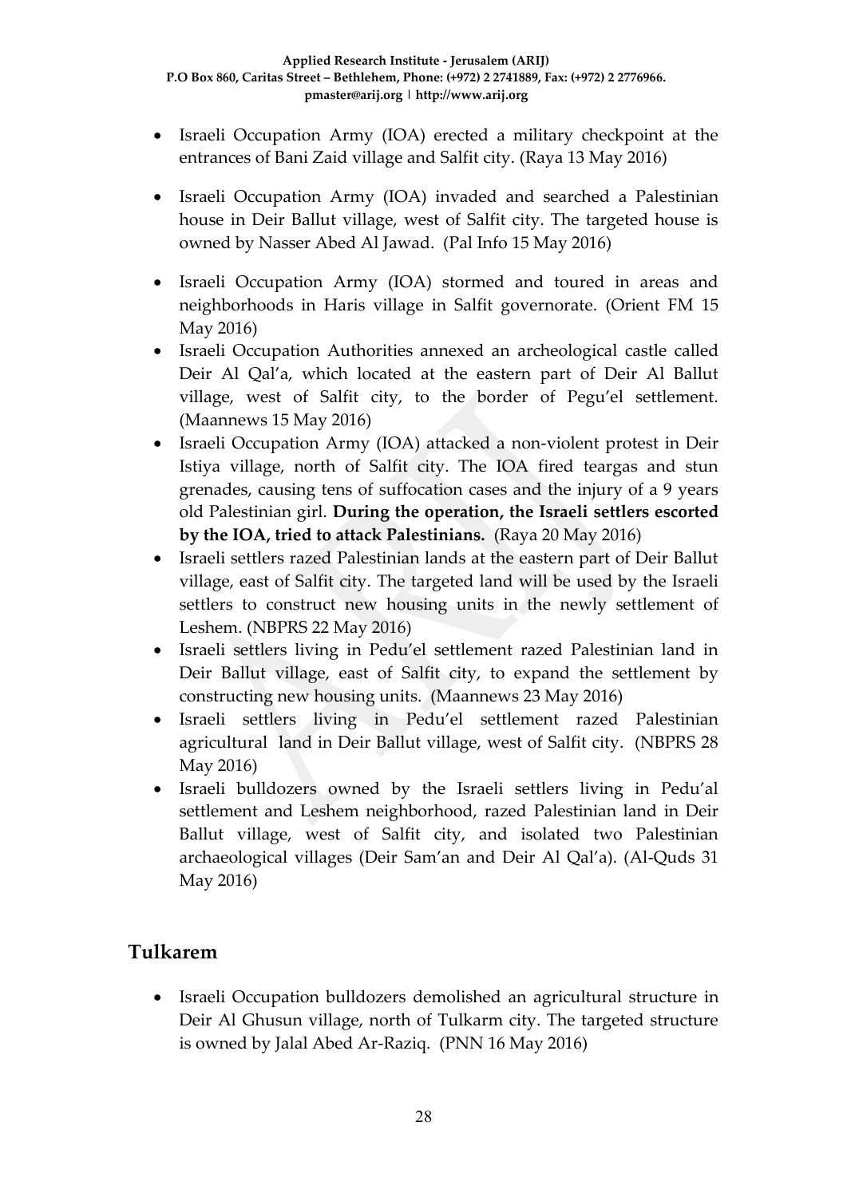- Israeli Occupation Army (IOA) erected a military checkpoint at the entrances of Bani Zaid village and Salfit city. (Raya 13 May 2016)
- Israeli Occupation Army (IOA) invaded and searched a Palestinian house in Deir Ballut village, west of Salfit city. The targeted house is owned by Nasser Abed Al Jawad. (Pal Info 15 May 2016)
- Israeli Occupation Army (IOA) stormed and toured in areas and neighborhoods in Haris village in Salfit governorate. (Orient FM 15 May 2016)
- Israeli Occupation Authorities annexed an archeological castle called Deir Al Qal'a, which located at the eastern part of Deir Al Ballut village, west of Salfit city, to the border of Pegu'el settlement. (Maannews 15 May 2016)
- Israeli Occupation Army (IOA) attacked a non-violent protest in Deir Istiya village, north of Salfit city. The IOA fired teargas and stun grenades, causing tens of suffocation cases and the injury of a 9 years old Palestinian girl. **During the operation, the Israeli settlers escorted by the IOA, tried to attack Palestinians.** (Raya 20 May 2016)
- Israeli settlers razed Palestinian lands at the eastern part of Deir Ballut village, east of Salfit city. The targeted land will be used by the Israeli settlers to construct new housing units in the newly settlement of Leshem. (NBPRS 22 May 2016)
- Israeli settlers living in Pedu'el settlement razed Palestinian land in Deir Ballut village, east of Salfit city, to expand the settlement by constructing new housing units. (Maannews 23 May 2016)
- Israeli settlers living in Pedu'el settlement razed Palestinian agricultural land in Deir Ballut village, west of Salfit city. (NBPRS 28 May 2016)
- Israeli bulldozers owned by the Israeli settlers living in Pedu'al settlement and Leshem neighborhood, razed Palestinian land in Deir Ballut village, west of Salfit city, and isolated two Palestinian archaeological villages (Deir Sam'an and Deir Al Qal'a). (Al-Quds 31 May 2016)

## Tulkarem

- Israeli Occupation bulldozers demolished an agricultural structure in Deir Al Ghusun village, north of Tulkarm city. The targeted structure is owned by Jalal Abed Ar-Raziq. (PNN 16 May 2016)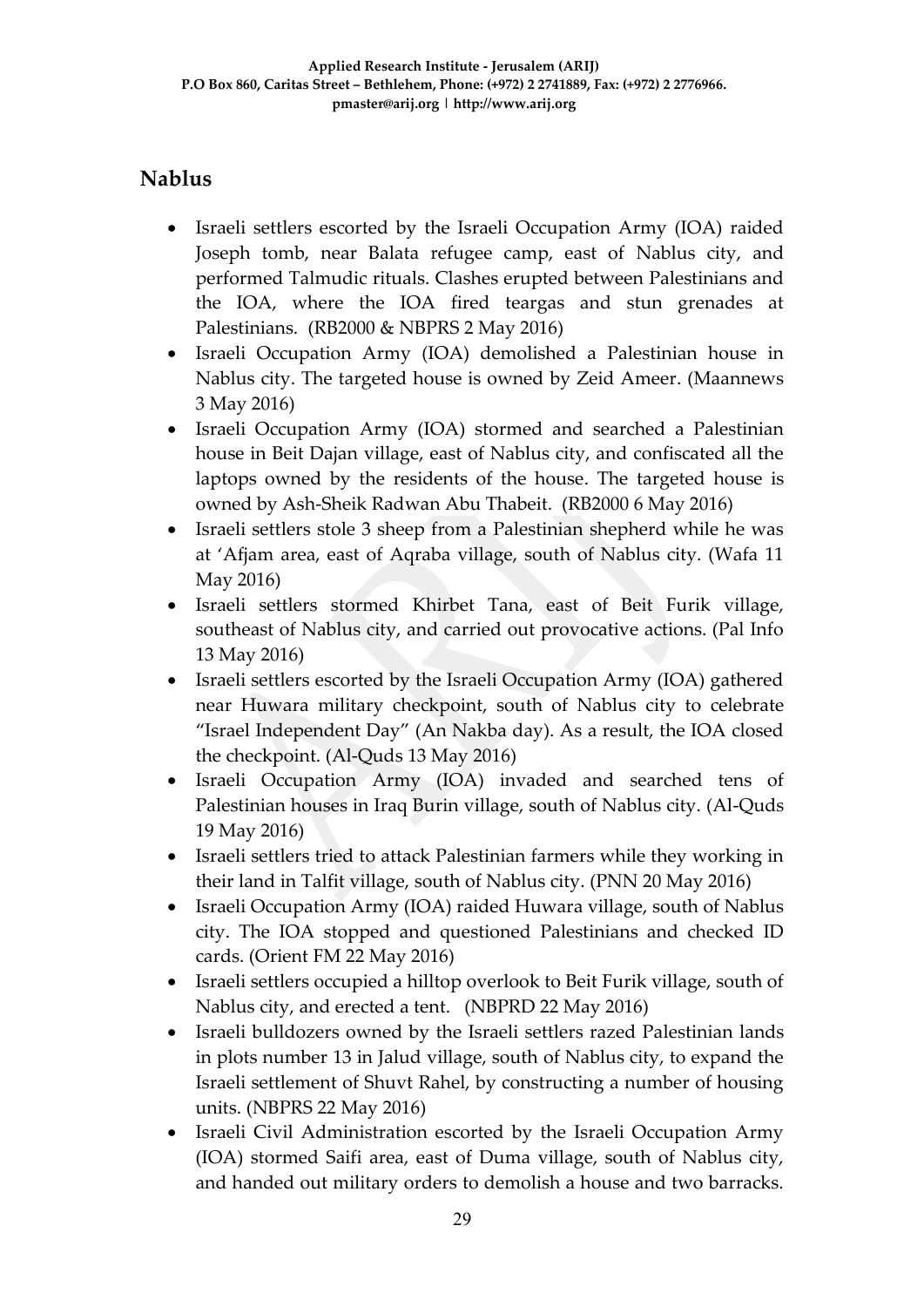## Nablus

- Israeli settlers escorted by the Israeli Occupation Army (IOA) raided Joseph tomb, near Balata refugee camp, east of Nablus city, and performed Talmudic rituals. Clashes erupted between Palestinians and the IOA, where the IOA fired teargas and stun grenades at Palestinians. (RB2000 & NBPRS 2 May 2016)
- Israeli Occupation Army (IOA) demolished a Palestinian house in Nablus city. The targeted house is owned by Zeid Ameer. (Maannews 3 May 2016)
- Israeli Occupation Army (IOA) stormed and searched a Palestinian house in Beit Dajan village, east of Nablus city, and confiscated all the laptops owned by the residents of the house. The targeted house is owned by Ash-Sheik Radwan Abu Thabeit. (RB2000 6 May 2016)
- Israeli settlers stole 3 sheep from a Palestinian shepherd while he was at 'Afjam area, east of Aqraba village, south of Nablus city. (Wafa 11 May 2016)
- Israeli settlers stormed Khirbet Tana, east of Beit Furik village, southeast of Nablus city, and carried out provocative actions. (Pal Info 13 May 2016)
- Israeli settlers escorted by the Israeli Occupation Army (IOA) gathered near Huwara military checkpoint, south of Nablus city to celebrate "Israel Independent Day" (An Nakba day). As a result, the IOA closed the checkpoint. (Al-Quds 13 May 2016)
- Israeli Occupation Army (IOA) invaded and searched tens of Palestinian houses in Iraq Burin village, south of Nablus city. (Al-Quds 19 May 2016)
- Israeli settlers tried to attack Palestinian farmers while they working in their land in Talfit village, south of Nablus city. (PNN 20 May 2016)
- Israeli Occupation Army (IOA) raided Huwara village, south of Nablus city. The IOA stopped and questioned Palestinians and checked ID cards. (Orient FM 22 May 2016)
- Israeli settlers occupied a hilltop overlook to Beit Furik village, south of Nablus city, and erected a tent. (NBPRD 22 May 2016)
- Israeli bulldozers owned by the Israeli settlers razed Palestinian lands in plots number 13 in Jalud village, south of Nablus city, to expand the Israeli settlement of Shuvt Rahel, by constructing a number of housing units. (NBPRS 22 May 2016)
- Israeli Civil Administration escorted by the Israeli Occupation Army (IOA) stormed Saifi area, east of Duma village, south of Nablus city, and handed out military orders to demolish a house and two barracks.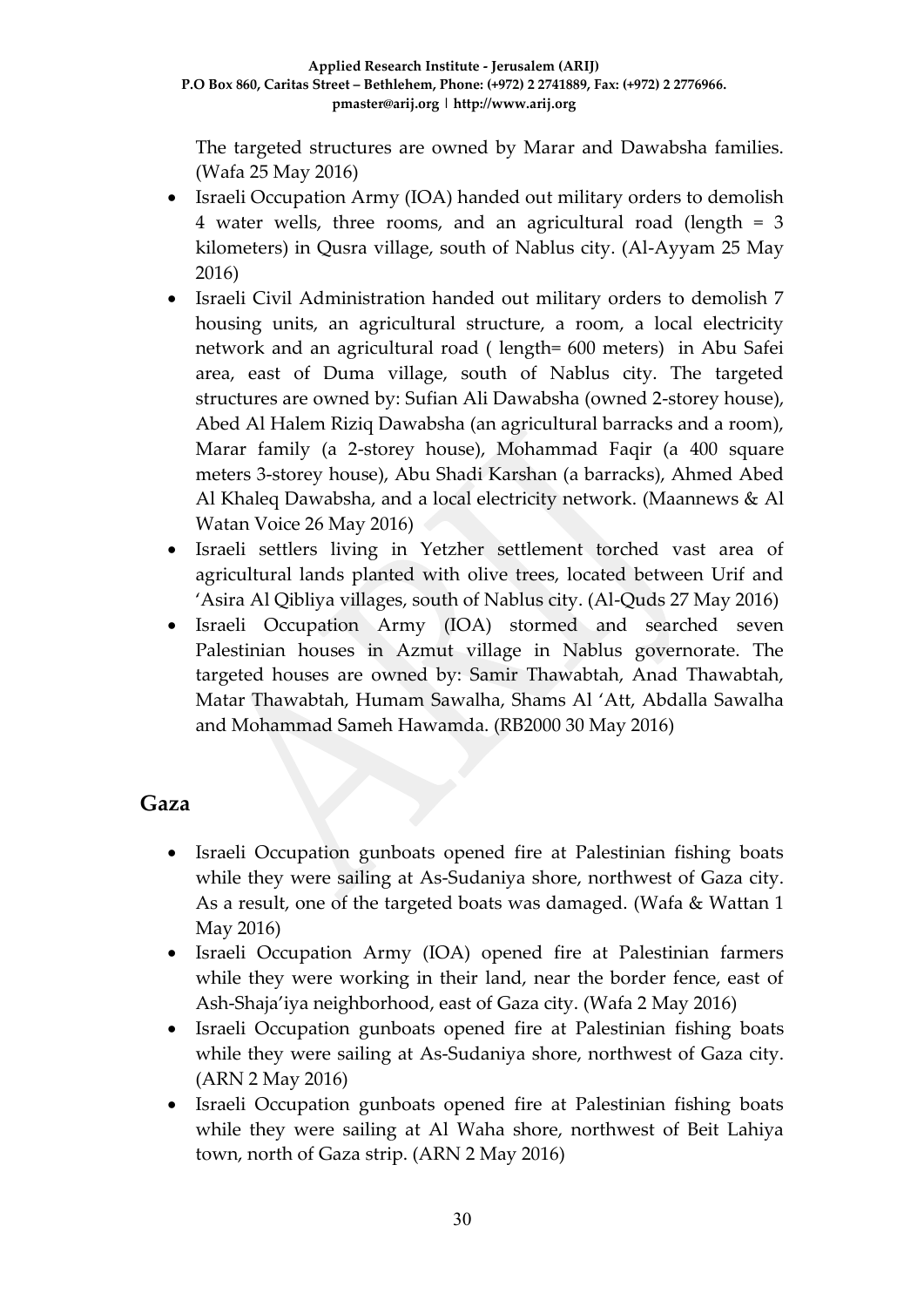The targeted structures are owned by Marar and Dawabsha families. (Wafa 25 May 2016)

- Israeli Occupation Army (IOA) handed out military orders to demolish 4 water wells, three rooms, and an agricultural road (length = 3 kilometers) in Qusra village, south of Nablus city. (Al-Ayyam 25 May 2016)
- Israeli Civil Administration handed out military orders to demolish 7 housing units, an agricultural structure, a room, a local electricity network and an agricultural road ( length= 600 meters) in Abu Safei area, east of Duma village, south of Nablus city. The targeted structures are owned by: Sufian Ali Dawabsha (owned 2-storey house), Abed Al Halem Riziq Dawabsha (an agricultural barracks and a room), Marar family (a 2-storey house), Mohammad Faqir (a 400 square meters 3-storey house), Abu Shadi Karshan (a barracks), Ahmed Abed Al Khaleq Dawabsha, and a local electricity network. (Maannews & Al Watan Voice 26 May 2016)
- Israeli settlers living in Yetzher settlement torched vast area of agricultural lands planted with olive trees, located between Urif and 'Asira Al Qibliya villages, south of Nablus city. (Al-Quds 27 May 2016)
- Israeli Occupation Army (IOA) stormed and searched seven Palestinian houses in Azmut village in Nablus governorate. The targeted houses are owned by: Samir Thawabtah, Anad Thawabtah, Matar Thawabtah, Humam Sawalha, Shams Al 'Att, Abdalla Sawalha and Mohammad Sameh Hawamda. (RB2000 30 May 2016)

## Gaza

- Israeli Occupation gunboats opened fire at Palestinian fishing boats while they were sailing at As-Sudaniya shore, northwest of Gaza city. As a result, one of the targeted boats was damaged. (Wafa & Wattan 1 May 2016)
- Israeli Occupation Army (IOA) opened fire at Palestinian farmers while they were working in their land, near the border fence, east of Ash-Shaja'iya neighborhood, east of Gaza city. (Wafa 2 May 2016)
- Israeli Occupation gunboats opened fire at Palestinian fishing boats while they were sailing at As-Sudaniya shore, northwest of Gaza city. (ARN 2 May 2016)
- Israeli Occupation gunboats opened fire at Palestinian fishing boats while they were sailing at Al Waha shore, northwest of Beit Lahiya town, north of Gaza strip. (ARN 2 May 2016)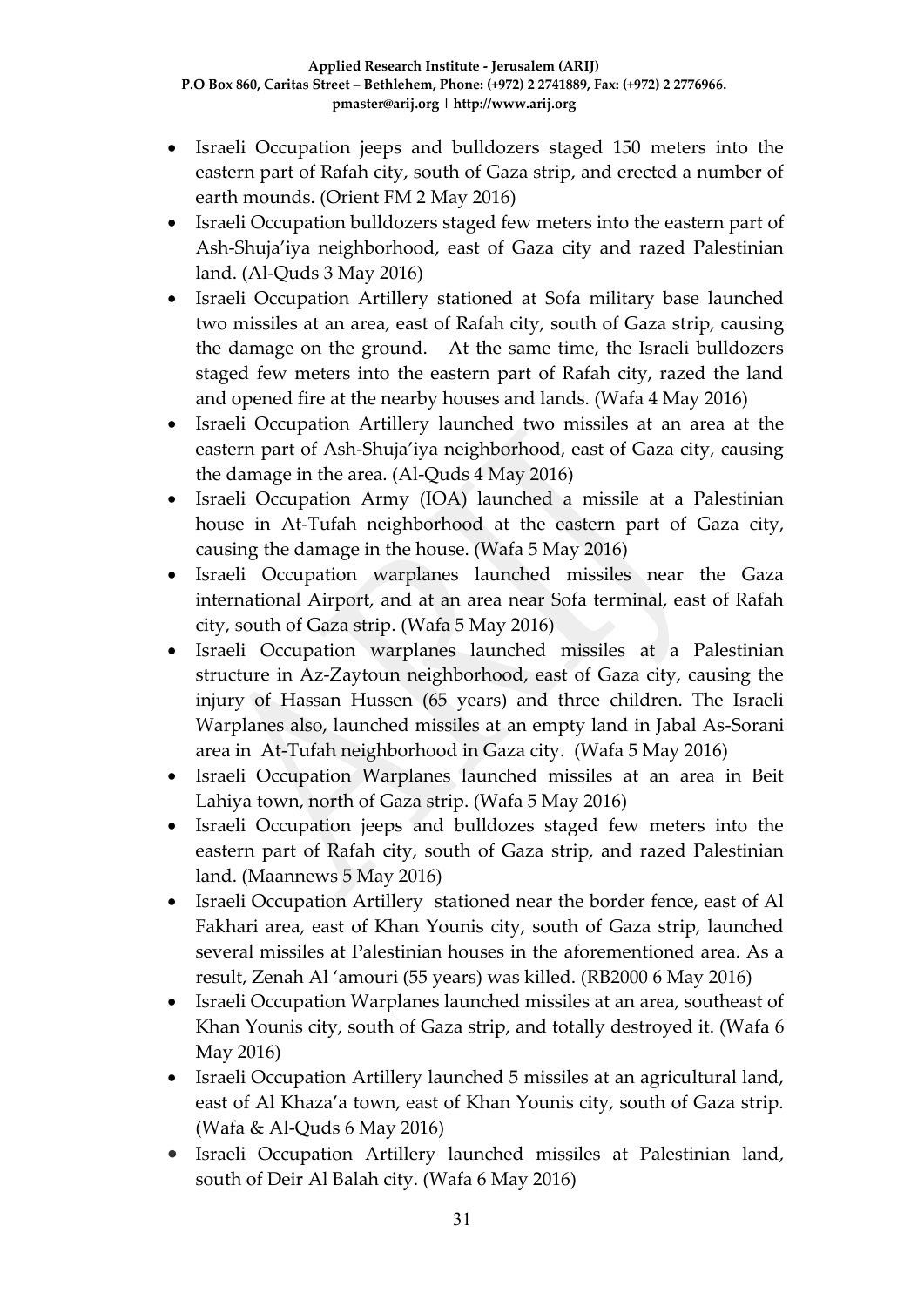- Israeli Occupation jeeps and bulldozers staged 150 meters into the eastern part of Rafah city, south of Gaza strip, and erected a number of earth mounds. (Orient FM 2 May 2016)
- Israeli Occupation bulldozers staged few meters into the eastern part of Ash-Shuja'iya neighborhood, east of Gaza city and razed Palestinian land. (Al-Quds 3 May 2016)
- Israeli Occupation Artillery stationed at Sofa military base launched two missiles at an area, east of Rafah city, south of Gaza strip, causing the damage on the ground. At the same time, the Israeli bulldozers staged few meters into the eastern part of Rafah city, razed the land and opened fire at the nearby houses and lands. (Wafa 4 May 2016)
- Israeli Occupation Artillery launched two missiles at an area at the eastern part of Ash-Shuja'iya neighborhood, east of Gaza city, causing the damage in the area. (Al-Quds 4 May 2016)
- Israeli Occupation Army (IOA) launched a missile at a Palestinian house in At-Tufah neighborhood at the eastern part of Gaza city, causing the damage in the house. (Wafa 5 May 2016)
- Israeli Occupation warplanes launched missiles near the Gaza international Airport, and at an area near Sofa terminal, east of Rafah city, south of Gaza strip. (Wafa 5 May 2016)
- Israeli Occupation warplanes launched missiles at a Palestinian structure in Az-Zaytoun neighborhood, east of Gaza city, causing the injury of Hassan Hussen (65 years) and three children. The Israeli Warplanes also, launched missiles at an empty land in Jabal As-Sorani area in At-Tufah neighborhood in Gaza city. (Wafa 5 May 2016)
- Israeli Occupation Warplanes launched missiles at an area in Beit Lahiya town, north of Gaza strip. (Wafa 5 May 2016)
- Israeli Occupation jeeps and bulldozes staged few meters into the eastern part of Rafah city, south of Gaza strip, and razed Palestinian land. (Maannews 5 May 2016)
- Israeli Occupation Artillery stationed near the border fence, east of Al Fakhari area, east of Khan Younis city, south of Gaza strip, launched several missiles at Palestinian houses in the aforementioned area. As a result, Zenah Al 'amouri (55 years) was killed. (RB2000 6 May 2016)
- Israeli Occupation Warplanes launched missiles at an area, southeast of Khan Younis city, south of Gaza strip, and totally destroyed it. (Wafa 6 May 2016)
- Israeli Occupation Artillery launched 5 missiles at an agricultural land, east of Al Khaza'a town, east of Khan Younis city, south of Gaza strip. (Wafa & Al-Quds 6 May 2016)
- Israeli Occupation Artillery launched missiles at Palestinian land, south of Deir Al Balah city. (Wafa 6 May 2016)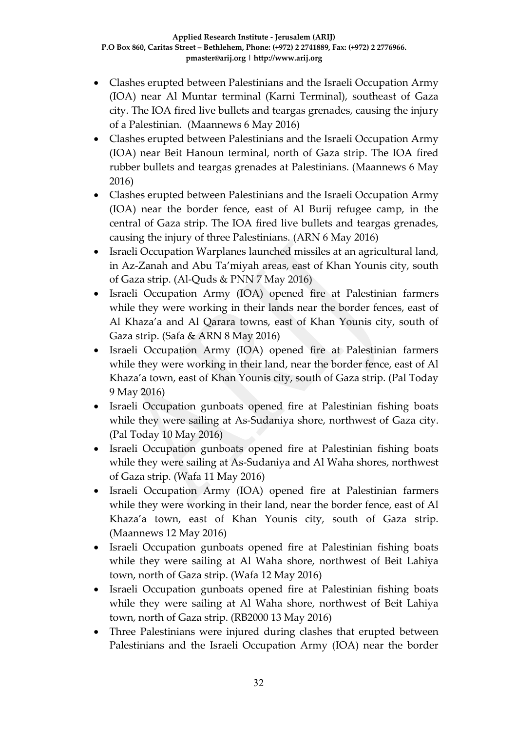- Clashes erupted between Palestinians and the Israeli Occupation Army (IOA) near Al Muntar terminal (Karni Terminal), southeast of Gaza city. The IOA fired live bullets and teargas grenades, causing the injury of a Palestinian. (Maannews 6 May 2016)
- Clashes erupted between Palestinians and the Israeli Occupation Army (IOA) near Beit Hanoun terminal, north of Gaza strip. The IOA fired rubber bullets and teargas grenades at Palestinians. (Maannews 6 May 2016)
- Clashes erupted between Palestinians and the Israeli Occupation Army (IOA) near the border fence, east of Al Burij refugee camp, in the central of Gaza strip. The IOA fired live bullets and teargas grenades, causing the injury of three Palestinians. (ARN 6 May 2016)
- Israeli Occupation Warplanes launched missiles at an agricultural land, in Az-Zanah and Abu Ta'miyah areas, east of Khan Younis city, south of Gaza strip. (Al-Quds & PNN 7 May 2016)
- Israeli Occupation Army (IOA) opened fire at Palestinian farmers while they were working in their lands near the border fences, east of Al Khaza'a and Al Qarara towns, east of Khan Younis city, south of Gaza strip. (Safa & ARN 8 May 2016)
- Israeli Occupation Army (IOA) opened fire at Palestinian farmers while they were working in their land, near the border fence, east of Al Khaza'a town, east of Khan Younis city, south of Gaza strip. (Pal Today 9 May 2016)
- Israeli Occupation gunboats opened fire at Palestinian fishing boats while they were sailing at As-Sudaniya shore, northwest of Gaza city. (Pal Today 10 May 2016)
- Israeli Occupation gunboats opened fire at Palestinian fishing boats while they were sailing at As-Sudaniya and Al Waha shores, northwest of Gaza strip. (Wafa 11 May 2016)
- Israeli Occupation Army (IOA) opened fire at Palestinian farmers while they were working in their land, near the border fence, east of Al Khaza'a town, east of Khan Younis city, south of Gaza strip. (Maannews 12 May 2016)
- Israeli Occupation gunboats opened fire at Palestinian fishing boats while they were sailing at Al Waha shore, northwest of Beit Lahiya town, north of Gaza strip. (Wafa 12 May 2016)
- Israeli Occupation gunboats opened fire at Palestinian fishing boats while they were sailing at Al Waha shore, northwest of Beit Lahiya town, north of Gaza strip. (RB2000 13 May 2016)
- Three Palestinians were injured during clashes that erupted between Palestinians and the Israeli Occupation Army (IOA) near the border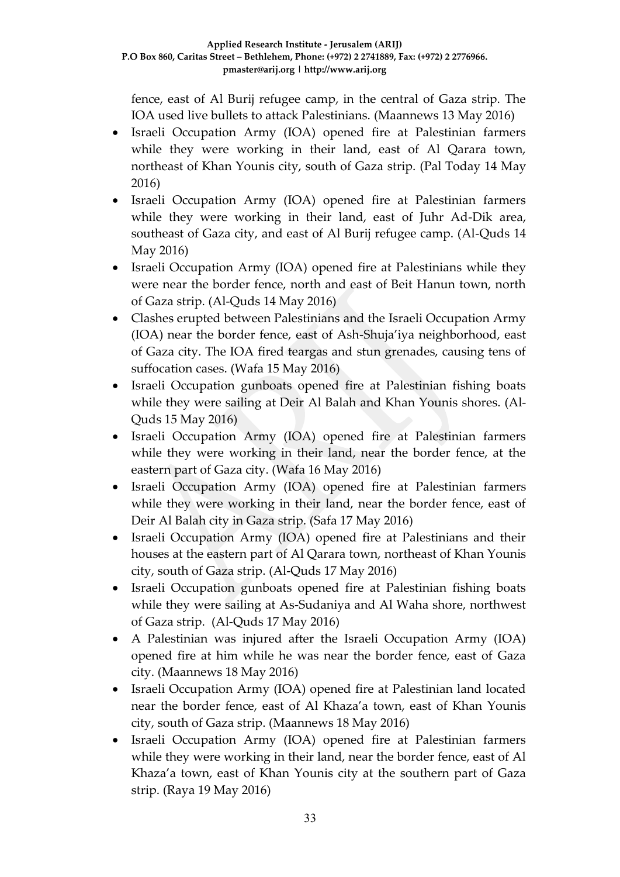fence, east of Al Burij refugee camp, in the central of Gaza strip. The IOA used live bullets to attack Palestinians. (Maannews 13 May 2016)

- Israeli Occupation Army (IOA) opened fire at Palestinian farmers while they were working in their land, east of Al Qarara town, northeast of Khan Younis city, south of Gaza strip. (Pal Today 14 May 2016)
- Israeli Occupation Army (IOA) opened fire at Palestinian farmers while they were working in their land, east of Juhr Ad-Dik area, southeast of Gaza city, and east of Al Burij refugee camp. (Al-Quds 14 May 2016)
- Israeli Occupation Army (IOA) opened fire at Palestinians while they were near the border fence, north and east of Beit Hanun town, north of Gaza strip. (Al-Quds 14 May 2016)
- Clashes erupted between Palestinians and the Israeli Occupation Army (IOA) near the border fence, east of Ash-Shuja'iya neighborhood, east of Gaza city. The IOA fired teargas and stun grenades, causing tens of suffocation cases. (Wafa 15 May 2016)
- Israeli Occupation gunboats opened fire at Palestinian fishing boats while they were sailing at Deir Al Balah and Khan Younis shores. (Al-Quds 15 May 2016)
- Israeli Occupation Army (IOA) opened fire at Palestinian farmers while they were working in their land, near the border fence, at the eastern part of Gaza city. (Wafa 16 May 2016)
- Israeli Occupation Army (IOA) opened fire at Palestinian farmers while they were working in their land, near the border fence, east of Deir Al Balah city in Gaza strip. (Safa 17 May 2016)
- Israeli Occupation Army (IOA) opened fire at Palestinians and their houses at the eastern part of Al Qarara town, northeast of Khan Younis city, south of Gaza strip. (Al-Quds 17 May 2016)
- Israeli Occupation gunboats opened fire at Palestinian fishing boats while they were sailing at As-Sudaniya and Al Waha shore, northwest of Gaza strip. (Al-Quds 17 May 2016)
- A Palestinian was injured after the Israeli Occupation Army (IOA) opened fire at him while he was near the border fence, east of Gaza city. (Maannews 18 May 2016)
- Israeli Occupation Army (IOA) opened fire at Palestinian land located near the border fence, east of Al Khaza'a town, east of Khan Younis city, south of Gaza strip. (Maannews 18 May 2016)
- Israeli Occupation Army (IOA) opened fire at Palestinian farmers while they were working in their land, near the border fence, east of Al Khaza'a town, east of Khan Younis city at the southern part of Gaza strip. (Raya 19 May 2016)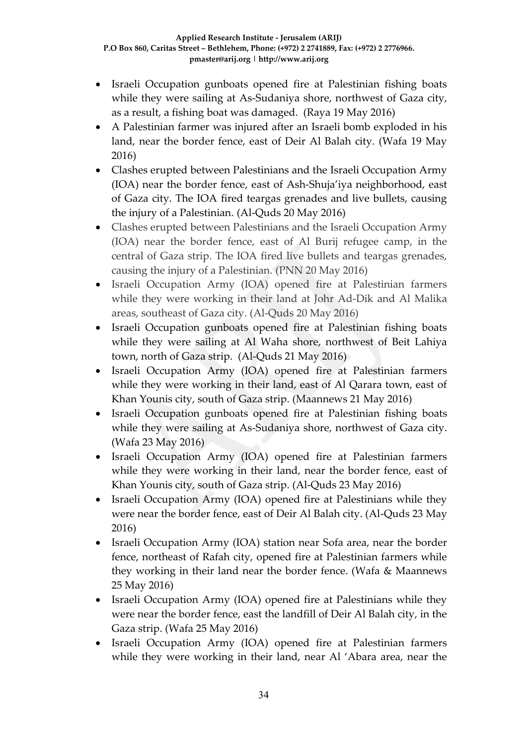- Israeli Occupation gunboats opened fire at Palestinian fishing boats while they were sailing at As-Sudaniya shore, northwest of Gaza city, as a result, a fishing boat was damaged. (Raya 19 May 2016)
- A Palestinian farmer was injured after an Israeli bomb exploded in his land, near the border fence, east of Deir Al Balah city. (Wafa 19 May 2016)
- Clashes erupted between Palestinians and the Israeli Occupation Army (IOA) near the border fence, east of Ash-Shuja'iya neighborhood, east of Gaza city. The IOA fired teargas grenades and live bullets, causing the injury of a Palestinian. (Al-Quds 20 May 2016)
- Clashes erupted between Palestinians and the Israeli Occupation Army (IOA) near the border fence, east of Al Burij refugee camp, in the central of Gaza strip. The IOA fired live bullets and teargas grenades, causing the injury of a Palestinian. (PNN 20 May 2016)
- Israeli Occupation Army (IOA) opened fire at Palestinian farmers while they were working in their land at Johr Ad-Dik and Al Malika areas, southeast of Gaza city. (Al-Quds 20 May 2016)
- Israeli Occupation gunboats opened fire at Palestinian fishing boats while they were sailing at Al Waha shore, northwest of Beit Lahiya town, north of Gaza strip. (Al-Quds 21 May 2016)
- Israeli Occupation Army (IOA) opened fire at Palestinian farmers while they were working in their land, east of Al Qarara town, east of Khan Younis city, south of Gaza strip. (Maannews 21 May 2016)
- Israeli Occupation gunboats opened fire at Palestinian fishing boats while they were sailing at As-Sudaniya shore, northwest of Gaza city. (Wafa 23 May 2016)
- Israeli Occupation Army (IOA) opened fire at Palestinian farmers while they were working in their land, near the border fence, east of Khan Younis city, south of Gaza strip. (Al-Quds 23 May 2016)
- Israeli Occupation Army (IOA) opened fire at Palestinians while they were near the border fence, east of Deir Al Balah city. (Al-Quds 23 May 2016)
- Israeli Occupation Army (IOA) station near Sofa area, near the border fence, northeast of Rafah city, opened fire at Palestinian farmers while they working in their land near the border fence. (Wafa & Maannews 25 May 2016)
- Israeli Occupation Army (IOA) opened fire at Palestinians while they were near the border fence, east the landfill of Deir Al Balah city, in the Gaza strip. (Wafa 25 May 2016)
- Israeli Occupation Army (IOA) opened fire at Palestinian farmers while they were working in their land, near Al 'Abara area, near the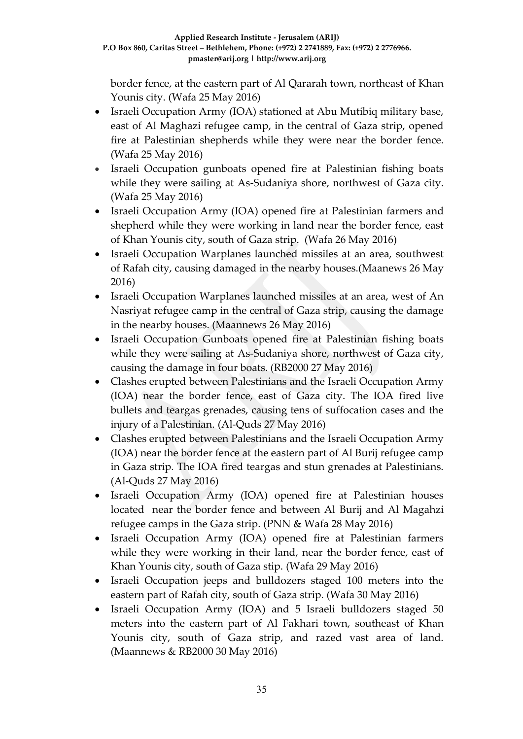border fence, at the eastern part of Al Qararah town, northeast of Khan Younis city. (Wafa 25 May 2016)

- Israeli Occupation Army (IOA) stationed at Abu Mutibiq military base, east of Al Maghazi refugee camp, in the central of Gaza strip, opened fire at Palestinian shepherds while they were near the border fence. (Wafa 25 May 2016)
- Israeli Occupation gunboats opened fire at Palestinian fishing boats while they were sailing at As-Sudaniya shore, northwest of Gaza city. (Wafa 25 May 2016)
- Israeli Occupation Army (IOA) opened fire at Palestinian farmers and shepherd while they were working in land near the border fence, east of Khan Younis city, south of Gaza strip. (Wafa 26 May 2016)
- Israeli Occupation Warplanes launched missiles at an area, southwest of Rafah city, causing damaged in the nearby houses.(Maanews 26 May 2016)
- Israeli Occupation Warplanes launched missiles at an area, west of An Nasriyat refugee camp in the central of Gaza strip, causing the damage in the nearby houses. (Maannews 26 May 2016)
- Israeli Occupation Gunboats opened fire at Palestinian fishing boats while they were sailing at As-Sudaniya shore, northwest of Gaza city, causing the damage in four boats. (RB2000 27 May 2016)
- Clashes erupted between Palestinians and the Israeli Occupation Army (IOA) near the border fence, east of Gaza city. The IOA fired live bullets and teargas grenades, causing tens of suffocation cases and the injury of a Palestinian. (Al-Quds 27 May 2016)
- Clashes erupted between Palestinians and the Israeli Occupation Army (IOA) near the border fence at the eastern part of Al Burij refugee camp in Gaza strip. The IOA fired teargas and stun grenades at Palestinians. (Al-Quds 27 May 2016)
- Israeli Occupation Army (IOA) opened fire at Palestinian houses located near the border fence and between Al Burij and Al Magahzi refugee camps in the Gaza strip. (PNN & Wafa 28 May 2016)
- Israeli Occupation Army (IOA) opened fire at Palestinian farmers while they were working in their land, near the border fence, east of Khan Younis city, south of Gaza stip. (Wafa 29 May 2016)
- Israeli Occupation jeeps and bulldozers staged 100 meters into the eastern part of Rafah city, south of Gaza strip. (Wafa 30 May 2016)
- Israeli Occupation Army (IOA) and 5 Israeli bulldozers staged 50 meters into the eastern part of Al Fakhari town, southeast of Khan Younis city, south of Gaza strip, and razed vast area of land. (Maannews & RB2000 30 May 2016)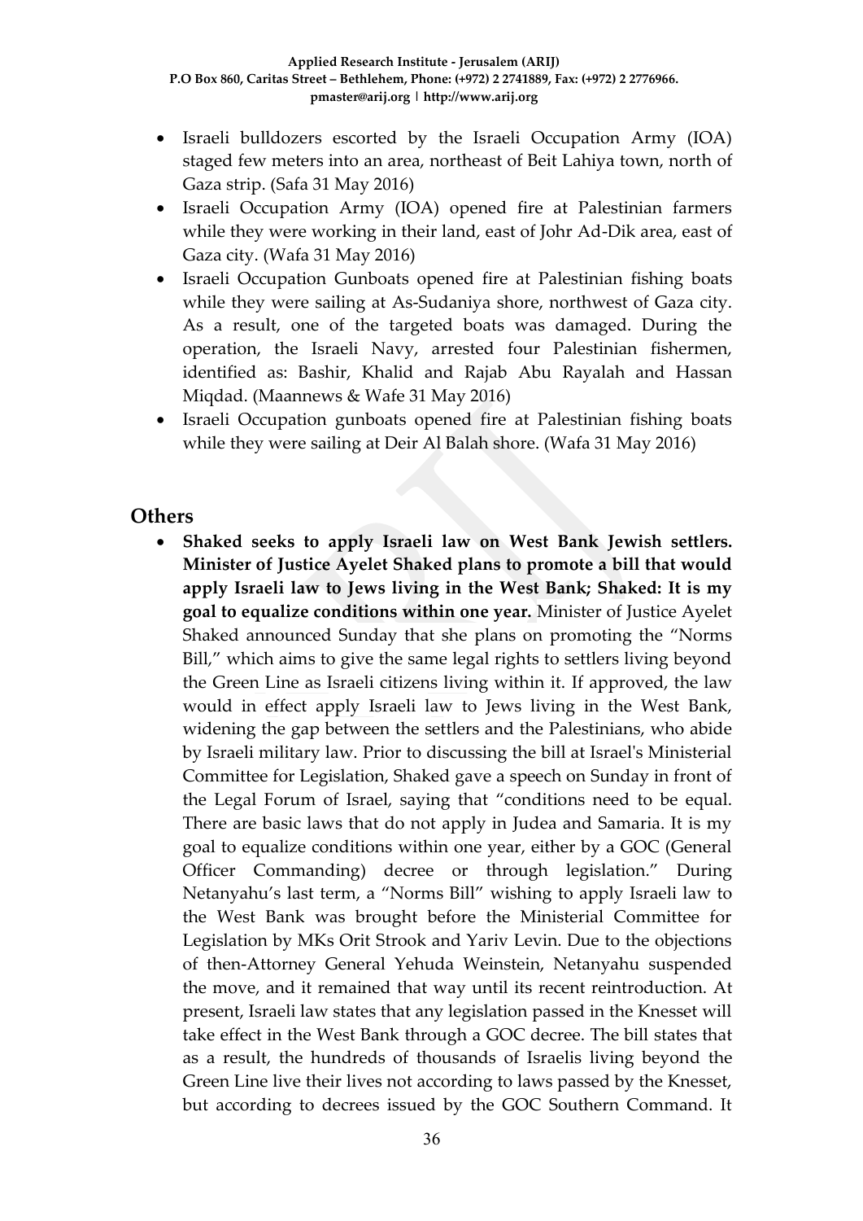- Israeli bulldozers escorted by the Israeli Occupation Army (IOA) staged few meters into an area, northeast of Beit Lahiya town, north of Gaza strip. (Safa 31 May 2016)
- Israeli Occupation Army (IOA) opened fire at Palestinian farmers while they were working in their land, east of Johr Ad-Dik area, east of Gaza city. (Wafa 31 May 2016)
- Israeli Occupation Gunboats opened fire at Palestinian fishing boats while they were sailing at As-Sudaniya shore, northwest of Gaza city. As a result, one of the targeted boats was damaged. During the operation, the Israeli Navy, arrested four Palestinian fishermen, identified as: Bashir, Khalid and Rajab Abu Rayalah and Hassan Miqdad. (Maannews & Wafe 31 May 2016)
- Israeli Occupation gunboats opened fire at Palestinian fishing boats while they were sailing at Deir Al Balah shore. (Wafa 31 May 2016)

## Others

- **Shaked seeks to apply Israeli law on West Bank Jewish settlers. Minister of Justice Ayelet Shaked plans to promote a bill that would apply Israeli law to Jews living in the West Bank; Shaked: It is my goal to equalize conditions within one year.** Minister of Justice Ayelet Shaked announced Sunday that she plans on promoting the "Norms Bill," which aims to give the same legal rights to settlers living beyond the Green Line as Israeli citizens living within it. If approved, the law would in effect apply Israeli law to Jews living in the West Bank, widening the gap between the settlers and the Palestinians, who abide by Israeli military law. Prior to discussing the bill at Israel's Ministerial Committee for Legislation, Shaked gave a speech on Sunday in front of the Legal Forum of Israel, saying that "conditions need to be equal. There are basic laws that do not apply in Judea and Samaria. It is my goal to equalize conditions within one year, either by a GOC (General Officer Commanding) decree or through legislation." During Netanyahu's last term, a "Norms Bill" wishing to apply Israeli law to the West Bank was brought before the Ministerial Committee for Legislation by MKs Orit Strook and Yariv Levin. Due to the objections of then-Attorney General Yehuda Weinstein, Netanyahu suspended the move, and it remained that way until its recent reintroduction. At present, Israeli law states that any legislation passed in the Knesset will take effect in the West Bank through a GOC decree. The bill states that as a result, the hundreds of thousands of Israelis living beyond the Green Line live their lives not according to laws passed by the Knesset, but according to decrees issued by the GOC Southern Command. It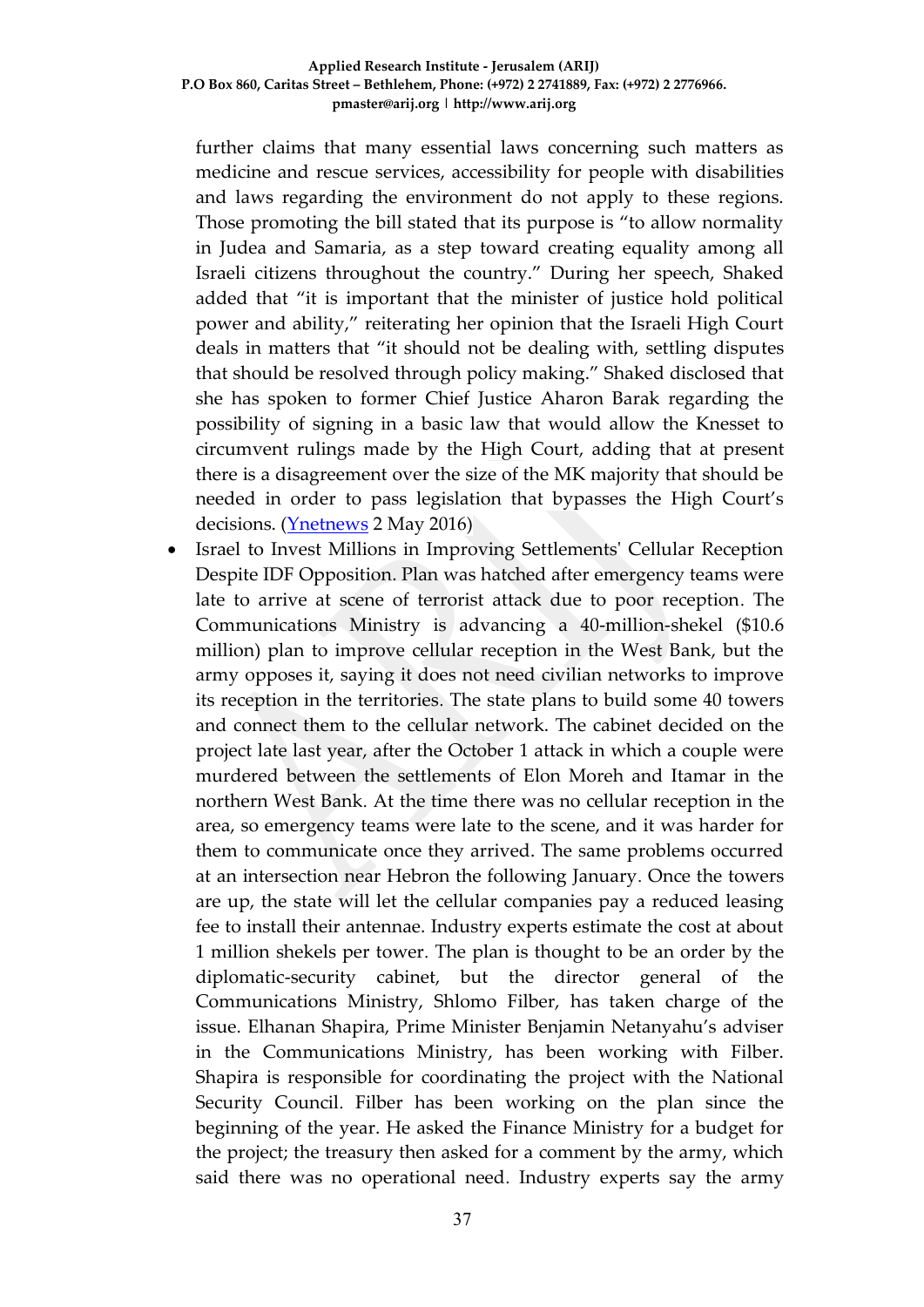further claims that many essential laws concerning such matters as medicine and rescue services, accessibility for people with disabilities and laws regarding the environment do not apply to these regions. Those promoting the bill stated that its purpose is "to allow normality in Judea and Samaria, as a step toward creating equality among all Israeli citizens throughout the country." During her speech, Shaked added that "it is important that the minister of justice hold political power and ability," reiterating her opinion that the Israeli High Court deals in matters that "it should not be dealing with, settling disputes that should be resolved through policy making." Shaked disclosed that she has spoken to former Chief Justice Aharon Barak regarding the possibility of signing in a basic law that would allow the Knesset to circumvent rulings made by the High Court, adding that at present there is a disagreement over the size of the MK majority that should be needed in order to pass legislation that bypasses the High Court's decisions. (Ynetnews 2 May 2016)

- Israel to Invest Millions in Improving Settlements' Cellular Reception Despite IDF Opposition. Plan was hatched after emergency teams were late to arrive at scene of terrorist attack due to poor reception. The Communications Ministry is advancing a 40-million-shekel ($10.6 million) plan to improve cellular reception in the West Bank, but the army opposes it, saying it does not need civilian networks to improve its reception in the territories. The state plans to build some 40 towers and connect them to the cellular network. The cabinet decided on the project late last year, after the October 1 attack in which a couple were murdered between the settlements of Elon Moreh and Itamar in the northern West Bank. At the time there was no cellular reception in the area, so emergency teams were late to the scene, and it was harder for them to communicate once they arrived. The same problems occurred at an intersection near Hebron the following January. Once the towers are up, the state will let the cellular companies pay a reduced leasing fee to install their antennae. Industry experts estimate the cost at about 1 million shekels per tower. The plan is thought to be an order by the diplomatic-security cabinet, but the director general of the Communications Ministry, Shlomo Filber, has taken charge of the issue. Elhanan Shapira, Prime Minister Benjamin Netanyahu's adviser in the Communications Ministry, has been working with Filber. Shapira is responsible for coordinating the project with the National Security Council. Filber has been working on the plan since the beginning of the year. He asked the Finance Ministry for a budget for the project; the treasury then asked for a comment by the army, which said there was no operational need. Industry experts say the army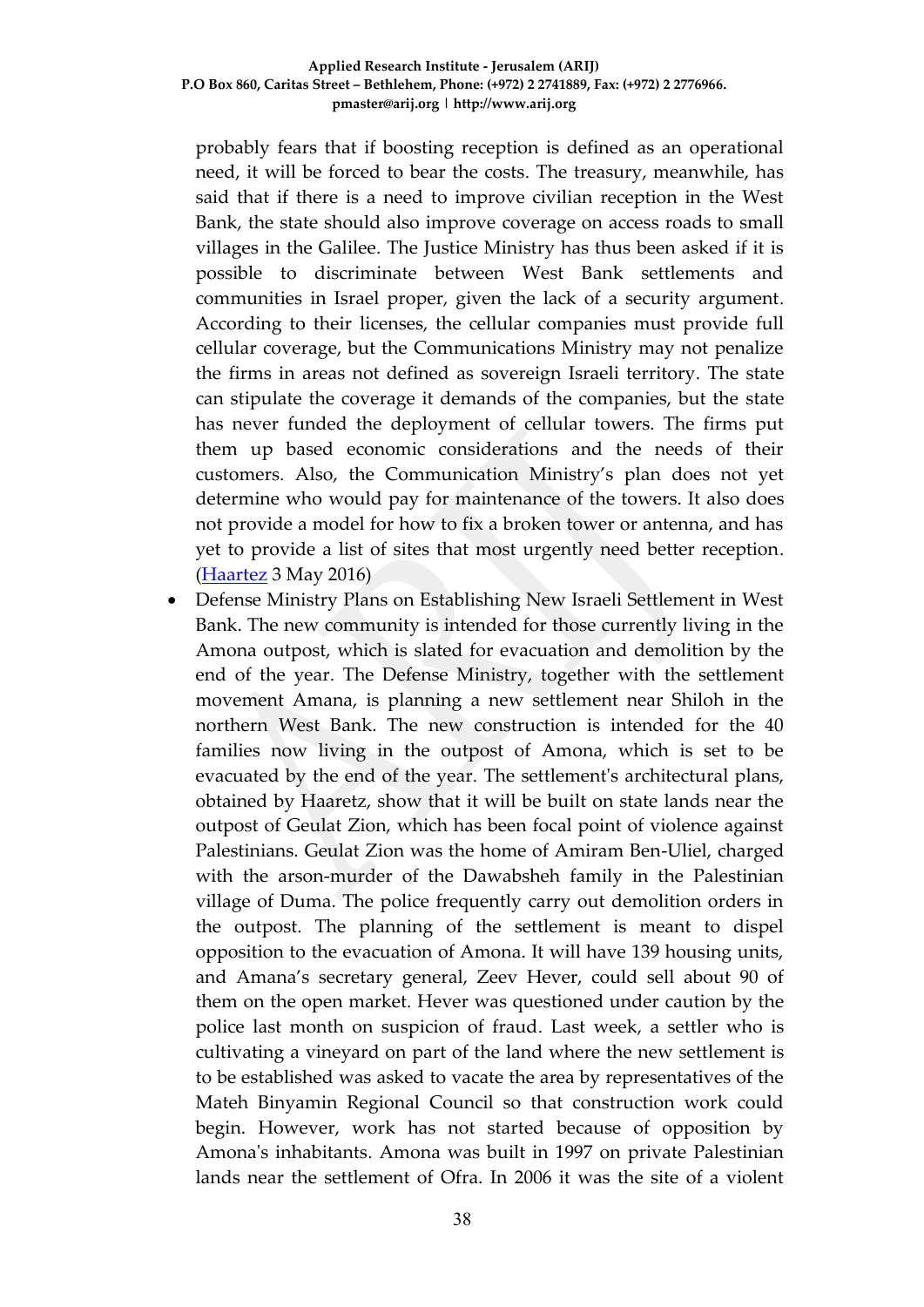probably fears that if boosting reception is defined as an operational need, it will be forced to bear the costs. The treasury, meanwhile, has said that if there is a need to improve civilian reception in the West Bank, the state should also improve coverage on access roads to small villages in the Galilee. The Justice Ministry has thus been asked if it is possible to discriminate between West Bank settlements and communities in Israel proper, given the lack of a security argument. According to their licenses, the cellular companies must provide full cellular coverage, but the Communications Ministry may not penalize the firms in areas not defined as sovereign Israeli territory. The state can stipulate the coverage it demands of the companies, but the state has never funded the deployment of cellular towers. The firms put them up based economic considerations and the needs of their customers. Also, the Communication Ministry's plan does not yet determine who would pay for maintenance of the towers. It also does not provide a model for how to fix a broken tower or antenna, and has yet to provide a list of sites that most urgently need better reception. (Haartez 3 May 2016)

- Defense Ministry Plans on Establishing New Israeli Settlement in West Bank. The new community is intended for those currently living in the Amona outpost, which is slated for evacuation and demolition by the end of the year. The Defense Ministry, together with the settlement movement Amana, is planning a new settlement near Shiloh in the northern West Bank. The new construction is intended for the 40 families now living in the outpost of Amona, which is set to be evacuated by the end of the year. The settlement's architectural plans, obtained by Haaretz, show that it will be built on state lands near the outpost of Geulat Zion, which has been focal point of violence against Palestinians. Geulat Zion was the home of Amiram Ben-Uliel, charged with the arson-murder of the Dawabsheh family in the Palestinian village of Duma. The police frequently carry out demolition orders in the outpost. The planning of the settlement is meant to dispel opposition to the evacuation of Amona. It will have 139 housing units, and Amana's secretary general, Zeev Hever, could sell about 90 of them on the open market. Hever was questioned under caution by the police last month on suspicion of fraud. Last week, a settler who is cultivating a vineyard on part of the land where the new settlement is to be established was asked to vacate the area by representatives of the Mateh Binyamin Regional Council so that construction work could begin. However, work has not started because of opposition by Amona's inhabitants. Amona was built in 1997 on private Palestinian lands near the settlement of Ofra. In 2006 it was the site of a violent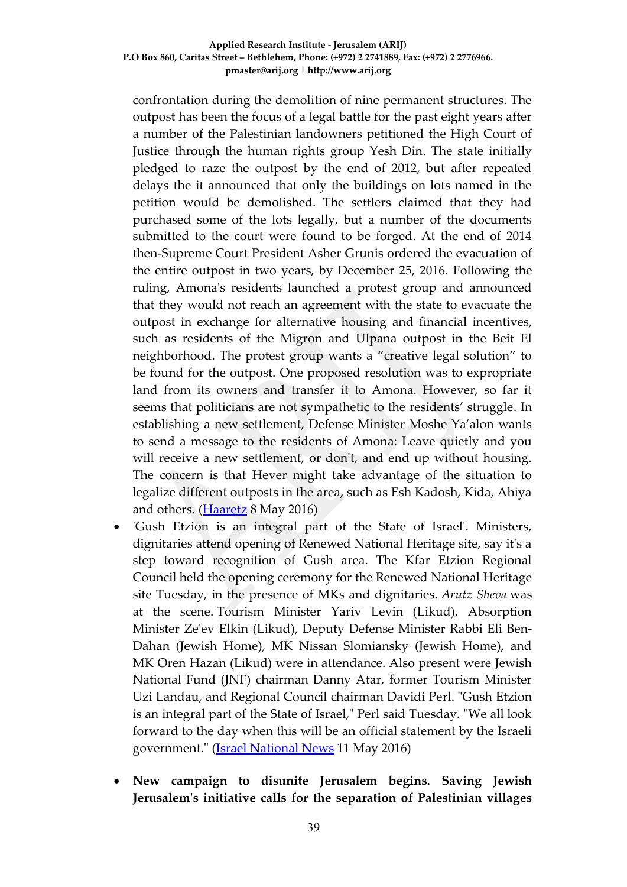confrontation during the demolition of nine permanent structures. The outpost has been the focus of a legal battle for the past eight years after a number of the Palestinian landowners petitioned the High Court of Justice through the human rights group Yesh Din. The state initially pledged to raze the outpost by the end of 2012, but after repeated delays the it announced that only the buildings on lots named in the petition would be demolished. The settlers claimed that they had purchased some of the lots legally, but a number of the documents submitted to the court were found to be forged. At the end of 2014 then-Supreme Court President Asher Grunis ordered the evacuation of the entire outpost in two years, by December 25, 2016. Following the ruling, Amona's residents launched a protest group and announced that they would not reach an agreement with the state to evacuate the outpost in exchange for alternative housing and financial incentives, such as residents of the Migron and Ulpana outpost in the Beit El neighborhood. The protest group wants a "creative legal solution" to be found for the outpost. One proposed resolution was to expropriate land from its owners and transfer it to Amona. However, so far it seems that politicians are not sympathetic to the residents' struggle. In establishing a new settlement, Defense Minister Moshe Ya'alon wants to send a message to the residents of Amona: Leave quietly and you will receive a new settlement, or don't, and end up without housing. The concern is that Hever might take advantage of the situation to legalize different outposts in the area, such as Esh Kadosh, Kida, Ahiya and others. (Haaretz 8 May 2016)

- 'Gush Etzion is an integral part of the State of Israel'. Ministers, dignitaries attend opening of Renewed National Heritage site, say it's a step toward recognition of Gush area. The Kfar Etzion Regional Council held the opening ceremony for the Renewed National Heritage site Tuesday, in the presence of MKs and dignitaries. *Arutz Sheva* was at the scene. Tourism Minister Yariv Levin (Likud), Absorption Minister Ze'ev Elkin (Likud), Deputy Defense Minister Rabbi Eli Ben-Dahan (Jewish Home), MK Nissan Slomiansky (Jewish Home), and MK Oren Hazan (Likud) were in attendance. Also present were Jewish National Fund (JNF) chairman Danny Atar, former Tourism Minister Uzi Landau, and Regional Council chairman Davidi Perl. "Gush Etzion is an integral part of the State of Israel," Perl said Tuesday. "We all look forward to the day when this will be an official statement by the Israeli government." (Israel National News 11 May 2016)

- **New campaign to disunite Jerusalem begins. Saving Jewish Jerusalem's initiative calls for the separation of Palestinian villages**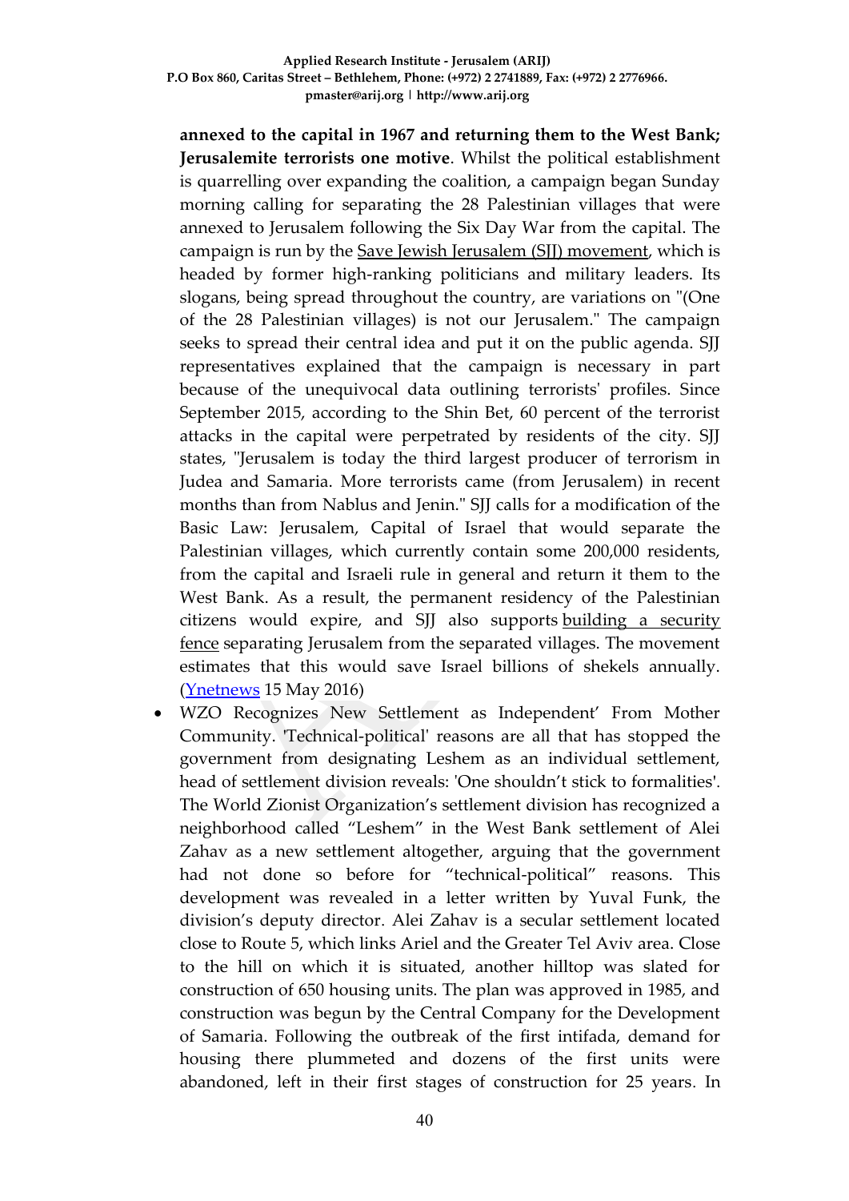**annexed to the capital in 1967 and returning them to the West Bank; Jerusalemite terrorists one motive**. Whilst the political establishment is quarrelling over expanding the coalition, a campaign began Sunday morning calling for separating the 28 Palestinian villages that were annexed to Jerusalem following the Six Day War from the capital. The campaign is run by the Save Jewish Jerusalem (SJJ) movement, which is headed by former high-ranking politicians and military leaders. Its slogans, being spread throughout the country, are variations on "(One of the 28 Palestinian villages) is not our Jerusalem." The campaign seeks to spread their central idea and put it on the public agenda. SJJ representatives explained that the campaign is necessary in part because of the unequivocal data outlining terrorists' profiles. Since September 2015, according to the Shin Bet, 60 percent of the terrorist attacks in the capital were perpetrated by residents of the city. SJJ states, "Jerusalem is today the third largest producer of terrorism in Judea and Samaria. More terrorists came (from Jerusalem) in recent months than from Nablus and Jenin." SJJ calls for a modification of the Basic Law: Jerusalem, Capital of Israel that would separate the Palestinian villages, which currently contain some 200,000 residents, from the capital and Israeli rule in general and return it them to the West Bank. As a result, the permanent residency of the Palestinian citizens would expire, and SJJ also supports building a security fence separating Jerusalem from the separated villages. The movement estimates that this would save Israel billions of shekels annually. (Ynetnews 15 May 2016)

- WZO Recognizes New Settlement as Independent' From Mother Community. 'Technical-political' reasons are all that has stopped the government from designating Leshem as an individual settlement, head of settlement division reveals: 'One shouldn't stick to formalities'. The World Zionist Organization's settlement division has recognized a neighborhood called "Leshem" in the West Bank settlement of Alei Zahav as a new settlement altogether, arguing that the government had not done so before for "technical-political" reasons. This development was revealed in a letter written by Yuval Funk, the division's deputy director. Alei Zahav is a secular settlement located close to Route 5, which links Ariel and the Greater Tel Aviv area. Close to the hill on which it is situated, another hilltop was slated for construction of 650 housing units. The plan was approved in 1985, and construction was begun by the Central Company for the Development of Samaria. Following the outbreak of the first intifada, demand for housing there plummeted and dozens of the first units were abandoned, left in their first stages of construction for 25 years. In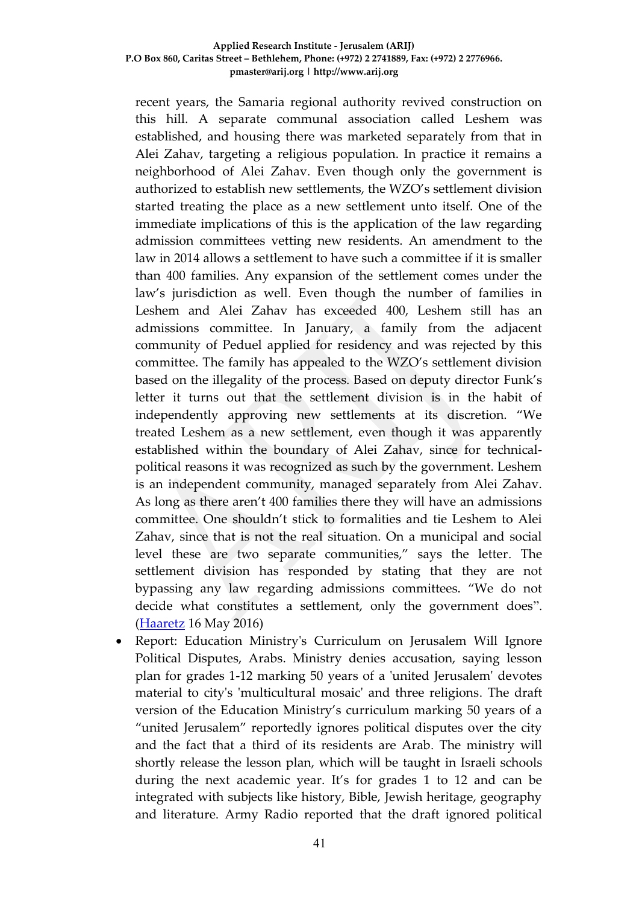recent years, the Samaria regional authority revived construction on this hill. A separate communal association called Leshem was established, and housing there was marketed separately from that in Alei Zahav, targeting a religious population. In practice it remains a neighborhood of Alei Zahav. Even though only the government is authorized to establish new settlements, the WZO's settlement division started treating the place as a new settlement unto itself. One of the immediate implications of this is the application of the law regarding admission committees vetting new residents. An amendment to the law in 2014 allows a settlement to have such a committee if it is smaller than 400 families. Any expansion of the settlement comes under the law's jurisdiction as well. Even though the number of families in Leshem and Alei Zahav has exceeded 400, Leshem still has an admissions committee. In January, a family from the adjacent community of Peduel applied for residency and was rejected by this committee. The family has appealed to the WZO's settlement division based on the illegality of the process. Based on deputy director Funk's letter it turns out that the settlement division is in the habit of independently approving new settlements at its discretion. "We treated Leshem as a new settlement, even though it was apparently established within the boundary of Alei Zahav, since for technical-political reasons it was recognized as such by the government. Leshem is an independent community, managed separately from Alei Zahav. As long as there aren't 400 families there they will have an admissions committee. One shouldn't stick to formalities and tie Leshem to Alei Zahav, since that is not the real situation. On a municipal and social level these are two separate communities," says the letter. The settlement division has responded by stating that they are not bypassing any law regarding admissions committees. "We do not decide what constitutes a settlement, only the government does". (Haaretz 16 May 2016)

- Report: Education Ministry's Curriculum on Jerusalem Will Ignore Political Disputes, Arabs. Ministry denies accusation, saying lesson plan for grades 1-12 marking 50 years of a 'united Jerusalem' devotes material to city's 'multicultural mosaic' and three religions. The draft version of the Education Ministry's curriculum marking 50 years of a "united Jerusalem" reportedly ignores political disputes over the city and the fact that a third of its residents are Arab. The ministry will shortly release the lesson plan, which will be taught in Israeli schools during the next academic year. It's for grades 1 to 12 and can be integrated with subjects like history, Bible, Jewish heritage, geography and literature. Army Radio reported that the draft ignored political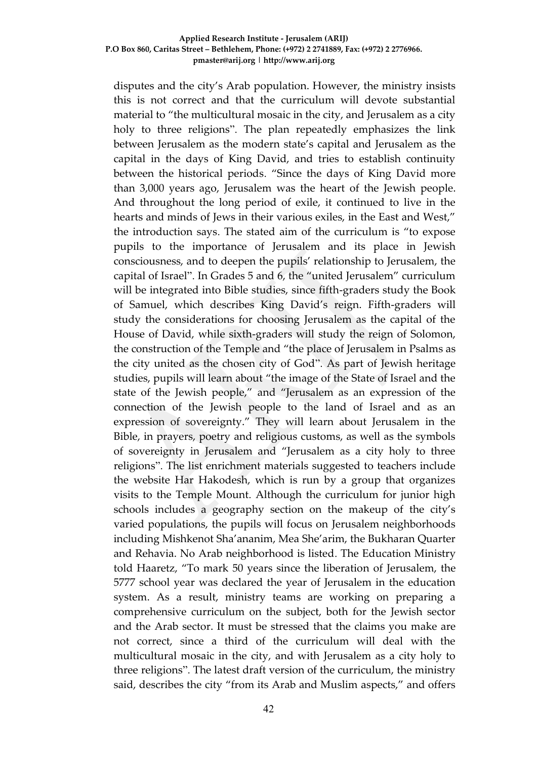disputes and the city's Arab population. However, the ministry insists this is not correct and that the curriculum will devote substantial material to "the multicultural mosaic in the city, and Jerusalem as a city holy to three religions". The plan repeatedly emphasizes the link between Jerusalem as the modern state's capital and Jerusalem as the capital in the days of King David, and tries to establish continuity between the historical periods. "Since the days of King David more than 3,000 years ago, Jerusalem was the heart of the Jewish people. And throughout the long period of exile, it continued to live in the hearts and minds of Jews in their various exiles, in the East and West," the introduction says. The stated aim of the curriculum is "to expose pupils to the importance of Jerusalem and its place in Jewish consciousness, and to deepen the pupils' relationship to Jerusalem, the capital of Israel". In Grades 5 and 6, the "united Jerusalem" curriculum will be integrated into Bible studies, since fifth-graders study the Book of Samuel, which describes King David's reign. Fifth-graders will study the considerations for choosing Jerusalem as the capital of the House of David, while sixth-graders will study the reign of Solomon, the construction of the Temple and "the place of Jerusalem in Psalms as the city united as the chosen city of God". As part of Jewish heritage studies, pupils will learn about "the image of the State of Israel and the state of the Jewish people," and "Jerusalem as an expression of the connection of the Jewish people to the land of Israel and as an expression of sovereignty." They will learn about Jerusalem in the Bible, in prayers, poetry and religious customs, as well as the symbols of sovereignty in Jerusalem and "Jerusalem as a city holy to three religions". The list enrichment materials suggested to teachers include the website Har Hakodesh, which is run by a group that organizes visits to the Temple Mount. Although the curriculum for junior high schools includes a geography section on the makeup of the city's varied populations, the pupils will focus on Jerusalem neighborhoods including Mishkenot Sha'ananim, Mea She'arim, the Bukharan Quarter and Rehavia. No Arab neighborhood is listed. The Education Ministry told Haaretz, "To mark 50 years since the liberation of Jerusalem, the 5777 school year was declared the year of Jerusalem in the education system. As a result, ministry teams are working on preparing a comprehensive curriculum on the subject, both for the Jewish sector and the Arab sector. It must be stressed that the claims you make are not correct, since a third of the curriculum will deal with the multicultural mosaic in the city, and with Jerusalem as a city holy to three religions". The latest draft version of the curriculum, the ministry said, describes the city "from its Arab and Muslim aspects," and offers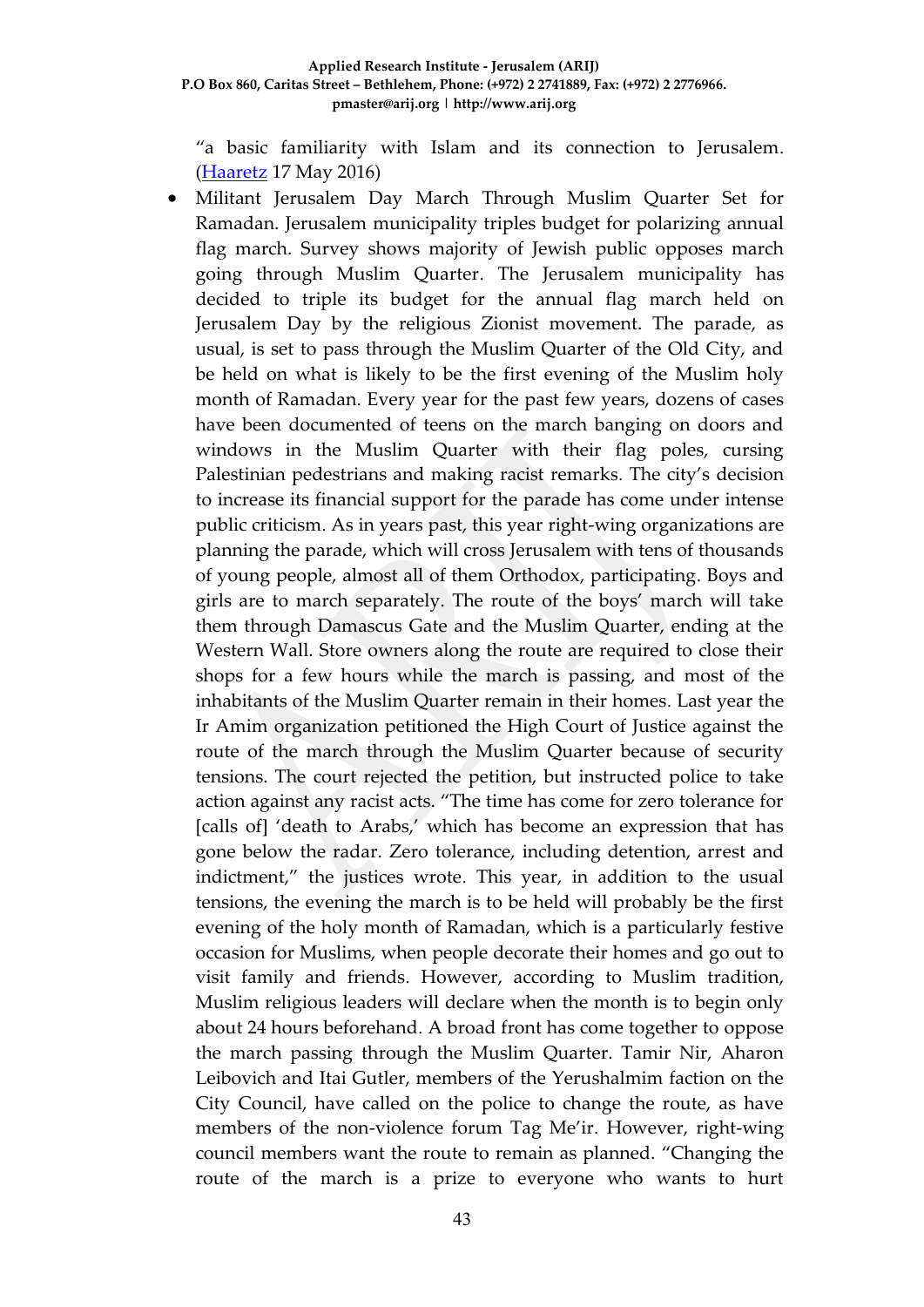"a basic familiarity with Islam and its connection to Jerusalem. (Haaretz 17 May 2016)

- Militant Jerusalem Day March Through Muslim Quarter Set for Ramadan. Jerusalem municipality triples budget for polarizing annual flag march. Survey shows majority of Jewish public opposes march going through Muslim Quarter. The Jerusalem municipality has decided to triple its budget for the annual flag march held on Jerusalem Day by the religious Zionist movement. The parade, as usual, is set to pass through the Muslim Quarter of the Old City, and be held on what is likely to be the first evening of the Muslim holy month of Ramadan. Every year for the past few years, dozens of cases have been documented of teens on the march banging on doors and windows in the Muslim Quarter with their flag poles, cursing Palestinian pedestrians and making racist remarks. The city's decision to increase its financial support for the parade has come under intense public criticism. As in years past, this year right-wing organizations are planning the parade, which will cross Jerusalem with tens of thousands of young people, almost all of them Orthodox, participating. Boys and girls are to march separately. The route of the boys' march will take them through Damascus Gate and the Muslim Quarter, ending at the Western Wall. Store owners along the route are required to close their shops for a few hours while the march is passing, and most of the inhabitants of the Muslim Quarter remain in their homes. Last year the Ir Amim organization petitioned the High Court of Justice against the route of the march through the Muslim Quarter because of security tensions. The court rejected the petition, but instructed police to take action against any racist acts. "The time has come for zero tolerance for [calls of] 'death to Arabs,' which has become an expression that has gone below the radar. Zero tolerance, including detention, arrest and indictment," the justices wrote. This year, in addition to the usual tensions, the evening the march is to be held will probably be the first evening of the holy month of Ramadan, which is a particularly festive occasion for Muslims, when people decorate their homes and go out to visit family and friends. However, according to Muslim tradition, Muslim religious leaders will declare when the month is to begin only about 24 hours beforehand. A broad front has come together to oppose the march passing through the Muslim Quarter. Tamir Nir, Aharon Leibovich and Itai Gutler, members of the Yerushalmim faction on the City Council, have called on the police to change the route, as have members of the non-violence forum Tag Me'ir. However, right-wing council members want the route to remain as planned. "Changing the route of the march is a prize to everyone who wants to hurt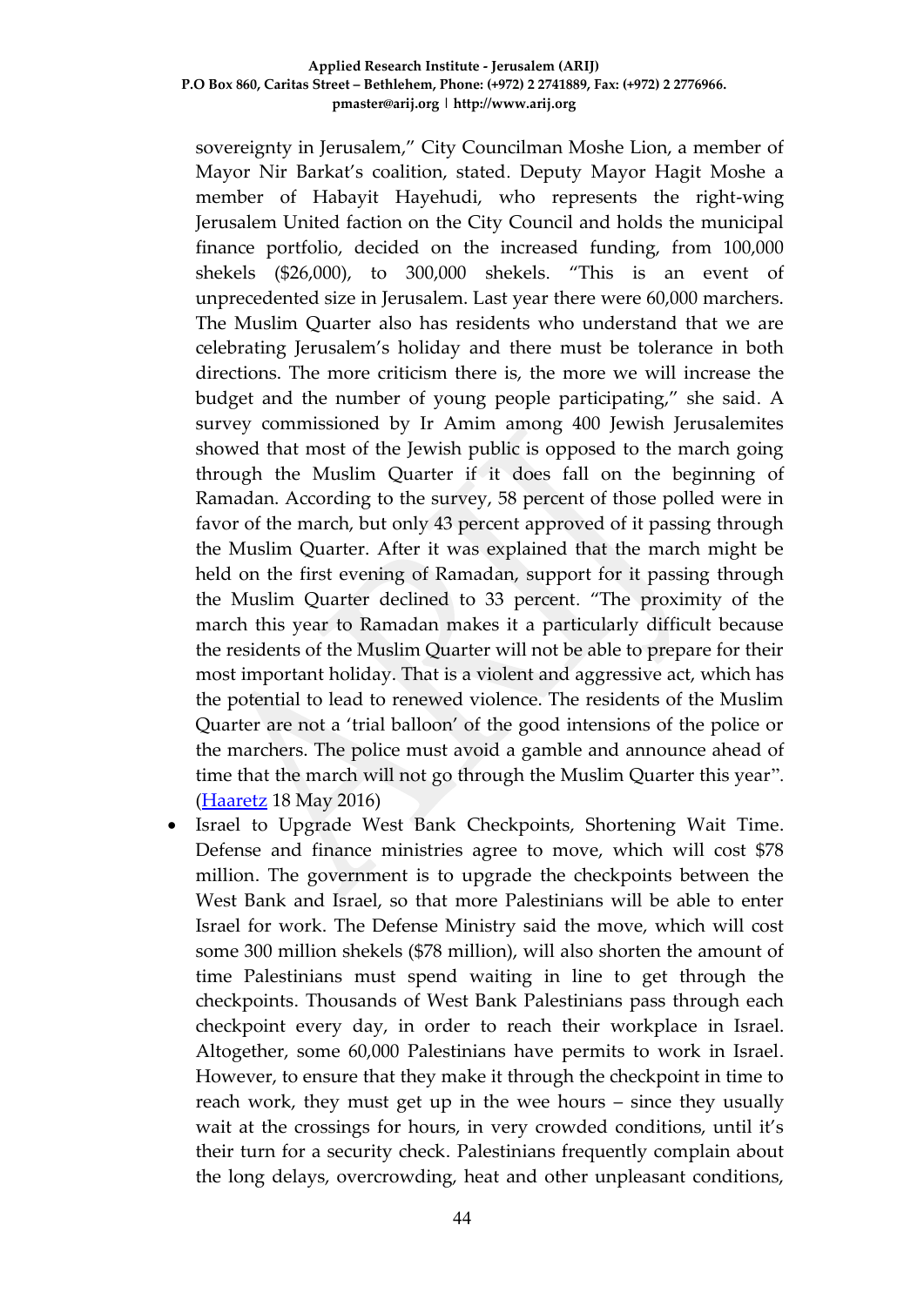sovereignty in Jerusalem," City Councilman Moshe Lion, a member of Mayor Nir Barkat's coalition, stated. Deputy Mayor Hagit Moshe a member of Habayit Hayehudi, who represents the right-wing Jerusalem United faction on the City Council and holds the municipal finance portfolio, decided on the increased funding, from 100,000 shekels ($26,000), to 300,000 shekels. "This is an event of unprecedented size in Jerusalem. Last year there were 60,000 marchers. The Muslim Quarter also has residents who understand that we are celebrating Jerusalem's holiday and there must be tolerance in both directions. The more criticism there is, the more we will increase the budget and the number of young people participating," she said. A survey commissioned by Ir Amim among 400 Jewish Jerusalemites showed that most of the Jewish public is opposed to the march going through the Muslim Quarter if it does fall on the beginning of Ramadan. According to the survey, 58 percent of those polled were in favor of the march, but only 43 percent approved of it passing through the Muslim Quarter. After it was explained that the march might be held on the first evening of Ramadan, support for it passing through the Muslim Quarter declined to 33 percent. "The proximity of the march this year to Ramadan makes it a particularly difficult because the residents of the Muslim Quarter will not be able to prepare for their most important holiday. That is a violent and aggressive act, which has the potential to lead to renewed violence. The residents of the Muslim Quarter are not a 'trial balloon' of the good intensions of the police or the marchers. The police must avoid a gamble and announce ahead of time that the march will not go through the Muslim Quarter this year". (Haaretz 18 May 2016)

- Israel to Upgrade West Bank Checkpoints, Shortening Wait Time. Defense and finance ministries agree to move, which will cost $78 million. The government is to upgrade the checkpoints between the West Bank and Israel, so that more Palestinians will be able to enter Israel for work. The Defense Ministry said the move, which will cost some 300 million shekels ($78 million), will also shorten the amount of time Palestinians must spend waiting in line to get through the checkpoints. Thousands of West Bank Palestinians pass through each checkpoint every day, in order to reach their workplace in Israel. Altogether, some 60,000 Palestinians have permits to work in Israel. However, to ensure that they make it through the checkpoint in time to reach work, they must get up in the wee hours – since they usually wait at the crossings for hours, in very crowded conditions, until it's their turn for a security check. Palestinians frequently complain about the long delays, overcrowding, heat and other unpleasant conditions,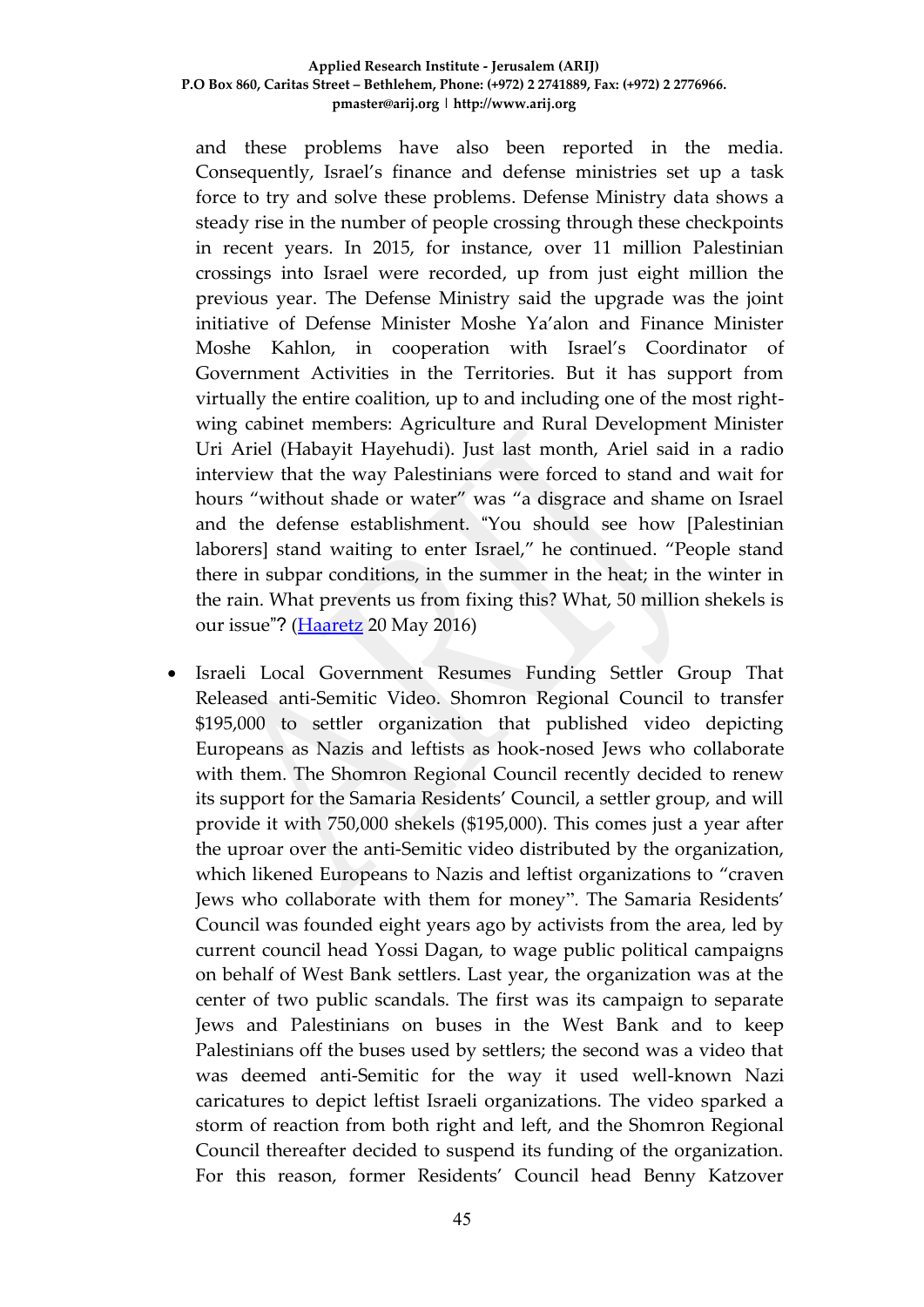and these problems have also been reported in the media. Consequently, Israel's finance and defense ministries set up a task force to try and solve these problems. Defense Ministry data shows a steady rise in the number of people crossing through these checkpoints in recent years. In 2015, for instance, over 11 million Palestinian crossings into Israel were recorded, up from just eight million the previous year. The Defense Ministry said the upgrade was the joint initiative of Defense Minister Moshe Ya'alon and Finance Minister Moshe Kahlon, in cooperation with Israel's Coordinator of Government Activities in the Territories. But it has support from virtually the entire coalition, up to and including one of the most right-wing cabinet members: Agriculture and Rural Development Minister Uri Ariel (Habayit Hayehudi). Just last month, Ariel said in a radio interview that the way Palestinians were forced to stand and wait for hours "without shade or water" was "a disgrace and shame on Israel and the defense establishment. "You should see how [Palestinian laborers] stand waiting to enter Israel," he continued. "People stand there in subpar conditions, in the summer in the heat; in the winter in the rain. What prevents us from fixing this? What, 50 million shekels is our issue"? (Haaretz 20 May 2016)

- Israeli Local Government Resumes Funding Settler Group That Released anti-Semitic Video. Shomron Regional Council to transfer $195,000 to settler organization that published video depicting Europeans as Nazis and leftists as hook-nosed Jews who collaborate with them. The Shomron Regional Council recently decided to renew its support for the Samaria Residents' Council, a settler group, and will provide it with 750,000 shekels ($195,000). This comes just a year after the uproar over the anti-Semitic video distributed by the organization, which likened Europeans to Nazis and leftist organizations to "craven Jews who collaborate with them for money". The Samaria Residents' Council was founded eight years ago by activists from the area, led by current council head Yossi Dagan, to wage public political campaigns on behalf of West Bank settlers. Last year, the organization was at the center of two public scandals. The first was its campaign to separate Jews and Palestinians on buses in the West Bank and to keep Palestinians off the buses used by settlers; the second was a video that was deemed anti-Semitic for the way it used well-known Nazi caricatures to depict leftist Israeli organizations. The video sparked a storm of reaction from both right and left, and the Shomron Regional Council thereafter decided to suspend its funding of the organization. For this reason, former Residents' Council head Benny Katzover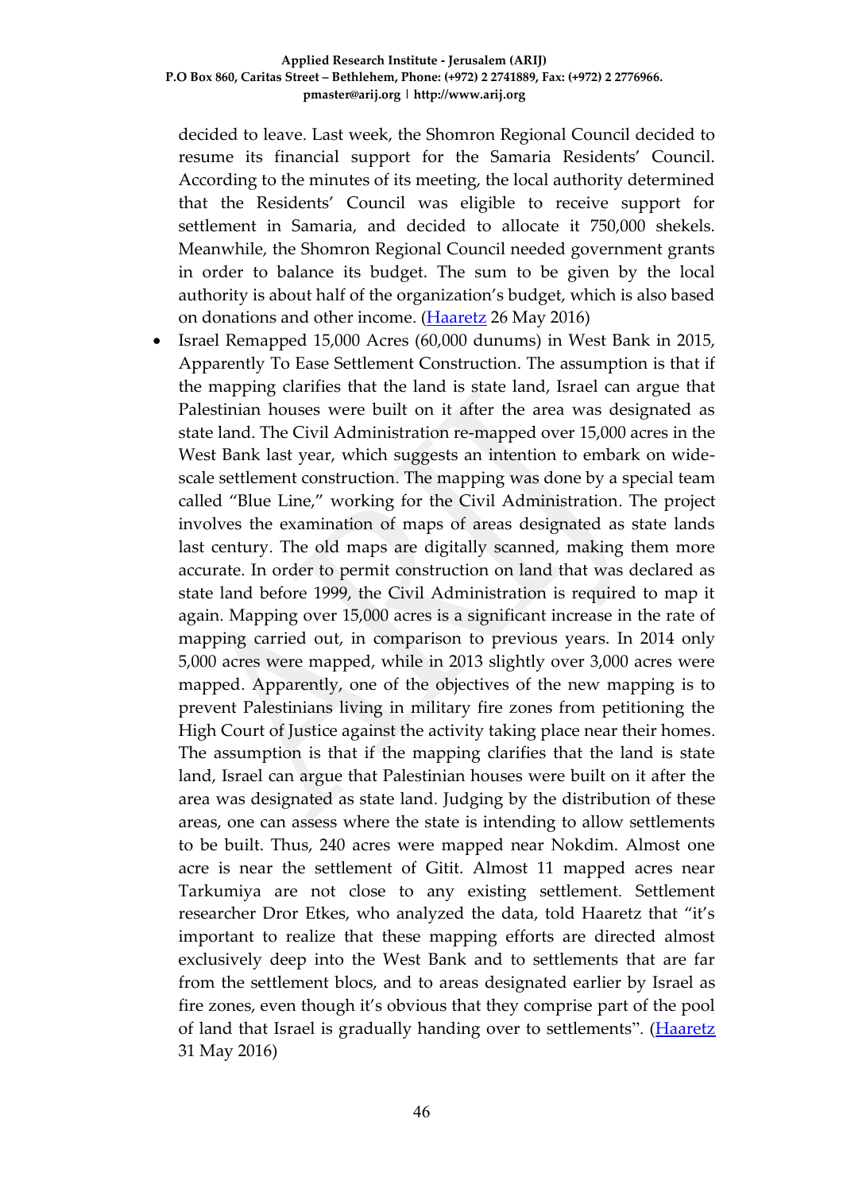decided to leave. Last week, the Shomron Regional Council decided to resume its financial support for the Samaria Residents' Council. According to the minutes of its meeting, the local authority determined that the Residents' Council was eligible to receive support for settlement in Samaria, and decided to allocate it 750,000 shekels. Meanwhile, the Shomron Regional Council needed government grants in order to balance its budget. The sum to be given by the local authority is about half of the organization's budget, which is also based on donations and other income. (Haaretz 26 May 2016)

- Israel Remapped 15,000 Acres (60,000 dunums) in West Bank in 2015, Apparently To Ease Settlement Construction. The assumption is that if the mapping clarifies that the land is state land, Israel can argue that Palestinian houses were built on it after the area was designated as state land. The Civil Administration re-mapped over 15,000 acres in the West Bank last year, which suggests an intention to embark on wide-scale settlement construction. The mapping was done by a special team called "Blue Line," working for the Civil Administration. The project involves the examination of maps of areas designated as state lands last century. The old maps are digitally scanned, making them more accurate. In order to permit construction on land that was declared as state land before 1999, the Civil Administration is required to map it again. Mapping over 15,000 acres is a significant increase in the rate of mapping carried out, in comparison to previous years. In 2014 only 5,000 acres were mapped, while in 2013 slightly over 3,000 acres were mapped. Apparently, one of the objectives of the new mapping is to prevent Palestinians living in military fire zones from petitioning the High Court of Justice against the activity taking place near their homes. The assumption is that if the mapping clarifies that the land is state land, Israel can argue that Palestinian houses were built on it after the area was designated as state land. Judging by the distribution of these areas, one can assess where the state is intending to allow settlements to be built. Thus, 240 acres were mapped near Nokdim. Almost one acre is near the settlement of Gitit. Almost 11 mapped acres near Tarkumiya are not close to any existing settlement. Settlement researcher Dror Etkes, who analyzed the data, told Haaretz that "it's important to realize that these mapping efforts are directed almost exclusively deep into the West Bank and to settlements that are far from the settlement blocs, and to areas designated earlier by Israel as fire zones, even though it's obvious that they comprise part of the pool of land that Israel is gradually handing over to settlements". (Haaretz 31 May 2016)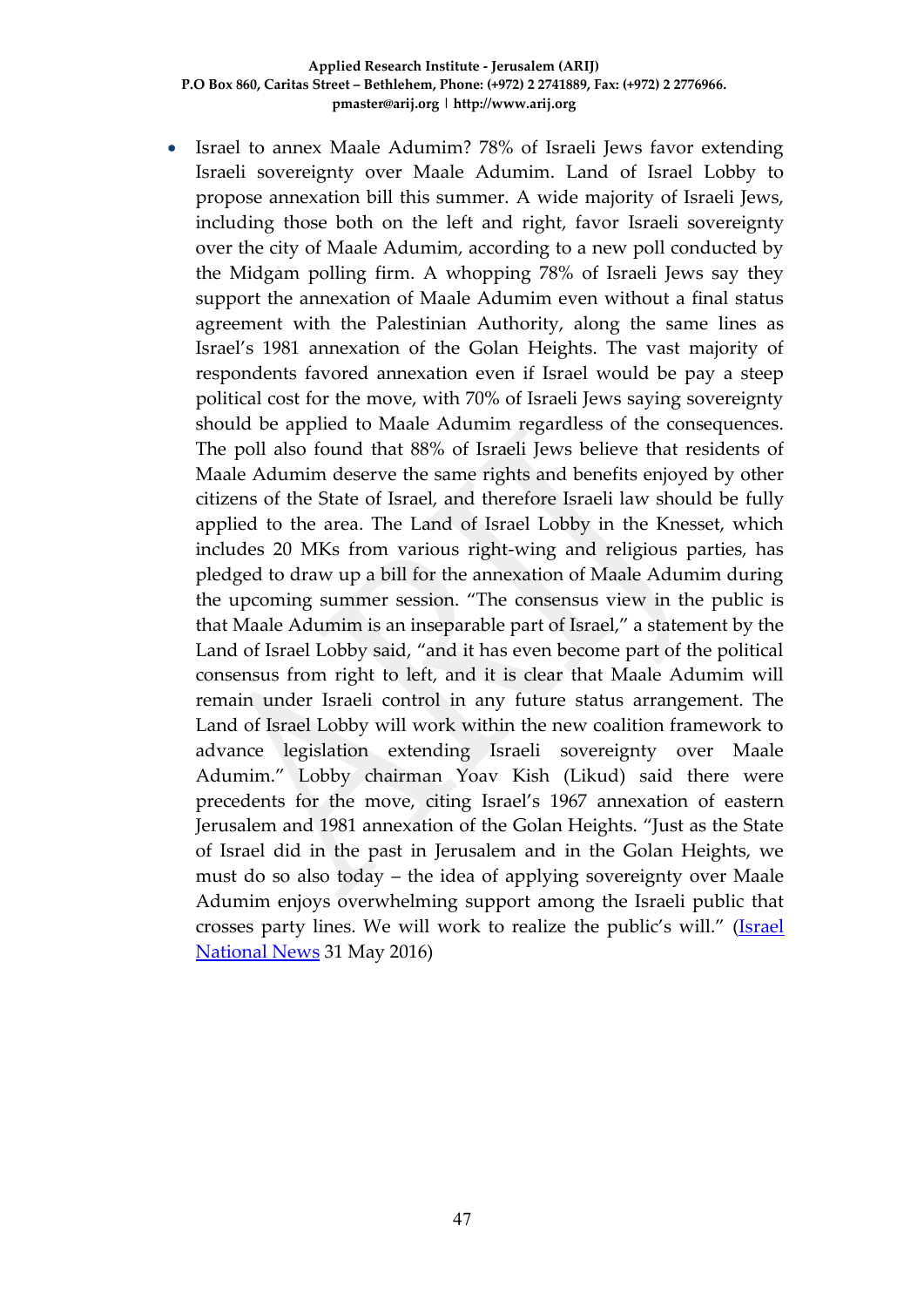- Israel to annex Maale Adumim? 78% of Israeli Jews favor extending Israeli sovereignty over Maale Adumim. Land of Israel Lobby to propose annexation bill this summer. A wide majority of Israeli Jews, including those both on the left and right, favor Israeli sovereignty over the city of Maale Adumim, according to a new poll conducted by the Midgam polling firm. A whopping 78% of Israeli Jews say they support the annexation of Maale Adumim even without a final status agreement with the Palestinian Authority, along the same lines as Israel's 1981 annexation of the Golan Heights. The vast majority of respondents favored annexation even if Israel would be pay a steep political cost for the move, with 70% of Israeli Jews saying sovereignty should be applied to Maale Adumim regardless of the consequences. The poll also found that 88% of Israeli Jews believe that residents of Maale Adumim deserve the same rights and benefits enjoyed by other citizens of the State of Israel, and therefore Israeli law should be fully applied to the area. The Land of Israel Lobby in the Knesset, which includes 20 MKs from various right-wing and religious parties, has pledged to draw up a bill for the annexation of Maale Adumim during the upcoming summer session. "The consensus view in the public is that Maale Adumim is an inseparable part of Israel," a statement by the Land of Israel Lobby said, "and it has even become part of the political consensus from right to left, and it is clear that Maale Adumim will remain under Israeli control in any future status arrangement. The Land of Israel Lobby will work within the new coalition framework to advance legislation extending Israeli sovereignty over Maale Adumim." Lobby chairman Yoav Kish (Likud) said there were precedents for the move, citing Israel's 1967 annexation of eastern Jerusalem and 1981 annexation of the Golan Heights. "Just as the State of Israel did in the past in Jerusalem and in the Golan Heights, we must do so also today – the idea of applying sovereignty over Maale Adumim enjoys overwhelming support among the Israeli public that crosses party lines. We will work to realize the public's will." (Israel National News 31 May 2016)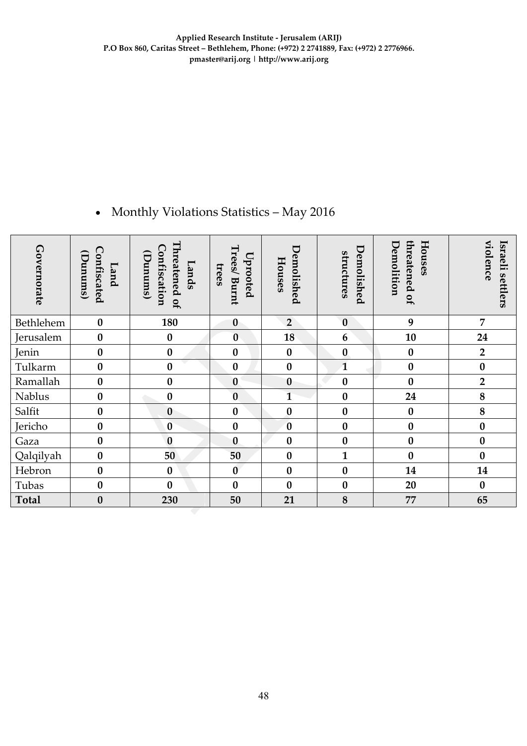- Monthly Violations Statistics – May 2016

| Governorate | Land Confiscated (Dunums) | Lands Threatened of Confiscation (Dunums) | Uprooted Trees/ Burnt trees | Demolished Houses | Demolished structures | Houses threatened of Demolition | Israeli settlers violence |
|---|---|---|---|---|---|---|---|
| Bethlehem | **0** | **180** | **0** | **2** | **0** | **9** | **7** |
| Jerusalem | **0** | **0** | **0** | **18** | **6** | **10** | **24** |
| Jenin | **0** | **0** | **0** | **0** | **0** | **0** | **2** |
| Tulkarm | **0** | **0** | **0** | **0** | **1** | **0** | **0** |
| Ramallah | **0** | **0** | **0** | **0** | **0** | **0** | **2** |
| Nablus | **0** | **0** | **0** | **1** | **0** | **24** | **8** |
| Salfit | **0** | **0** | **0** | **0** | **0** | **0** | **8** |
| Jericho | **0** | **0** | **0** | **0** | **0** | **0** | **0** |
| Gaza | **0** | **0** | **0** | **0** | **0** | **0** | **0** |
| Qalqilyah | **0** | **50** | **50** | **0** | **1** | **0** | **0** |
| Hebron | **0** | **0** | **0** | **0** | **0** | **14** | **14** |
| Tubas | **0** | **0** | **0** | **0** | **0** | **20** | **0** |
| **Total** | **0** | **230** | **50** | **21** | **8** | **77** | **65** |